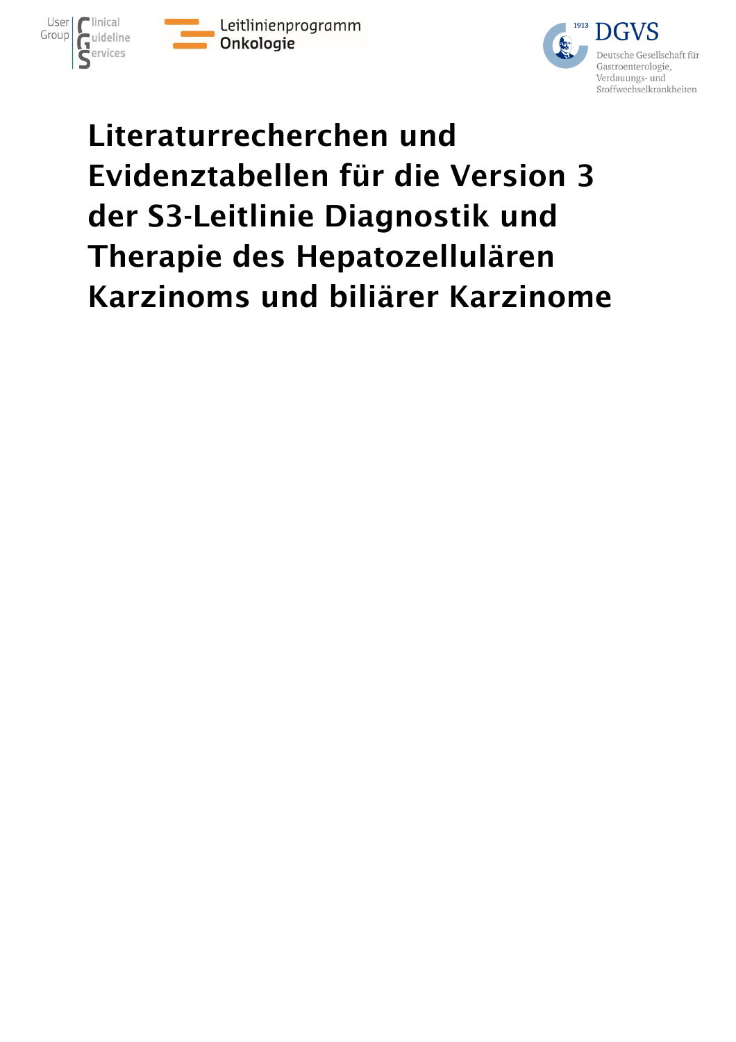User Group Clinical Guideline Services

Leitlinienprogramm Onkologie

1913 DGVS Deutsche Gesellschaft für Gastroenterologie, Verdauungs- und Stoffwechselkrankheiten

# Literaturrecherchen und Evidenztabellen für die Version 3 der S3-Leitlinie Diagnostik und Therapie des Hepatozellulären Karzinoms und biliärer Karzinome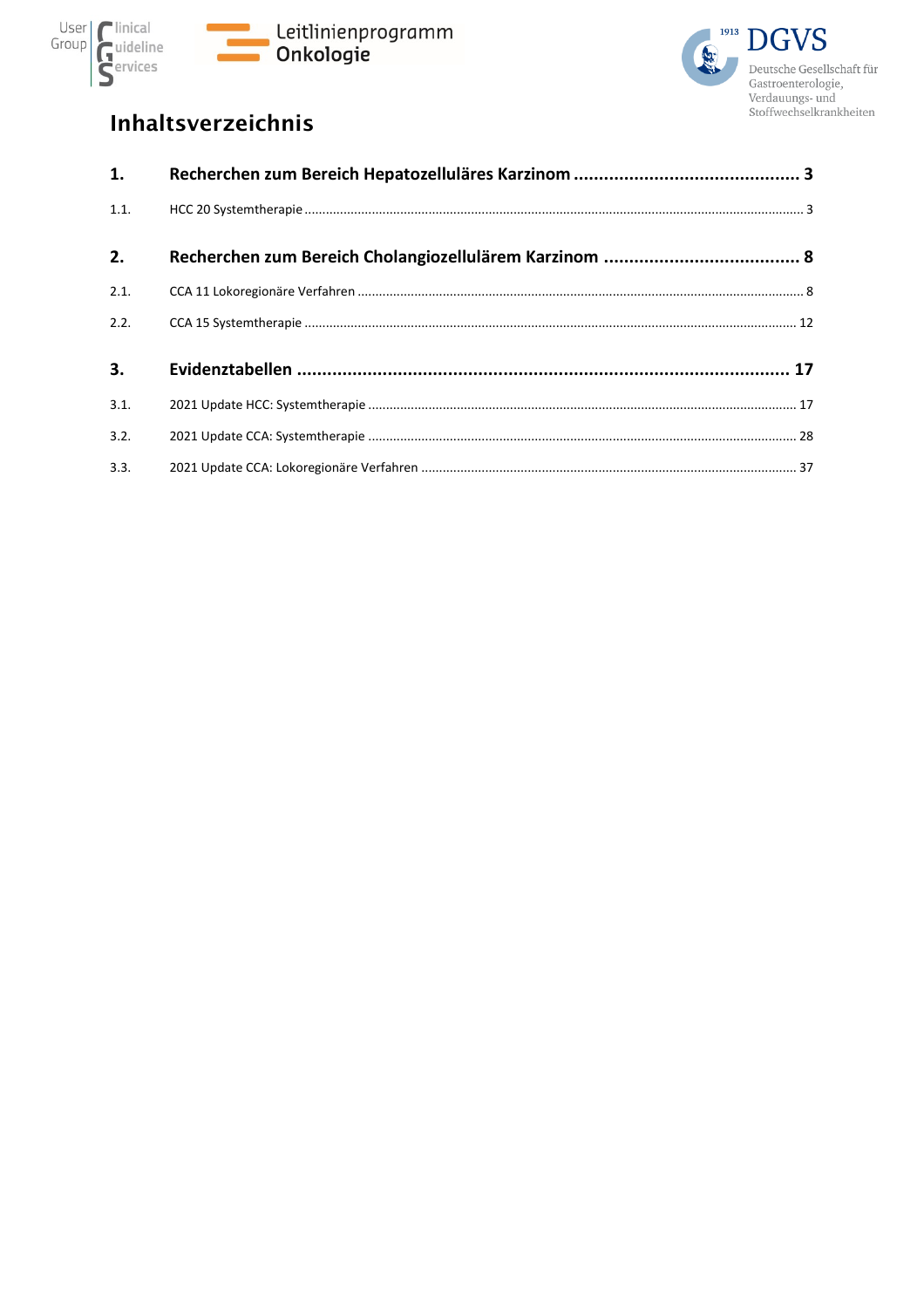# Inhaltsverzeichnis

**1. Recherchen zum Bereich Hepatozelluläres Karzinom ..... 3**

1.1. HCC 20 Systemtherapie ..... 3

**2. Recherchen zum Bereich Cholangiozellulärem Karzinom ..... 8**

2.1. CCA 11 Lokoregionäre Verfahren ..... 8

2.2. CCA 15 Systemtherapie ..... 12

**3. Evidenztabellen ..... 17**

3.1. 2021 Update HCC: Systemtherapie ..... 17

3.2. 2021 Update CCA: Systemtherapie ..... 28

3.3. 2021 Update CCA: Lokoregionäre Verfahren ..... 37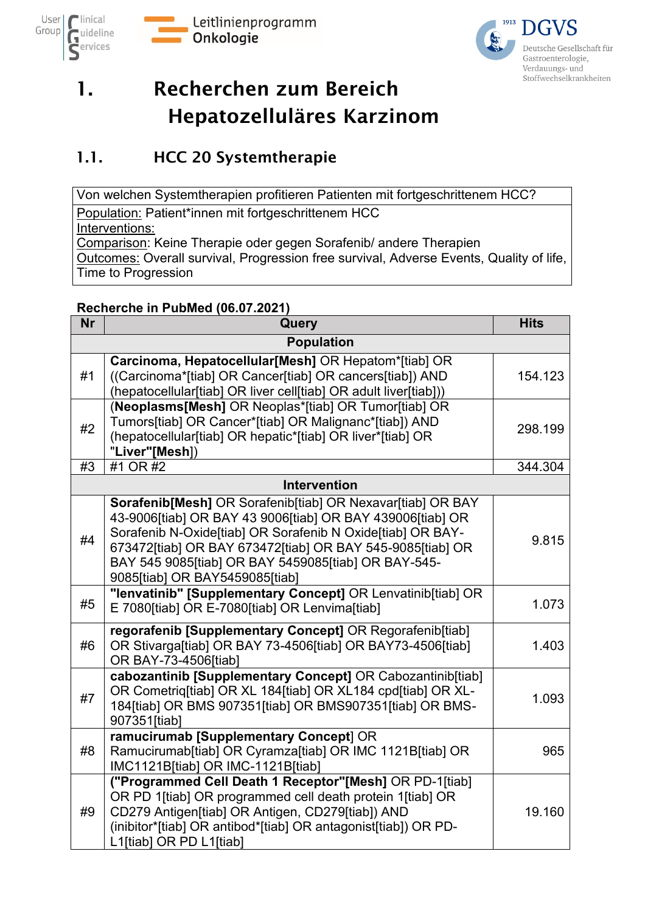# 1. Recherchen zum Bereich Hepatozelluläres Karzinom

## 1.1. HCC 20 Systemtherapie

| Von welchen Systemtherapien profitieren Patienten mit fortgeschrittenem HCC? |
|---|
| Population: Patient*innen mit fortgeschrittenem HCC<br>Interventions:<br>Comparison: Keine Therapie oder gegen Sorafenib/ andere Therapien<br>Outcomes: Overall survival, Progression free survival, Adverse Events, Quality of life, Time to Progression |

**Recherche in PubMed (06.07.2021)**

| Nr | Query | Hits |
|---|---|---|
| | **Population** | |
| #1 | **Carcinoma, Hepatocellular[Mesh]** OR Hepatom*[tiab] OR ((Carcinoma*[tiab] OR Cancer[tiab] OR cancers[tiab]) AND (hepatocellular[tiab] OR liver cell[tiab] OR adult liver[tiab])) | 154.123 |
| #2 | (**Neoplasms[Mesh]** OR Neoplas*[tiab] OR Tumor[tiab] OR Tumors[tiab] OR Cancer*[tiab] OR Malignanc*[tiab]) AND (hepatocellular[tiab] OR hepatic*[tiab] OR liver*[tiab] OR **"Liver"[Mesh]**) | 298.199 |
| #3 | #1 OR #2 | 344.304 |
| | **Intervention** | |
| #4 | **Sorafenib[Mesh]** OR Sorafenib[tiab] OR Nexavar[tiab] OR BAY 43-9006[tiab] OR BAY 43 9006[tiab] OR BAY 439006[tiab] OR Sorafenib N-Oxide[tiab] OR Sorafenib N Oxide[tiab] OR BAY-673472[tiab] OR BAY 673472[tiab] OR BAY 545-9085[tiab] OR BAY 545 9085[tiab] OR BAY 5459085[tiab] OR BAY-545-9085[tiab] OR BAY5459085[tiab] | 9.815 |
| #5 | **"lenvatinib" [Supplementary Concept]** OR Lenvatinib[tiab] OR E 7080[tiab] OR E-7080[tiab] OR Lenvima[tiab] | 1.073 |
| #6 | **regorafenib [Supplementary Concept]** OR Regorafenib[tiab] OR Stivarga[tiab] OR BAY 73-4506[tiab] OR BAY73-4506[tiab] OR BAY-73-4506[tiab] | 1.403 |
| #7 | **cabozantinib [Supplementary Concept]** OR Cabozantinib[tiab] OR Cometriq[tiab] OR XL 184[tiab] OR XL184 cpd[tiab] OR XL-184[tiab] OR BMS 907351[tiab] OR BMS907351[tiab] OR BMS-907351[tiab] | 1.093 |
| #8 | **ramucirumab [Supplementary Concept]** OR Ramucirumab[tiab] OR Cyramza[tiab] OR IMC 1121B[tiab] OR IMC1121B[tiab] OR IMC-1121B[tiab] | 965 |
| #9 | **("Programmed Cell Death 1 Receptor"[Mesh]** OR PD-1[tiab] OR PD 1[tiab] OR programmed cell death protein 1[tiab] OR CD279 Antigen[tiab] OR Antigen, CD279[tiab]) AND (inibitor*[tiab] OR antibod*[tiab] OR antagonist[tiab]) OR PD-L1[tiab] OR PD L1[tiab] | 19.160 |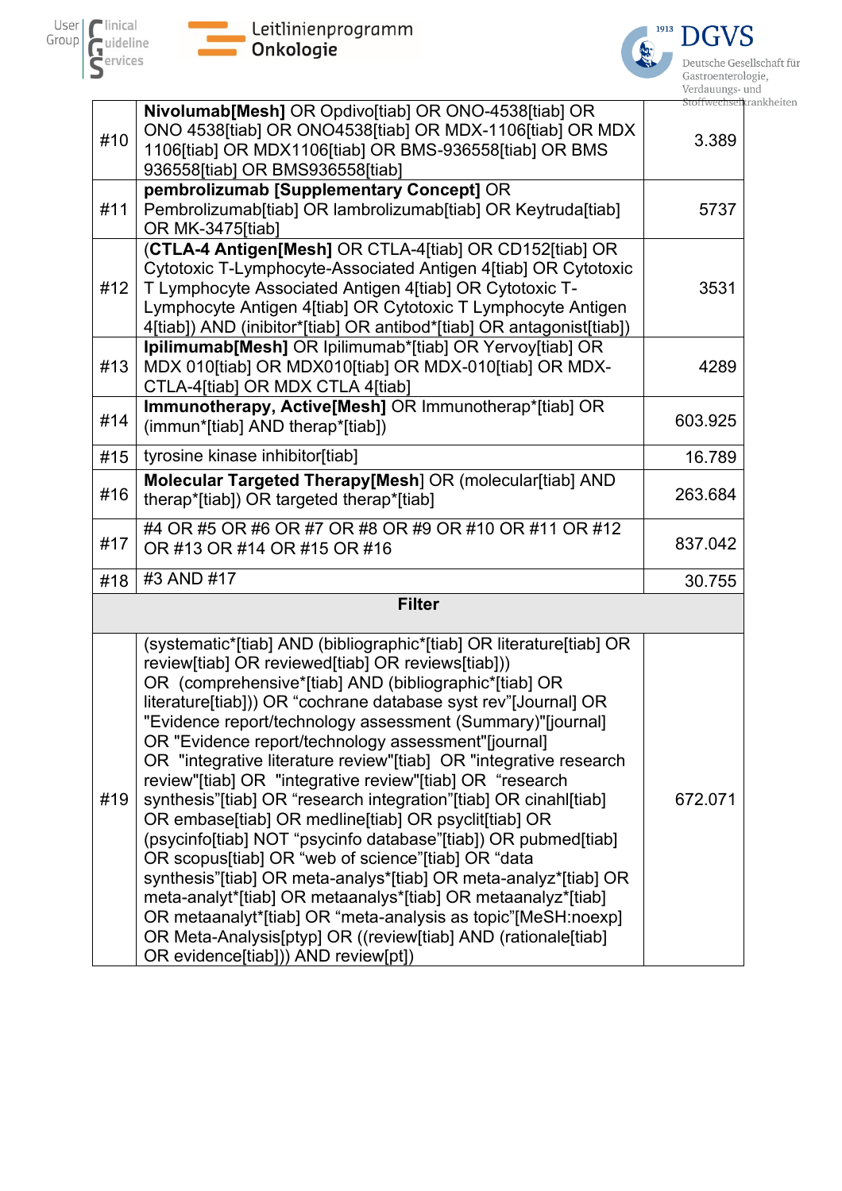| | | |
|---|---|---|
| #10 | **Nivolumab[Mesh]** OR Opdivo[tiab] OR ONO-4538[tiab] OR ONO 4538[tiab] OR ONO4538[tiab] OR MDX-1106[tiab] OR MDX 1106[tiab] OR MDX1106[tiab] OR BMS-936558[tiab] OR BMS 936558[tiab] OR BMS936558[tiab] | 3.389 |
| #11 | **pembrolizumab [Supplementary Concept]** OR Pembrolizumab[tiab] OR lambrolizumab[tiab] OR Keytruda[tiab] OR MK-3475[tiab] | 5737 |
| #12 | (**CTLA-4 Antigen[Mesh]** OR CTLA-4[tiab] OR CD152[tiab] OR Cytotoxic T-Lymphocyte-Associated Antigen 4[tiab] OR Cytotoxic T Lymphocyte Associated Antigen 4[tiab] OR Cytotoxic T-Lymphocyte Antigen 4[tiab] OR Cytotoxic T Lymphocyte Antigen 4[tiab]) AND (inibitor*[tiab] OR antibod*[tiab] OR antagonist[tiab]) | 3531 |
| #13 | **Ipilimumab[Mesh]** OR Ipilimumab*[tiab] OR Yervoy[tiab] OR MDX 010[tiab] OR MDX010[tiab] OR MDX-010[tiab] OR MDX-CTLA-4[tiab] OR MDX CTLA 4[tiab] | 4289 |
| #14 | **Immunotherapy, Active[Mesh]** OR Immunotherap*[tiab] OR (immun*[tiab] AND therap*[tiab]) | 603.925 |
| #15 | tyrosine kinase inhibitor[tiab] | 16.789 |
| #16 | **Molecular Targeted Therapy[Mesh]** OR (molecular[tiab] AND therap*[tiab]) OR targeted therap*[tiab] | 263.684 |
| #17 | #4 OR #5 OR #6 OR #7 OR #8 OR #9 OR #10 OR #11 OR #12 OR #13 OR #14 OR #15 OR #16 | 837.042 |
| #18 | #3 AND #17 | 30.755 |
| | **Filter** | |
| #19 | (systematic*[tiab] AND (bibliographic*[tiab] OR literature[tiab] OR review[tiab] OR reviewed[tiab] OR reviews[tiab])) OR (comprehensive*[tiab] AND (bibliographic*[tiab] OR literature[tiab])) OR “cochrane database syst rev”[Journal] OR "Evidence report/technology assessment (Summary)"[journal] OR "Evidence report/technology assessment"[journal] OR "integrative literature review"[tiab] OR "integrative research review"[tiab] OR "integrative review"[tiab] OR “research synthesis”[tiab] OR “research integration”[tiab] OR cinahl[tiab] OR embase[tiab] OR medline[tiab] OR psyclit[tiab] OR (psycinfo[tiab] NOT “psycinfo database”[tiab]) OR pubmed[tiab] OR scopus[tiab] OR “web of science”[tiab] OR “data synthesis”[tiab] OR meta-analys*[tiab] OR meta-analyz*[tiab] OR meta-analyt*[tiab] OR metaanalys*[tiab] OR metaanalyz*[tiab] OR metaanalyt*[tiab] OR “meta-analysis as topic”[MeSH:noexp] OR Meta-Analysis[ptyp] OR ((review[tiab] AND (rationale[tiab] OR evidence[tiab])) AND review[pt]) | 672.071 |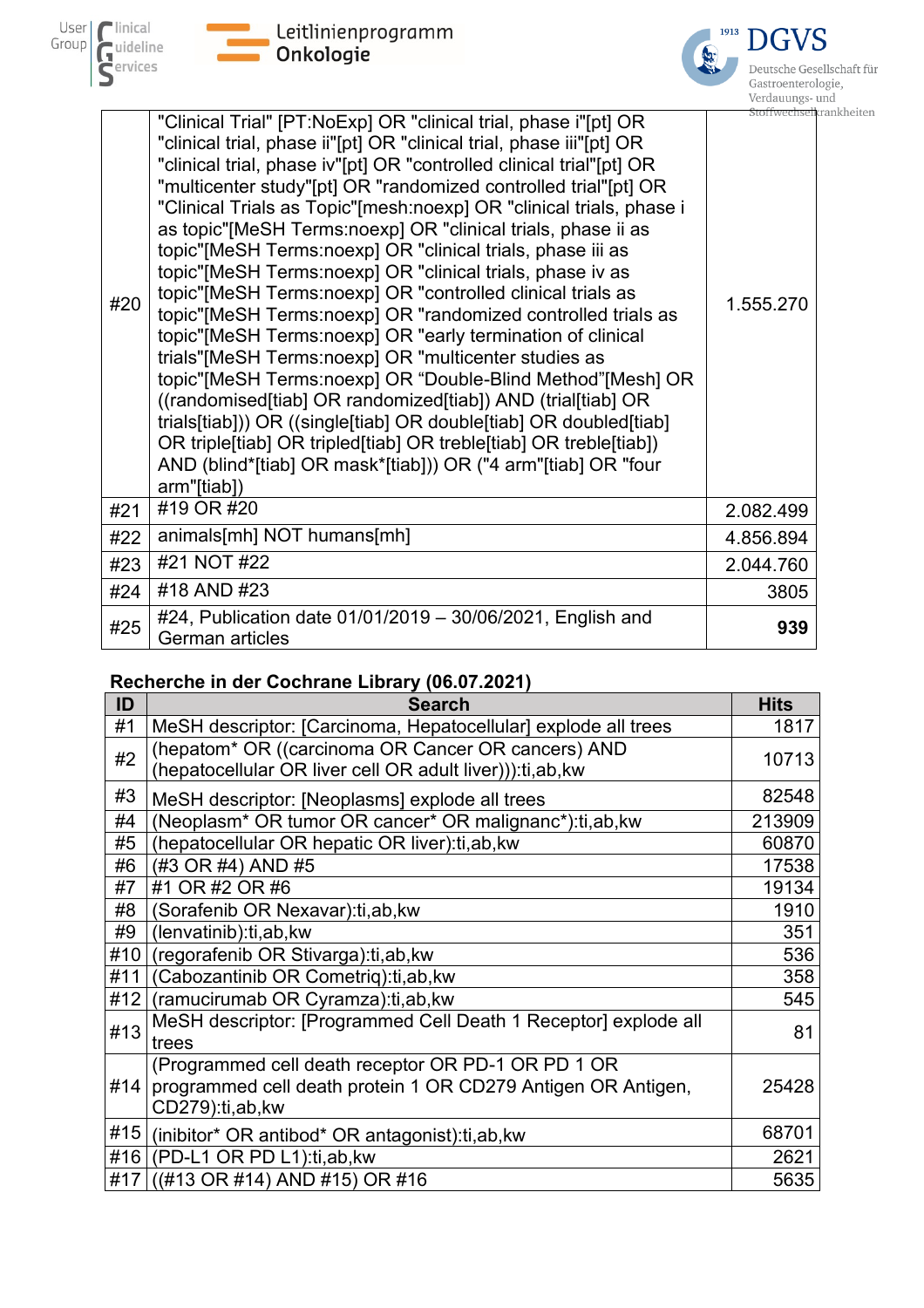| | | |
|---|---|---|
| #20 | "Clinical Trial" [PT:NoExp] OR "clinical trial, phase i"[pt] OR "clinical trial, phase ii"[pt] OR "clinical trial, phase iii"[pt] OR "clinical trial, phase iv"[pt] OR "controlled clinical trial"[pt] OR "multicenter study"[pt] OR "randomized controlled trial"[pt] OR "Clinical Trials as Topic"[mesh:noexp] OR "clinical trials, phase i as topic"[MeSH Terms:noexp] OR "clinical trials, phase ii as topic"[MeSH Terms:noexp] OR "clinical trials, phase iii as topic"[MeSH Terms:noexp] OR "clinical trials, phase iv as topic"[MeSH Terms:noexp] OR "controlled clinical trials as topic"[MeSH Terms:noexp] OR "randomized controlled trials as topic"[MeSH Terms:noexp] OR "early termination of clinical trials"[MeSH Terms:noexp] OR "multicenter studies as topic"[MeSH Terms:noexp] OR "Double-Blind Method"[Mesh] OR ((randomised[tiab] OR randomized[tiab]) AND (trial[tiab] OR trials[tiab])) OR ((single[tiab] OR double[tiab] OR doubled[tiab] OR triple[tiab] OR tripled[tiab] OR treble[tiab] OR treble[tiab]) AND (blind*[tiab] OR mask*[tiab])) OR ("4 arm"[tiab] OR "four arm"[tiab]) | 1.555.270 |
| #21 | #19 OR #20 | 2.082.499 |
| #22 | animals[mh] NOT humans[mh] | 4.856.894 |
| #23 | #21 NOT #22 | 2.044.760 |
| #24 | #18 AND #23 | 3805 |
| #25 | #24, Publication date 01/01/2019 – 30/06/2021, English and German articles | **939** |

**Recherche in der Cochrane Library (06.07.2021)**

| ID | Search | Hits |
|---|---|---|
| #1 | MeSH descriptor: [Carcinoma, Hepatocellular] explode all trees | 1817 |
| #2 | (hepatom* OR ((carcinoma OR Cancer OR cancers) AND (hepatocellular OR liver cell OR adult liver))):ti,ab,kw | 10713 |
| #3 | MeSH descriptor: [Neoplasms] explode all trees | 82548 |
| #4 | (Neoplasm* OR tumor OR cancer* OR malignanc*):ti,ab,kw | 213909 |
| #5 | (hepatocellular OR hepatic OR liver):ti,ab,kw | 60870 |
| #6 | (#3 OR #4) AND #5 | 17538 |
| #7 | #1 OR #2 OR #6 | 19134 |
| #8 | (Sorafenib OR Nexavar):ti,ab,kw | 1910 |
| #9 | (lenvatinib):ti,ab,kw | 351 |
| #10 | (regorafenib OR Stivarga):ti,ab,kw | 536 |
| #11 | (Cabozantinib OR Cometriq):ti,ab,kw | 358 |
| #12 | (ramucirumab OR Cyramza):ti,ab,kw | 545 |
| #13 | MeSH descriptor: [Programmed Cell Death 1 Receptor] explode all trees | 81 |
| #14 | (Programmed cell death receptor OR PD-1 OR PD 1 OR programmed cell death protein 1 OR CD279 Antigen OR Antigen, CD279):ti,ab,kw | 25428 |
| #15 | (inibitor* OR antibod* OR antagonist):ti,ab,kw | 68701 |
| #16 | (PD-L1 OR PD L1):ti,ab,kw | 2621 |
| #17 | ((#13 OR #14) AND #15) OR #16 | 5635 |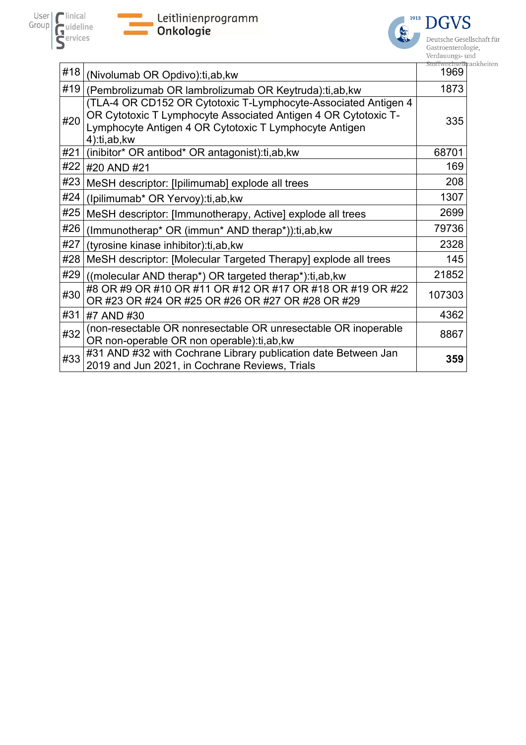| | | |
|---|---|---|
| #18 | (Nivolumab OR Opdivo):ti,ab,kw | 1969 |
| #19 | (Pembrolizumab OR lambrolizumab OR Keytruda):ti,ab,kw | 1873 |
| #20 | (TLA-4 OR CD152 OR Cytotoxic T-Lymphocyte-Associated Antigen 4 OR Cytotoxic T Lymphocyte Associated Antigen 4 OR Cytotoxic T-Lymphocyte Antigen 4 OR Cytotoxic T Lymphocyte Antigen 4):ti,ab,kw | 335 |
| #21 | (inibitor* OR antibod* OR antagonist):ti,ab,kw | 68701 |
| #22 | #20 AND #21 | 169 |
| #23 | MeSH descriptor: [Ipilimumab] explode all trees | 208 |
| #24 | (Ipilimumab* OR Yervoy):ti,ab,kw | 1307 |
| #25 | MeSH descriptor: [Immunotherapy, Active] explode all trees | 2699 |
| #26 | (Immunotherap* OR (immun* AND therap*)):ti,ab,kw | 79736 |
| #27 | (tyrosine kinase inhibitor):ti,ab,kw | 2328 |
| #28 | MeSH descriptor: [Molecular Targeted Therapy] explode all trees | 145 |
| #29 | ((molecular AND therap*) OR targeted therap*):ti,ab,kw | 21852 |
| #30 | #8 OR #9 OR #10 OR #11 OR #12 OR #17 OR #18 OR #19 OR #22 OR #23 OR #24 OR #25 OR #26 OR #27 OR #28 OR #29 | 107303 |
| #31 | #7 AND #30 | 4362 |
| #32 | (non-resectable OR nonresectable OR unresectable OR inoperable OR non-operable OR non operable):ti,ab,kw | 8867 |
| #33 | #31 AND #32 with Cochrane Library publication date Between Jan 2019 and Jun 2021, in Cochrane Reviews, Trials | **359** |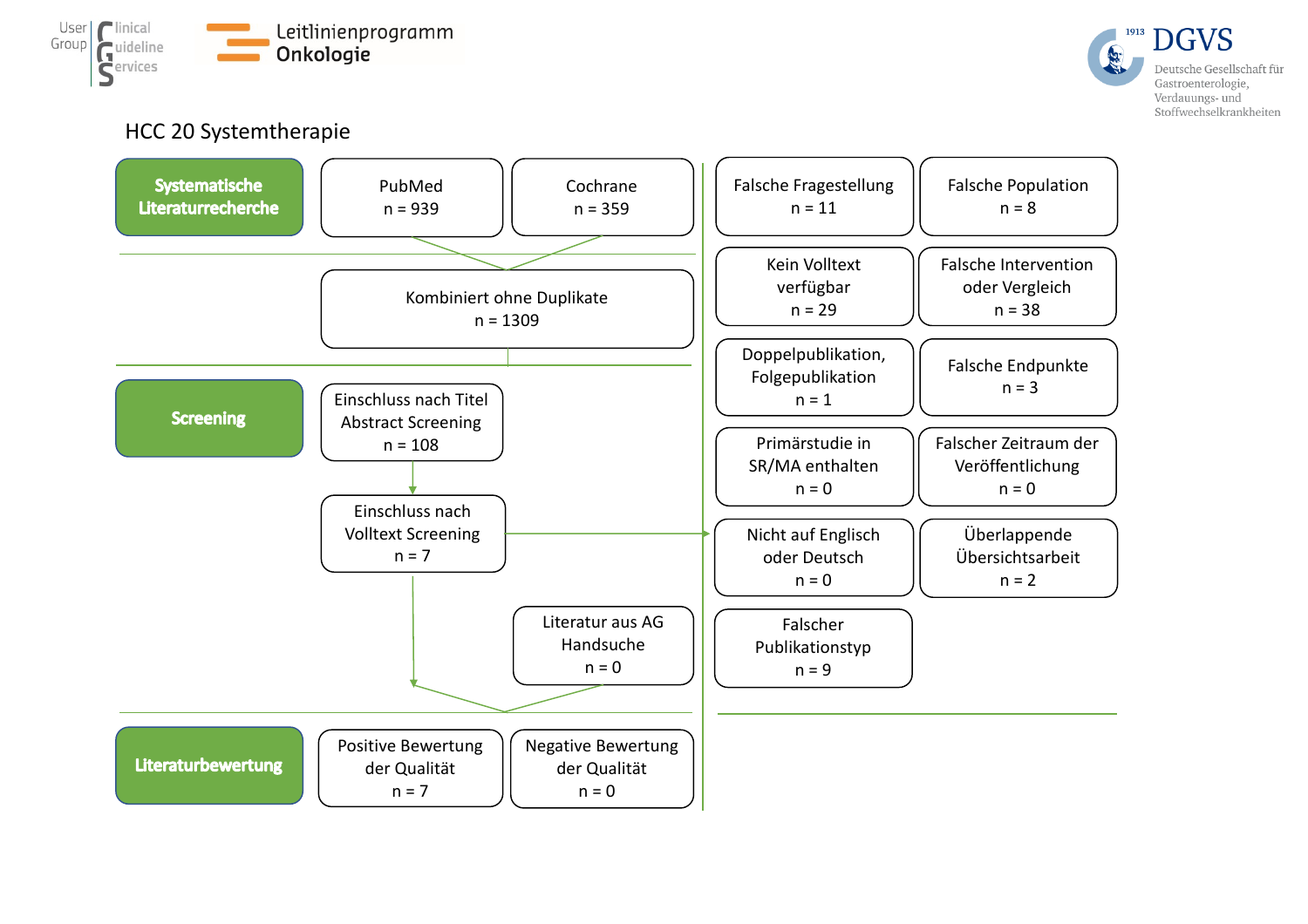## HCC 20 Systemtherapie

**Systematische Literaturrecherche**

- PubMed n = 939
- Cochrane n = 359
- Kombiniert ohne Duplikate n = 1309

**Screening**

- Einschluss nach Titel Abstract Screening n = 108
- Einschluss nach Volltext Screening n = 7
- Literatur aus AG Handsuche n = 0

**Literaturbewertung**

- Positive Bewertung der Qualität n = 7
- Negative Bewertung der Qualität n = 0

**Ausschlussgründe**

- Falsche Fragestellung n = 11
- Falsche Population n = 8
- Kein Volltext verfügbar n = 29
- Falsche Intervention oder Vergleich n = 38
- Doppelpublikation, Folgepublikation n = 1
- Falsche Endpunkte n = 3
- Primärstudie in SR/MA enthalten n = 0
- Falscher Zeitraum der Veröffentlichung n = 0
- Nicht auf Englisch oder Deutsch n = 0
- Überlappende Übersichtsarbeit n = 2
- Falscher Publikationstyp n = 9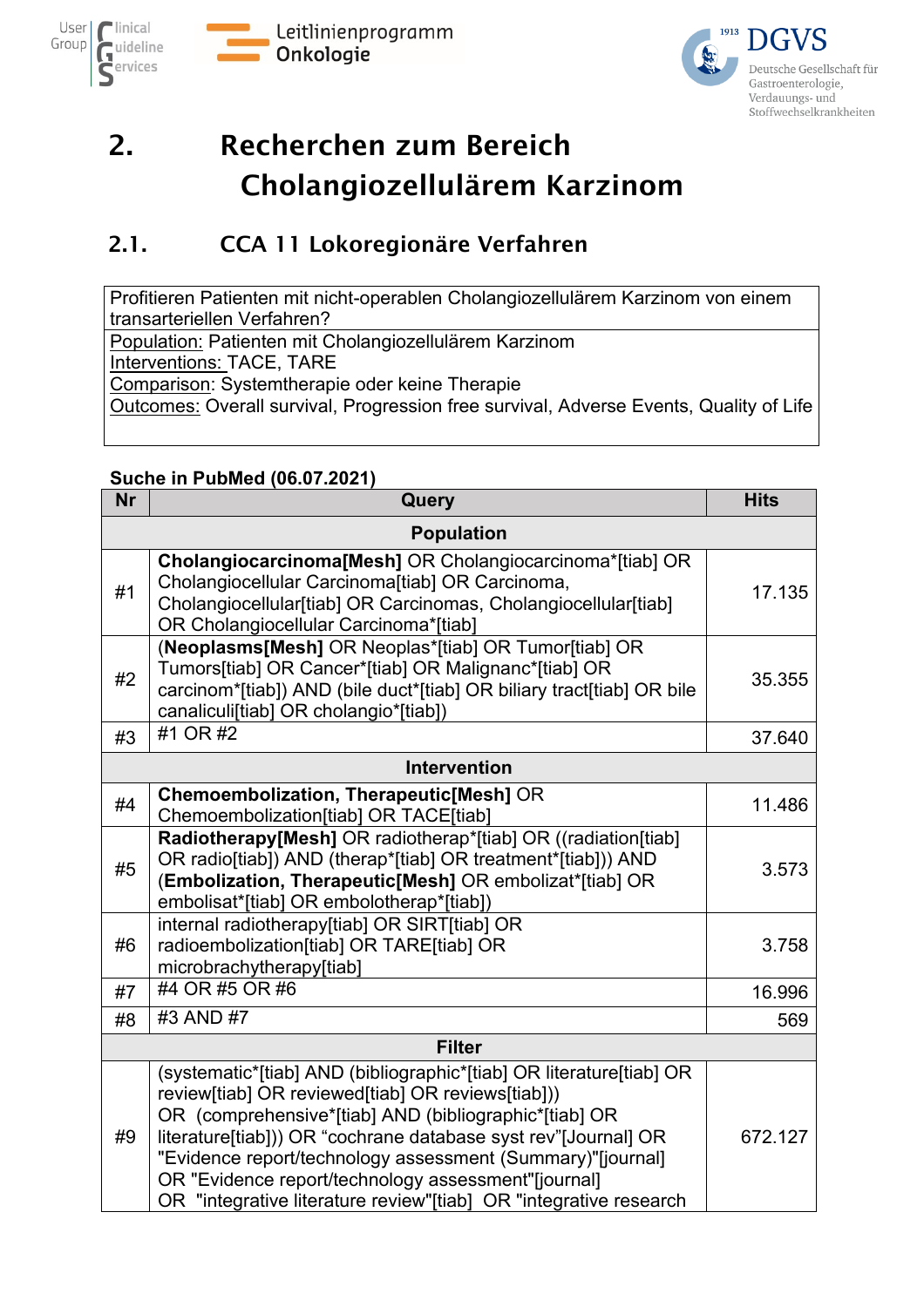# 2. Recherchen zum Bereich Cholangiozellulärem Karzinom

## 2.1. CCA 11 Lokoregionäre Verfahren

| Profitieren Patienten mit nicht-operablen Cholangiozellulärem Karzinom von einem transarteriellen Verfahren? |
|---|
| Population: Patienten mit Cholangiozellulärem Karzinom<br>Interventions: TACE, TARE<br>Comparison: Systemtherapie oder keine Therapie<br>Outcomes: Overall survival, Progression free survival, Adverse Events, Quality of Life |

**Suche in PubMed (06.07.2021)**

| Nr | Query | Hits |
|---|---|---|
| | **Population** | |
| #1 | **Cholangiocarcinoma[Mesh]** OR Cholangiocarcinoma*[tiab] OR Cholangiocellular Carcinoma[tiab] OR Carcinoma, Cholangiocellular[tiab] OR Carcinomas, Cholangiocellular[tiab] OR Cholangiocellular Carcinoma*[tiab] | 17.135 |
| #2 | (**Neoplasms[Mesh]** OR Neoplas*[tiab] OR Tumor[tiab] OR Tumors[tiab] OR Cancer*[tiab] OR Malignanc*[tiab] OR carcinom*[tiab]) AND (bile duct*[tiab] OR biliary tract[tiab] OR bile canaliculi[tiab] OR cholangio*[tiab]) | 35.355 |
| #3 | #1 OR #2 | 37.640 |
| | **Intervention** | |
| #4 | **Chemoembolization, Therapeutic[Mesh]** OR Chemoembolization[tiab] OR TACE[tiab] | 11.486 |
| #5 | **Radiotherapy[Mesh]** OR radiotherap*[tiab] OR ((radiation[tiab] OR radio[tiab]) AND (therap*[tiab] OR treatment*[tiab])) AND (**Embolization, Therapeutic[Mesh]** OR embolizat*[tiab] OR embolisat*[tiab] OR embolotherap*[tiab]) | 3.573 |
| #6 | internal radiotherapy[tiab] OR SIRT[tiab] OR radioembolization[tiab] OR TARE[tiab] OR microbrachytherapy[tiab] | 3.758 |
| #7 | #4 OR #5 OR #6 | 16.996 |
| #8 | #3 AND #7 | 569 |
| | **Filter** | |
| #9 | (systematic*[tiab] AND (bibliographic*[tiab] OR literature[tiab] OR review[tiab] OR reviewed[tiab] OR reviews[tiab])) OR (comprehensive*[tiab] AND (bibliographic*[tiab] OR literature[tiab])) OR “cochrane database syst rev”[Journal] OR "Evidence report/technology assessment (Summary)"[journal] OR "Evidence report/technology assessment"[journal] OR "integrative literature review"[tiab] OR "integrative research | 672.127 |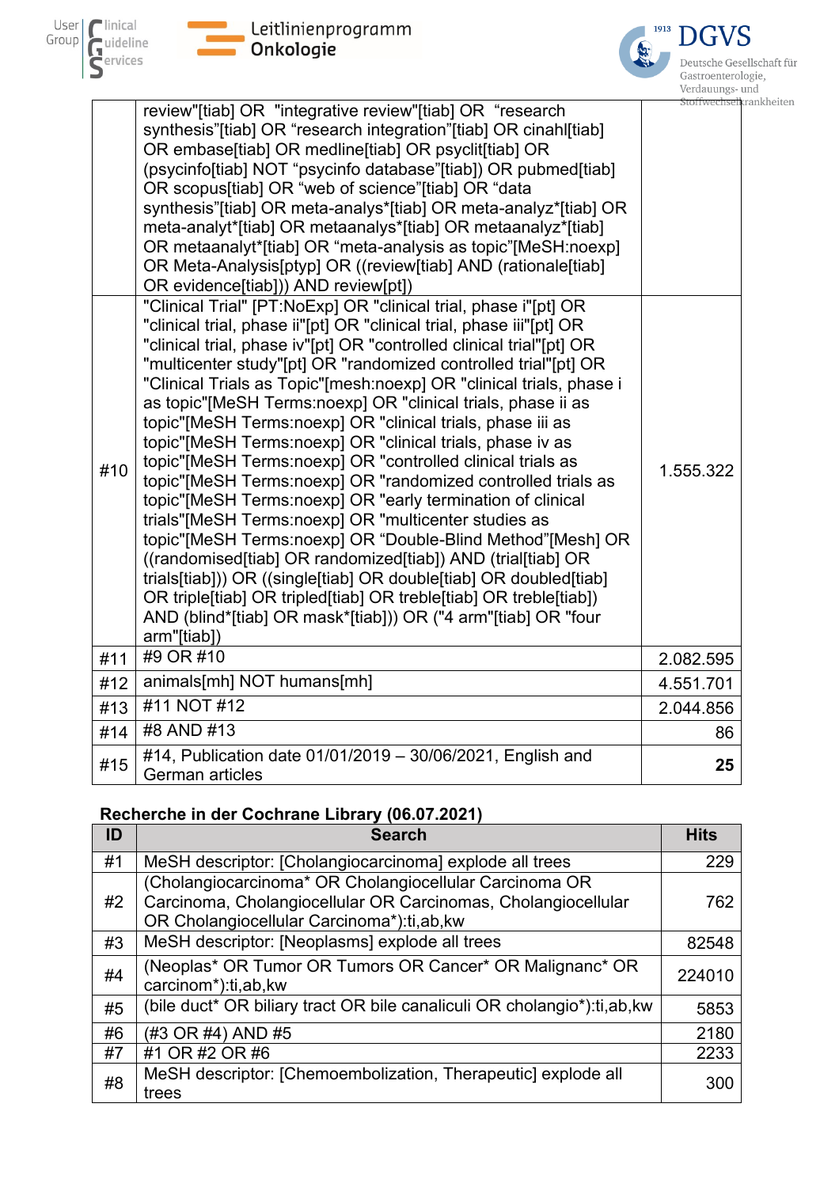| | | |
|---|---|---|
| | review"[tiab] OR "integrative review"[tiab] OR "research synthesis"[tiab] OR "research integration"[tiab] OR cinahl[tiab] OR embase[tiab] OR medline[tiab] OR psyclit[tiab] OR (psycinfo[tiab] NOT "psycinfo database"[tiab]) OR pubmed[tiab] OR scopus[tiab] OR "web of science"[tiab] OR "data synthesis"[tiab] OR meta-analys*[tiab] OR meta-analyz*[tiab] OR meta-analyt*[tiab] OR metaanalys*[tiab] OR metaanalyz*[tiab] OR metaanalyt*[tiab] OR "meta-analysis as topic"[MeSH:noexp] OR Meta-Analysis[ptyp] OR ((review[tiab] AND (rationale[tiab] OR evidence[tiab])) AND review[pt]) | |
| #10 | "Clinical Trial" [PT:NoExp] OR "clinical trial, phase i"[pt] OR "clinical trial, phase ii"[pt] OR "clinical trial, phase iii"[pt] OR "clinical trial, phase iv"[pt] OR "controlled clinical trial"[pt] OR "multicenter study"[pt] OR "randomized controlled trial"[pt] OR "Clinical Trials as Topic"[mesh:noexp] OR "clinical trials, phase i as topic"[MeSH Terms:noexp] OR "clinical trials, phase ii as topic"[MeSH Terms:noexp] OR "clinical trials, phase iii as topic"[MeSH Terms:noexp] OR "clinical trials, phase iv as topic"[MeSH Terms:noexp] OR "controlled clinical trials as topic"[MeSH Terms:noexp] OR "randomized controlled trials as topic"[MeSH Terms:noexp] OR "early termination of clinical trials"[MeSH Terms:noexp] OR "multicenter studies as topic"[MeSH Terms:noexp] OR "Double-Blind Method"[Mesh] OR ((randomised[tiab] OR randomized[tiab]) AND (trial[tiab] OR trials[tiab])) OR ((single[tiab] OR double[tiab] OR doubled[tiab] OR triple[tiab] OR tripled[tiab] OR treble[tiab] OR treble[tiab]) AND (blind*[tiab] OR mask*[tiab])) OR ("4 arm"[tiab] OR "four arm"[tiab]) | 1.555.322 |
| #11 | #9 OR #10 | 2.082.595 |
| #12 | animals[mh] NOT humans[mh] | 4.551.701 |
| #13 | #11 NOT #12 | 2.044.856 |
| #14 | #8 AND #13 | 86 |
| #15 | #14, Publication date 01/01/2019 – 30/06/2021, English and German articles | **25** |

**Recherche in der Cochrane Library (06.07.2021)**

| ID | Search | Hits |
|---|---|---|
| #1 | MeSH descriptor: [Cholangiocarcinoma] explode all trees | 229 |
| #2 | (Cholangiocarcinoma* OR Cholangiocellular Carcinoma OR Carcinoma, Cholangiocellular OR Carcinomas, Cholangiocellular OR Cholangiocellular Carcinoma*):ti,ab,kw | 762 |
| #3 | MeSH descriptor: [Neoplasms] explode all trees | 82548 |
| #4 | (Neoplas* OR Tumor OR Tumors OR Cancer* OR Malignanc* OR carcinom*):ti,ab,kw | 224010 |
| #5 | (bile duct* OR biliary tract OR bile canaliculi OR cholangio*):ti,ab,kw | 5853 |
| #6 | (#3 OR #4) AND #5 | 2180 |
| #7 | #1 OR #2 OR #6 | 2233 |
| #8 | MeSH descriptor: [Chemoembolization, Therapeutic] explode all trees | 300 |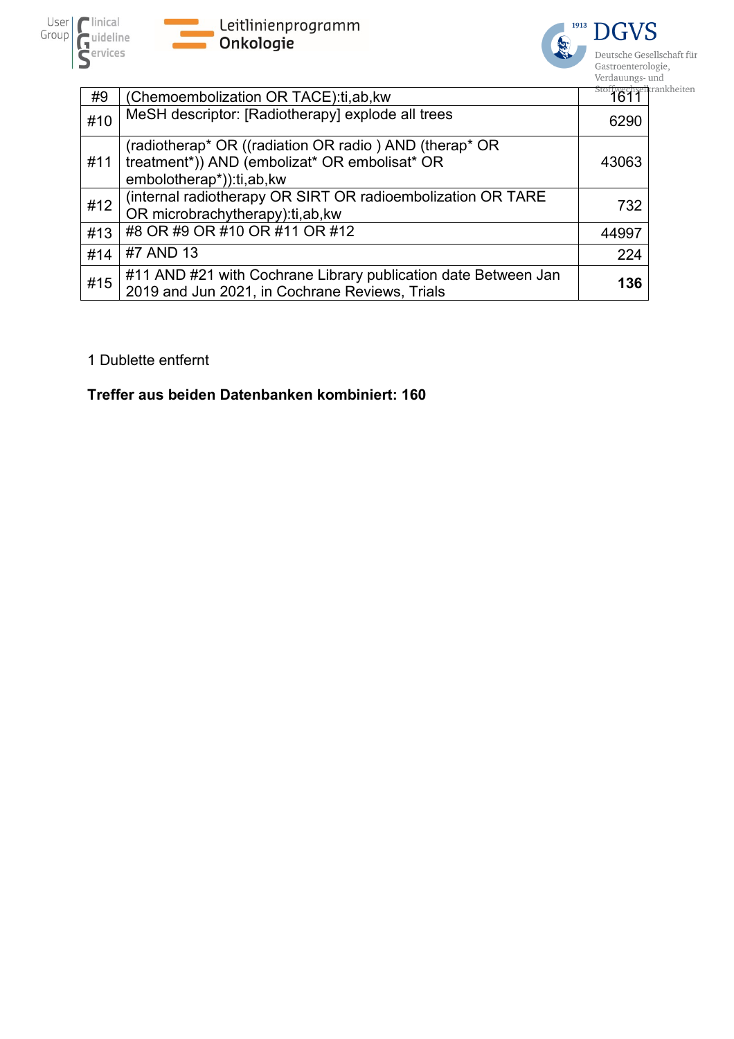| #9 | (Chemoembolization OR TACE):ti,ab,kw | 1611 |
|---|---|---|
| #10 | MeSH descriptor: [Radiotherapy] explode all trees | 6290 |
| #11 | (radiotherap* OR ((radiation OR radio ) AND (therap* OR treatment*)) AND (embolizat* OR embolisat* OR embolotherap*)):ti,ab,kw | 43063 |
| #12 | (internal radiotherapy OR SIRT OR radioembolization OR TARE OR microbrachytherapy):ti,ab,kw | 732 |
| #13 | #8 OR #9 OR #10 OR #11 OR #12 | 44997 |
| #14 | #7 AND 13 | 224 |
| #15 | #11 AND #21 with Cochrane Library publication date Between Jan 2019 and Jun 2021, in Cochrane Reviews, Trials | **136** |

1 Dublette entfernt

**Treffer aus beiden Datenbanken kombiniert: 160**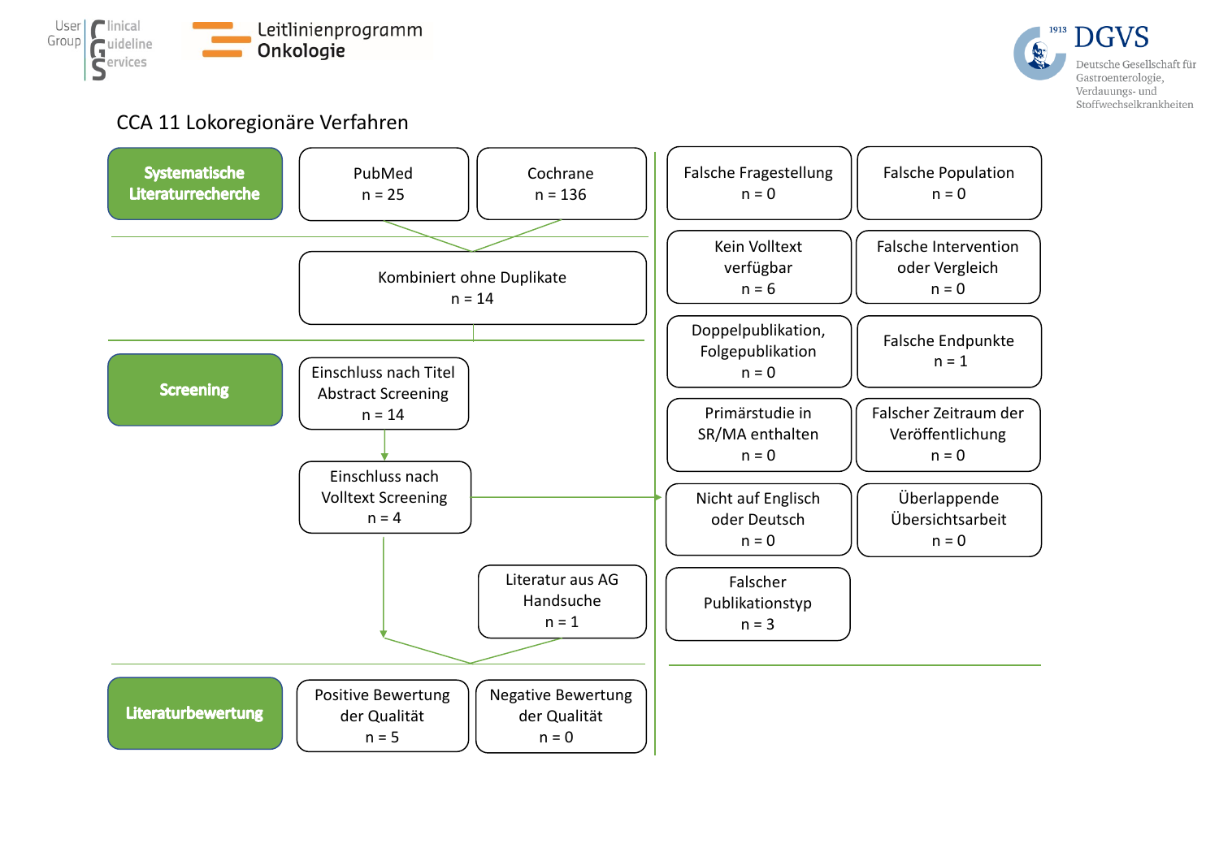## CCA 11 Lokoregionäre Verfahren

**Systematische Literaturrecherche**

- PubMed n = 25
- Cochrane n = 136
- Kombiniert ohne Duplikate n = 14

**Screening**

- Einschluss nach Titel Abstract Screening n = 14
- Einschluss nach Volltext Screening n = 4
- Literatur aus AG Handsuche n = 1

**Literaturbewertung**

- Positive Bewertung der Qualität n = 5
- Negative Bewertung der Qualität n = 0

**Ausschlussgründe**

| | |
|---|---|
| Falsche Fragestellung n = 0 | Falsche Population n = 0 |
| Kein Volltext verfügbar n = 6 | Falsche Intervention oder Vergleich n = 0 |
| Doppelpublikation, Folgepublikation n = 0 | Falsche Endpunkte n = 1 |
| Primärstudie in SR/MA enthalten n = 0 | Falscher Zeitraum der Veröffentlichung n = 0 |
| Nicht auf Englisch oder Deutsch n = 0 | Überlappende Übersichtsarbeit n = 0 |
| Falscher Publikationstyp n = 3 | |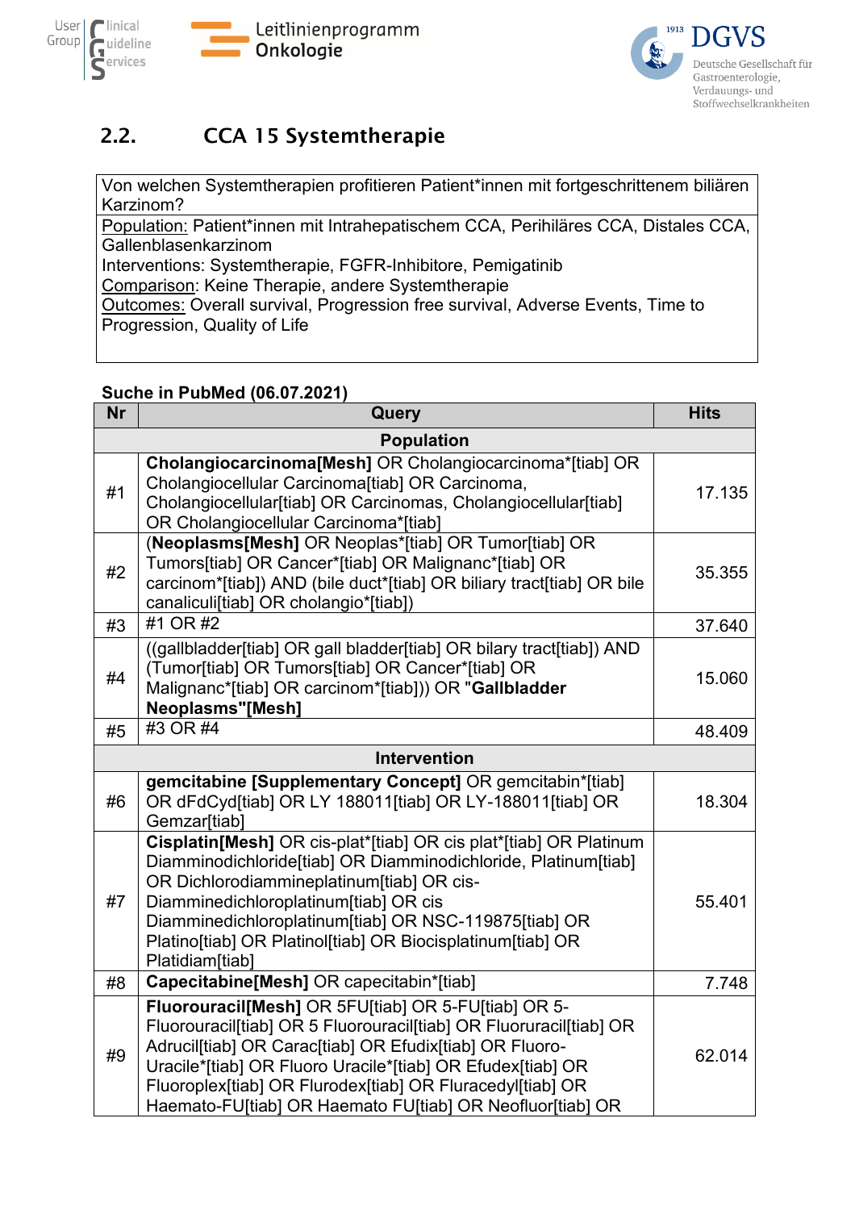## 2.2. CCA 15 Systemtherapie

| Von welchen Systemtherapien profitieren Patient*innen mit fortgeschrittenem biliären Karzinom? |
|---|
| Population: Patient*innen mit Intrahepatischem CCA, Perihiläres CCA, Distales CCA, Gallenblasenkarzinom<br>Interventions: Systemtherapie, FGFR-Inhibitore, Pemigatinib<br>Comparison: Keine Therapie, andere Systemtherapie<br>Outcomes: Overall survival, Progression free survival, Adverse Events, Time to Progression, Quality of Life |

**Suche in PubMed (06.07.2021)**

| Nr | Query | Hits |
|---|---|---|
| | **Population** | |
| #1 | **Cholangiocarcinoma[Mesh]** OR Cholangiocarcinoma*[tiab] OR Cholangiocellular Carcinoma[tiab] OR Carcinoma, Cholangiocellular[tiab] OR Carcinomas, Cholangiocellular[tiab] OR Cholangiocellular Carcinoma*[tiab] | 17.135 |
| #2 | (**Neoplasms[Mesh]** OR Neoplas*[tiab] OR Tumor[tiab] OR Tumors[tiab] OR Cancer*[tiab] OR Malignanc*[tiab] OR carcinom*[tiab]) AND (bile duct*[tiab] OR biliary tract[tiab] OR bile canaliculi[tiab] OR cholangio*[tiab]) | 35.355 |
| #3 | #1 OR #2 | 37.640 |
| #4 | ((gallbladder[tiab] OR gall bladder[tiab] OR bilary tract[tiab]) AND (Tumor[tiab] OR Tumors[tiab] OR Cancer*[tiab] OR Malignanc*[tiab] OR carcinom*[tiab])) OR "**Gallbladder Neoplasms"[Mesh]** | 15.060 |
| #5 | #3 OR #4 | 48.409 |
| | **Intervention** | |
| #6 | **gemcitabine [Supplementary Concept]** OR gemcitabin*[tiab] OR dFdCyd[tiab] OR LY 188011[tiab] OR LY-188011[tiab] OR Gemzar[tiab] | 18.304 |
| #7 | **Cisplatin[Mesh]** OR cis-plat*[tiab] OR cis plat*[tiab] OR Platinum Diamminodichloride[tiab] OR Diamminodichloride, Platinum[tiab] OR Dichlorodiammineplatinum[tiab] OR cis-Diamminedichloroplatinum[tiab] OR cis Diamminedichloroplatinum[tiab] OR NSC-119875[tiab] OR Platino[tiab] OR Platinol[tiab] OR Biocisplatinum[tiab] OR Platidiam[tiab] | 55.401 |
| #8 | **Capecitabine[Mesh]** OR capecitabin*[tiab] | 7.748 |
| #9 | **Fluorouracil[Mesh]** OR 5FU[tiab] OR 5-FU[tiab] OR 5-Fluorouracil[tiab] OR 5 Fluorouracil[tiab] OR Fluoruracil[tiab] OR Adrucil[tiab] OR Carac[tiab] OR Efudix[tiab] OR Fluoro-Uracile*[tiab] OR Fluoro Uracile*[tiab] OR Efudex[tiab] OR Fluoroplex[tiab] OR Flurodex[tiab] OR Fluracedyl[tiab] OR Haemato-FU[tiab] OR Haemato FU[tiab] OR Neofluor[tiab] OR | 62.014 |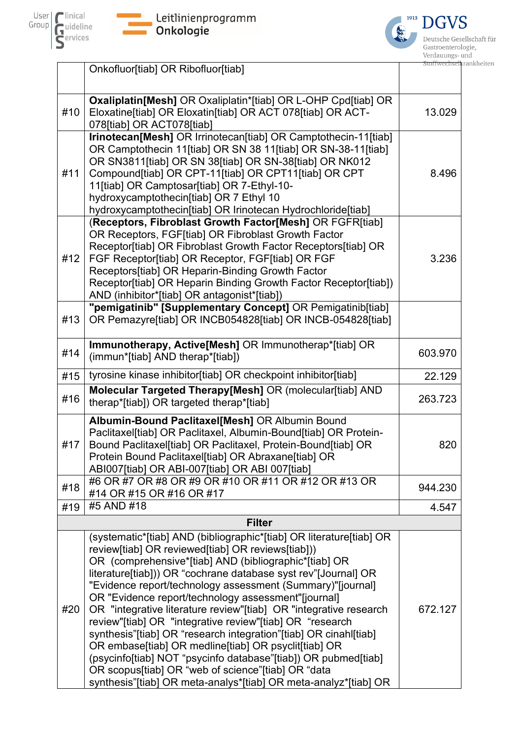| | | |
|---|---|---|
| | Onkofluor[tiab] OR Ribofluor[tiab] | |
| #10 | **Oxaliplatin[Mesh]** OR Oxaliplatin*[tiab] OR L-OHP Cpd[tiab] OR Eloxatine[tiab] OR Eloxatin[tiab] OR ACT 078[tiab] OR ACT-078[tiab] OR ACT078[tiab] | 13.029 |
| #11 | **Irinotecan[Mesh]** OR Irrinotecan[tiab] OR Camptothecin-11[tiab] OR Camptothecin 11[tiab] OR SN 38 11[tiab] OR SN-38-11[tiab] OR SN3811[tiab] OR SN 38[tiab] OR SN-38[tiab] OR NK012 Compound[tiab] OR CPT-11[tiab] OR CPT11[tiab] OR CPT 11[tiab] OR Camptosar[tiab] OR 7-Ethyl-10-hydroxycamptothecin[tiab] OR 7 Ethyl 10 hydroxycamptothecin[tiab] OR Irinotecan Hydrochloride[tiab] | 8.496 |
| #12 | (**Receptors, Fibroblast Growth Factor[Mesh]** OR FGFR[tiab] OR Receptors, FGF[tiab] OR Fibroblast Growth Factor Receptor[tiab] OR Fibroblast Growth Factor Receptors[tiab] OR FGF Receptor[tiab] OR Receptor, FGF[tiab] OR FGF Receptors[tiab] OR Heparin-Binding Growth Factor Receptor[tiab] OR Heparin Binding Growth Factor Receptor[tiab]) AND (inhibitor*[tiab] OR antagonist*[tiab]) | 3.236 |
| #13 | **"pemigatinib" [Supplementary Concept]** OR Pemigatinib[tiab] OR Pemazyre[tiab] OR INCB054828[tiab] OR INCB-054828[tiab] | |
| #14 | **Immunotherapy, Active[Mesh]** OR Immunotherap*[tiab] OR (immun*[tiab] AND therap*[tiab]) | 603.970 |
| #15 | tyrosine kinase inhibitor[tiab] OR checkpoint inhibitor[tiab] | 22.129 |
| #16 | **Molecular Targeted Therapy[Mesh]** OR (molecular[tiab] AND therap*[tiab]) OR targeted therap*[tiab] | 263.723 |
| #17 | **Albumin-Bound Paclitaxel[Mesh]** OR Albumin Bound Paclitaxel[tiab] OR Paclitaxel, Albumin-Bound[tiab] OR Protein-Bound Paclitaxel[tiab] OR Paclitaxel, Protein-Bound[tiab] OR Protein Bound Paclitaxel[tiab] OR Abraxane[tiab] OR ABI007[tiab] OR ABI-007[tiab] OR ABI 007[tiab] | 820 |
| #18 | #6 OR #7 OR #8 OR #9 OR #10 OR #11 OR #12 OR #13 OR #14 OR #15 OR #16 OR #17 | 944.230 |
| #19 | #5 AND #18 | 4.547 |
| | **Filter** | |
| #20 | (systematic*[tiab] AND (bibliographic*[tiab] OR literature[tiab] OR review[tiab] OR reviewed[tiab] OR reviews[tiab])) OR (comprehensive*[tiab] AND (bibliographic*[tiab] OR literature[tiab])) OR “cochrane database syst rev”[Journal] OR "Evidence report/technology assessment (Summary)"[journal] OR "Evidence report/technology assessment"[journal] OR "integrative literature review"[tiab] OR "integrative research review"[tiab] OR "integrative review"[tiab] OR “research synthesis”[tiab] OR “research integration”[tiab] OR cinahl[tiab] OR embase[tiab] OR medline[tiab] OR psyclit[tiab] OR (psycinfo[tiab] NOT “psycinfo database”[tiab]) OR pubmed[tiab] OR scopus[tiab] OR “web of science”[tiab] OR “data synthesis”[tiab] OR meta-analys*[tiab] OR meta-analyz*[tiab] OR | 672.127 |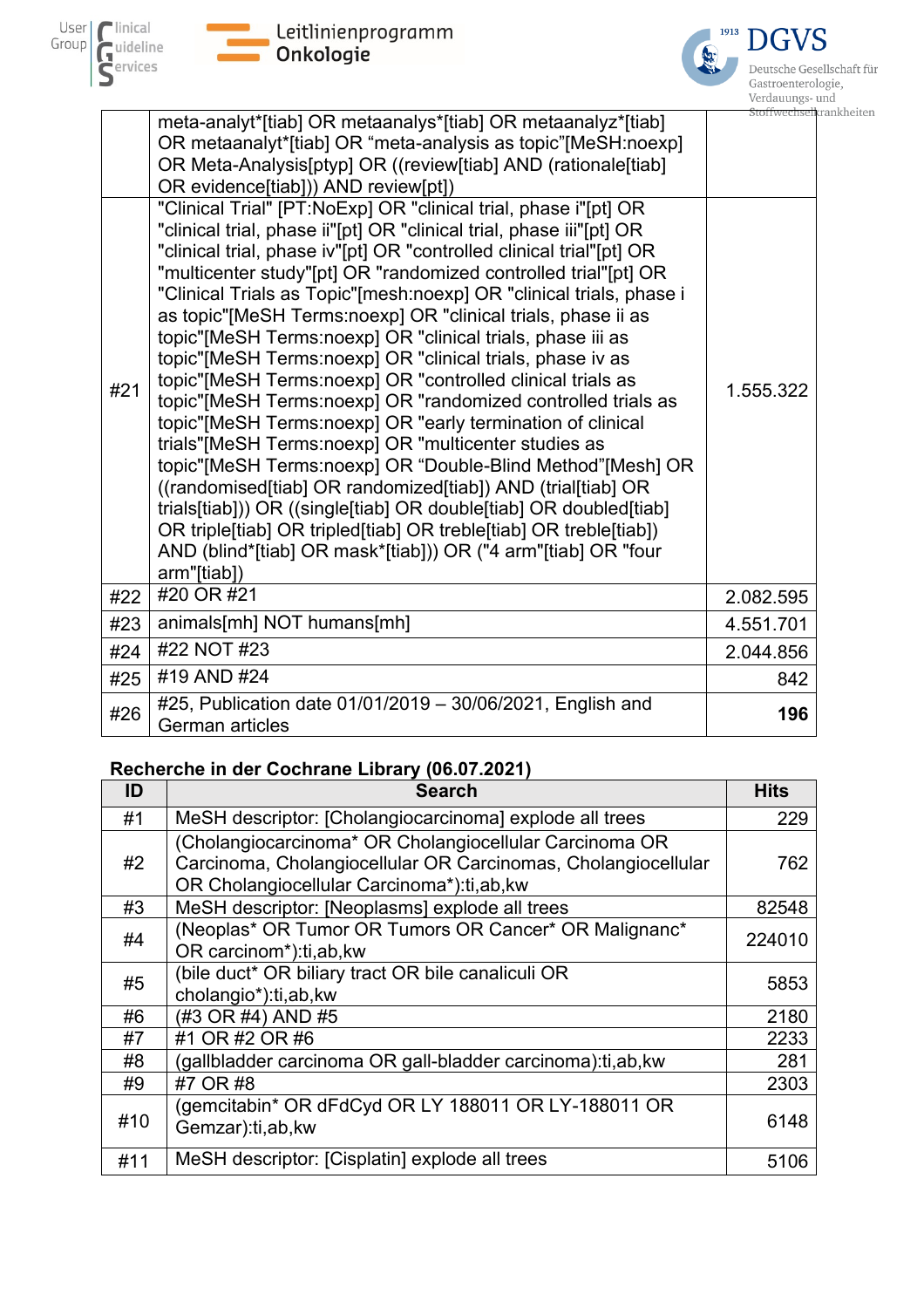| | | |
|---|---|---|
| | meta-analyt*[tiab] OR metaanalys*[tiab] OR metaanalyz*[tiab] OR metaanalyt*[tiab] OR "meta-analysis as topic"[MeSH:noexp] OR Meta-Analysis[ptyp] OR ((review[tiab] AND (rationale[tiab] OR evidence[tiab])) AND review[pt]) | |
| #21 | "Clinical Trial" [PT:NoExp] OR "clinical trial, phase i"[pt] OR "clinical trial, phase ii"[pt] OR "clinical trial, phase iii"[pt] OR "clinical trial, phase iv"[pt] OR "controlled clinical trial"[pt] OR "multicenter study"[pt] OR "randomized controlled trial"[pt] OR "Clinical Trials as Topic"[mesh:noexp] OR "clinical trials, phase i as topic"[MeSH Terms:noexp] OR "clinical trials, phase ii as topic"[MeSH Terms:noexp] OR "clinical trials, phase iii as topic"[MeSH Terms:noexp] OR "clinical trials, phase iv as topic"[MeSH Terms:noexp] OR "controlled clinical trials as topic"[MeSH Terms:noexp] OR "randomized controlled trials as topic"[MeSH Terms:noexp] OR "early termination of clinical trials"[MeSH Terms:noexp] OR "multicenter studies as topic"[MeSH Terms:noexp] OR "Double-Blind Method"[Mesh] OR ((randomised[tiab] OR randomized[tiab]) AND (trial[tiab] OR trials[tiab])) OR ((single[tiab] OR double[tiab] OR doubled[tiab] OR triple[tiab] OR tripled[tiab] OR treble[tiab] OR treble[tiab]) AND (blind*[tiab] OR mask*[tiab])) OR ("4 arm"[tiab] OR "four arm"[tiab]) | 1.555.322 |
| #22 | #20 OR #21 | 2.082.595 |
| #23 | animals[mh] NOT humans[mh] | 4.551.701 |
| #24 | #22 NOT #23 | 2.044.856 |
| #25 | #19 AND #24 | 842 |
| #26 | #25, Publication date 01/01/2019 – 30/06/2021, English and German articles | **196** |

**Recherche in der Cochrane Library (06.07.2021)**

| ID | Search | Hits |
|---|---|---|
| #1 | MeSH descriptor: [Cholangiocarcinoma] explode all trees | 229 |
| #2 | (Cholangiocarcinoma* OR Cholangiocellular Carcinoma OR Carcinoma, Cholangiocellular OR Carcinomas, Cholangiocellular OR Cholangiocellular Carcinoma*):ti,ab,kw | 762 |
| #3 | MeSH descriptor: [Neoplasms] explode all trees | 82548 |
| #4 | (Neoplas* OR Tumor OR Tumors OR Cancer* OR Malignanc* OR carcinom*):ti,ab,kw | 224010 |
| #5 | (bile duct* OR biliary tract OR bile canaliculi OR cholangio*):ti,ab,kw | 5853 |
| #6 | (#3 OR #4) AND #5 | 2180 |
| #7 | #1 OR #2 OR #6 | 2233 |
| #8 | (gallbladder carcinoma OR gall-bladder carcinoma):ti,ab,kw | 281 |
| #9 | #7 OR #8 | 2303 |
| #10 | (gemcitabin* OR dFdCyd OR LY 188011 OR LY-188011 OR Gemzar):ti,ab,kw | 6148 |
| #11 | MeSH descriptor: [Cisplatin] explode all trees | 5106 |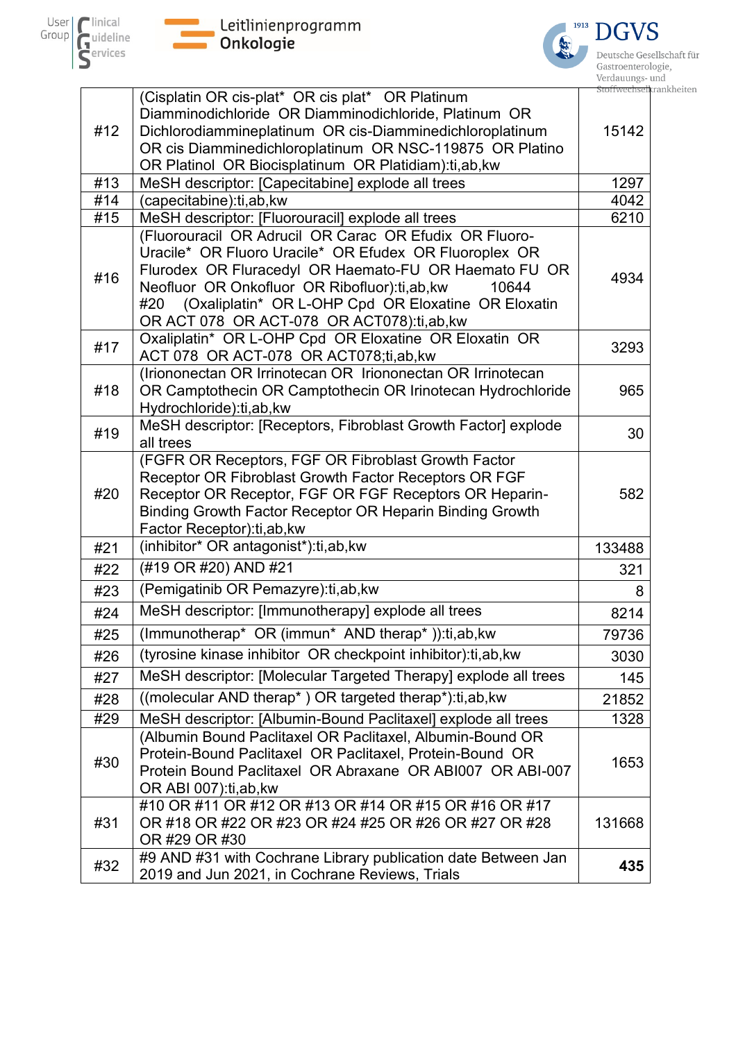| | | |
|---|---|---|
| #12 | (Cisplatin OR cis-plat* OR cis plat* OR Platinum Diamminodichloride OR Diamminodichloride, Platinum OR Dichlorodiammineplatinum OR cis-Diamminedichloroplatinum OR cis Diamminedichloroplatinum OR NSC-119875 OR Platino OR Platinol OR Biocisplatinum OR Platidiam):ti,ab,kw | 15142 |
| #13 | MeSH descriptor: [Capecitabine] explode all trees | 1297 |
| #14 | (capecitabine):ti,ab,kw | 4042 |
| #15 | MeSH descriptor: [Fluorouracil] explode all trees | 6210 |
| #16 | (Fluorouracil OR Adrucil OR Carac OR Efudix OR Fluoro-Uracile* OR Fluoro Uracile* OR Efudex OR Fluoroplex OR Flurodex OR Fluracedyl OR Haemato-FU OR Haemato FU OR Neofluor OR Onkofluor OR Ribofluor):ti,ab,kw 10644 #20 (Oxaliplatin* OR L-OHP Cpd OR Eloxatine OR Eloxatin OR ACT 078 OR ACT-078 OR ACT078):ti,ab,kw | 4934 |
| #17 | Oxaliplatin* OR L-OHP Cpd OR Eloxatine OR Eloxatin OR ACT 078 OR ACT-078 OR ACT078;ti,ab,kw | 3293 |
| #18 | (Irionoectan OR Irrinotecan OR Irionoectan OR Irrinotecan OR Camptothecin OR Camptothecin OR Irinotecan Hydrochloride Hydrochloride):ti,ab,kw | 965 |
| #19 | MeSH descriptor: [Receptors, Fibroblast Growth Factor] explode all trees | 30 |
| #20 | (FGFR OR Receptors, FGF OR Fibroblast Growth Factor Receptor OR Fibroblast Growth Factor Receptors OR FGF Receptor OR Receptor, FGF OR FGF Receptors OR Heparin-Binding Growth Factor Receptor OR Heparin Binding Growth Factor Receptor):ti,ab,kw | 582 |
| #21 | (inhibitor* OR antagonist*):ti,ab,kw | 133488 |
| #22 | (#19 OR #20) AND #21 | 321 |
| #23 | (Pemigatinib OR Pemazyre):ti,ab,kw | 8 |
| #24 | MeSH descriptor: [Immunotherapy] explode all trees | 8214 |
| #25 | (Immunotherap* OR (immun* AND therap* )):ti,ab,kw | 79736 |
| #26 | (tyrosine kinase inhibitor OR checkpoint inhibitor):ti,ab,kw | 3030 |
| #27 | MeSH descriptor: [Molecular Targeted Therapy] explode all trees | 145 |
| #28 | ((molecular AND therap* ) OR targeted therap*):ti,ab,kw | 21852 |
| #29 | MeSH descriptor: [Albumin-Bound Paclitaxel] explode all trees | 1328 |
| #30 | (Albumin Bound Paclitaxel OR Paclitaxel, Albumin-Bound OR Protein-Bound Paclitaxel OR Paclitaxel, Protein-Bound OR Protein Bound Paclitaxel OR Abraxane OR ABI007 OR ABI-007 OR ABI 007):ti,ab,kw | 1653 |
| #31 | #10 OR #11 OR #12 OR #13 OR #14 OR #15 OR #16 OR #17 OR #18 OR #22 OR #23 OR #24 #25 OR #26 OR #27 OR #28 OR #29 OR #30 | 131668 |
| #32 | #9 AND #31 with Cochrane Library publication date Between Jan 2019 and Jun 2021, in Cochrane Reviews, Trials | **435** |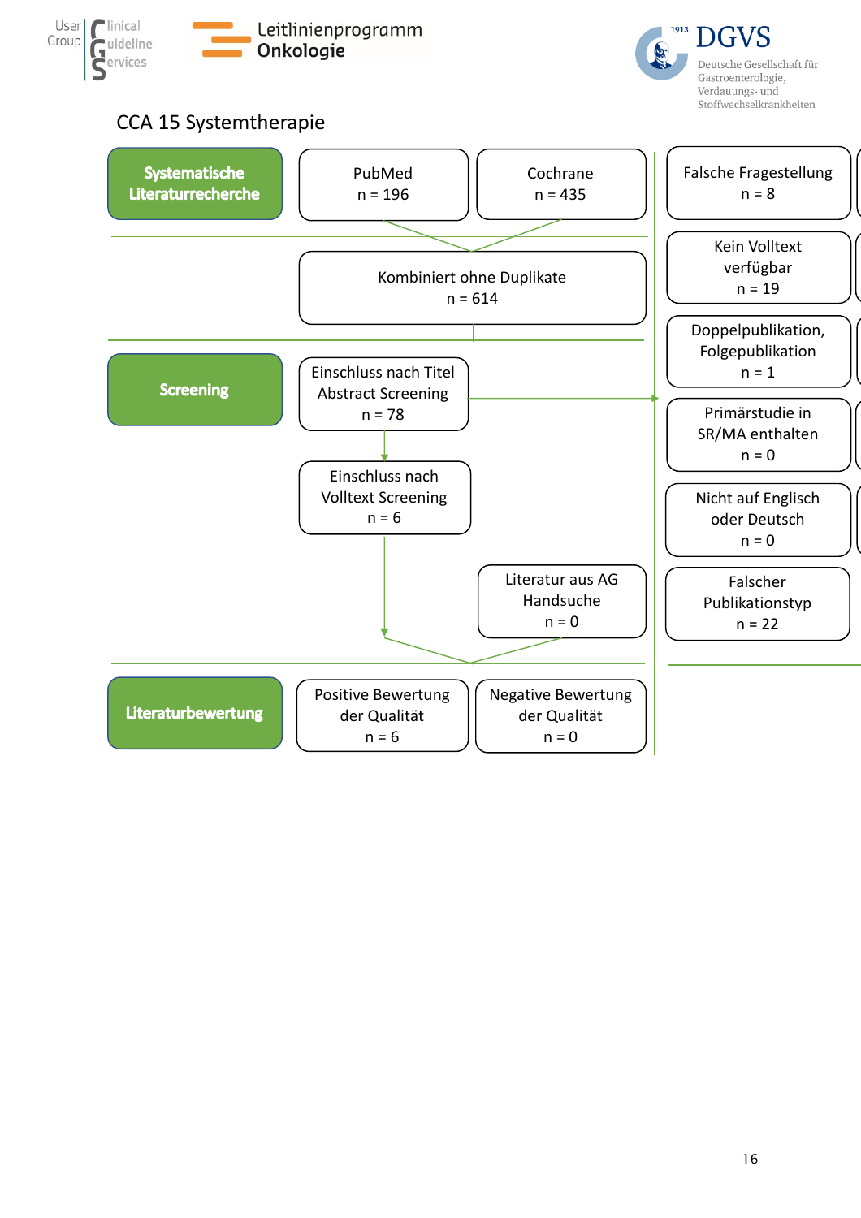## CCA 15 Systemtherapie

**Systematische Literaturrecherche**

- PubMed n = 196
- Cochrane n = 435
- Kombiniert ohne Duplikate n = 614

**Screening**

- Einschluss nach Titel Abstract Screening n = 78
- Einschluss nach Volltext Screening n = 6
- Literatur aus AG Handsuche n = 0

Ausschlüsse:

- Falsche Fragestellung n = 8
- Kein Volltext verfügbar n = 19
- Doppelpublikation, Folgepublikation n = 1
- Primärstudie in SR/MA enthalten n = 0
- Nicht auf Englisch oder Deutsch n = 0
- Falscher Publikationstyp n = 22

**Literaturbewertung**

- Positive Bewertung der Qualität n = 6
- Negative Bewertung der Qualität n = 0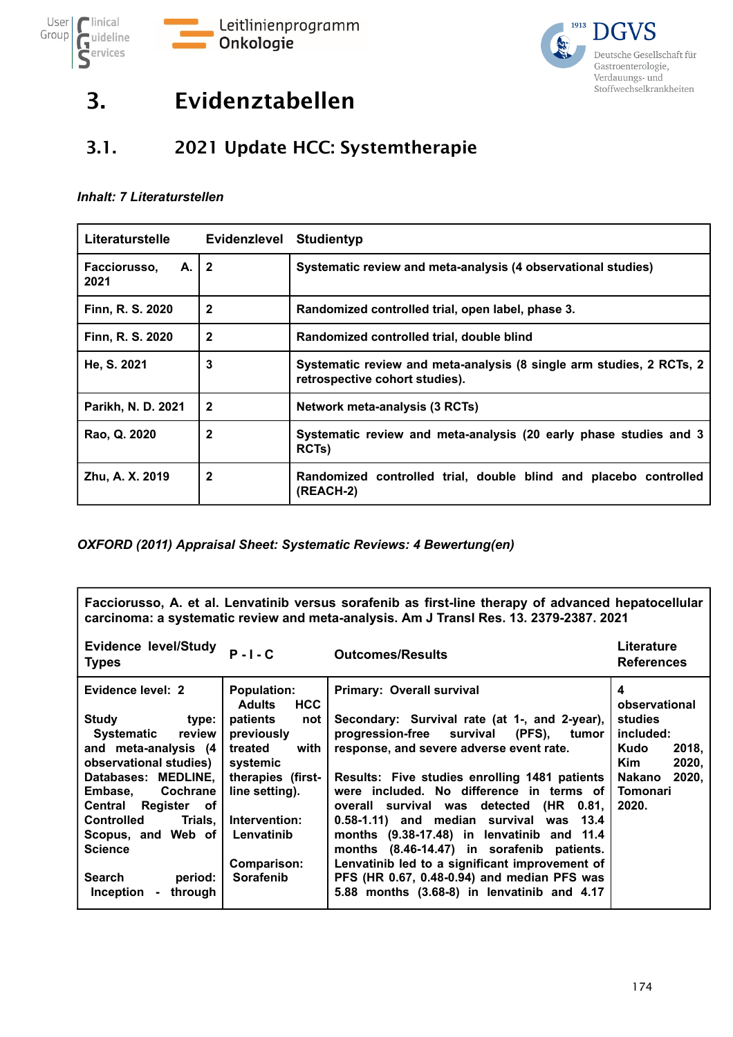# 3. Evidenztabellen

## 3.1. 2021 Update HCC: Systemtherapie

***Inhalt: 7 Literaturstellen***

| Literaturstelle | Evidenzlevel | Studientyp |
|---|---|---|
| **Facciorusso, A. 2021** | **2** | **Systematic review and meta-analysis (4 observational studies)** |
| **Finn, R. S. 2020** | **2** | **Randomized controlled trial, open label, phase 3.** |
| **Finn, R. S. 2020** | **2** | **Randomized controlled trial, double blind** |
| **He, S. 2021** | **3** | **Systematic review and meta-analysis (8 single arm studies, 2 RCTs, 2 retrospective cohort studies).** |
| **Parikh, N. D. 2021** | **2** | **Network meta-analysis (3 RCTs)** |
| **Rao, Q. 2020** | **2** | **Systematic review and meta-analysis (20 early phase studies and 3 RCTs)** |
| **Zhu, A. X. 2019** | **2** | **Randomized controlled trial, double blind and placebo controlled (REACH-2)** |

***OXFORD (2011) Appraisal Sheet: Systematic Reviews: 4 Bewertung(en)***

| **Facciorusso, A. et al. Lenvatinib versus sorafenib as first-line therapy of advanced hepatocellular carcinoma: a systematic review and meta-analysis. Am J Transl Res. 13. 2379-2387. 2021** | | | |
|---|---|---|---|
| **Evidence level/Study Types** | **P - I - C** | **Outcomes/Results** | **Literature References** |
| **Evidence level: 2**<br><br>**Study type: Systematic review and meta-analysis (4 observational studies)**<br>**Databases: MEDLINE, Embase, Cochrane Central Register of Controlled Trials, Scopus, and Web of Science**<br><br>**Search period: Inception - through** | **Population: Adults HCC patients not previously treated with systemic therapies (first-line setting).**<br><br>**Intervention: Lenvatinib**<br><br>**Comparison: Sorafenib** | **Primary: Overall survival**<br><br>**Secondary: Survival rate (at 1-, and 2-year), progression-free survival (PFS), tumor response, and severe adverse event rate.**<br><br>**Results: Five studies enrolling 1481 patients were included. No difference in terms of overall survival was detected (HR 0.81, 0.58-1.11) and median survival was 13.4 months (9.38-17.48) in lenvatinib and 11.4 months (8.46-14.47) in sorafenib patients. Lenvatinib led to a significant improvement of PFS (HR 0.67, 0.48-0.94) and median PFS was 5.88 months (3.68-8) in lenvatinib and 4.17** | **4 observational studies included: Kudo 2018, Kim 2020, Nakano 2020, Tomonari 2020.** |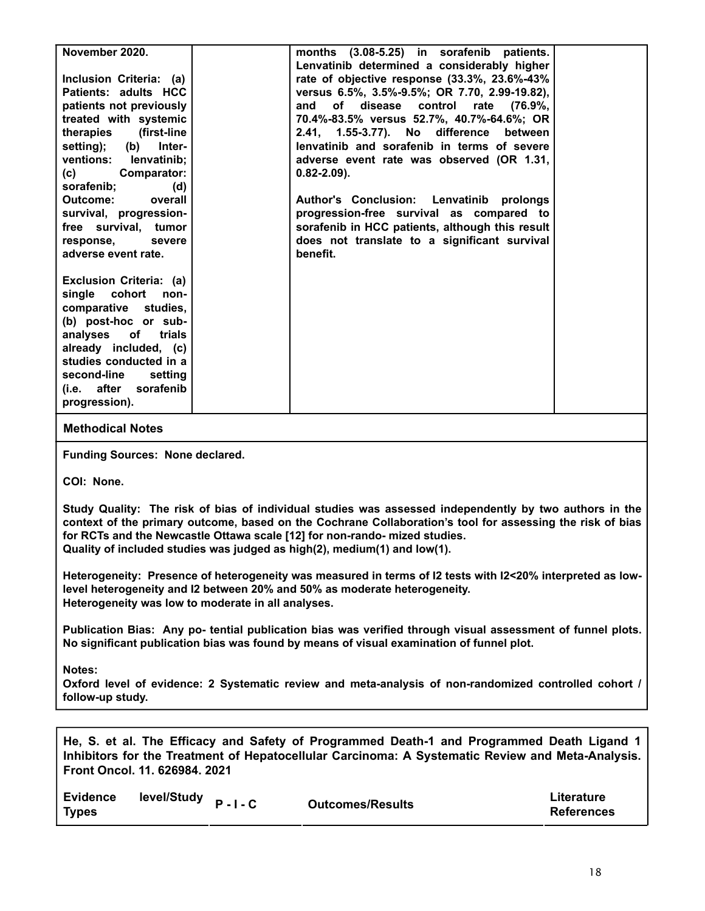| | | | |
|---|---|---|---|
| **November 2020.**<br><br>**Inclusion Criteria: (a) Patients: adults HCC patients not previously treated with systemic therapies (first-line setting); (b) Interventions: lenvatinib; (c) Comparator: sorafenib; (d) Outcome: overall survival, progression-free survival, tumor response, severe adverse event rate.**<br><br>**Exclusion Criteria: (a) single cohort non-comparative studies, (b) post-hoc or sub-analyses of trials already included, (c) studies conducted in a second-line setting (i.e. after sorafenib progression).** | | **months (3.08-5.25) in sorafenib patients. Lenvatinib determined a considerably higher rate of objective response (33.3%, 23.6%-43% versus 6.5%, 3.5%-9.5%; OR 7.70, 2.99-19.82), and of disease control rate (76.9%, 70.4%-83.5% versus 52.7%, 40.7%-64.6%; OR 2.41, 1.55-3.77). No difference between lenvatinib and sorafenib in terms of severe adverse event rate was observed (OR 1.31, 0.82-2.09).**<br><br>**Author's Conclusion: Lenvatinib prolongs progression-free survival as compared to sorafenib in HCC patients, although this result does not translate to a significant survival benefit.** | |

**Methodical Notes**

**Funding Sources: None declared.**

**COI: None.**

**Study Quality: The risk of bias of individual studies was assessed independently by two authors in the context of the primary outcome, based on the Cochrane Collaboration's tool for assessing the risk of bias for RCTs and the Newcastle Ottawa scale [12] for non-rando- mized studies.**
**Quality of included studies was judged as high(2), medium(1) and low(1).**

**Heterogeneity: Presence of heterogeneity was measured in terms of I2 tests with I2<20% interpreted as low-level heterogeneity and I2 between 20% and 50% as moderate heterogeneity.**
**Heterogeneity was low to moderate in all analyses.**

**Publication Bias: Any po- tential publication bias was verified through visual assessment of funnel plots. No significant publication bias was found by means of visual examination of funnel plot.**

**Notes:**
**Oxford level of evidence: 2 Systematic review and meta-analysis of non-randomized controlled cohort / follow-up study.**

**He, S. et al. The Efficacy and Safety of Programmed Death-1 and Programmed Death Ligand 1 Inhibitors for the Treatment of Hepatocellular Carcinoma: A Systematic Review and Meta-Analysis. Front Oncol. 11. 626984. 2021**

| Evidence level/Study Types | P - I - C | Outcomes/Results | Literature References |
|---|---|---|---|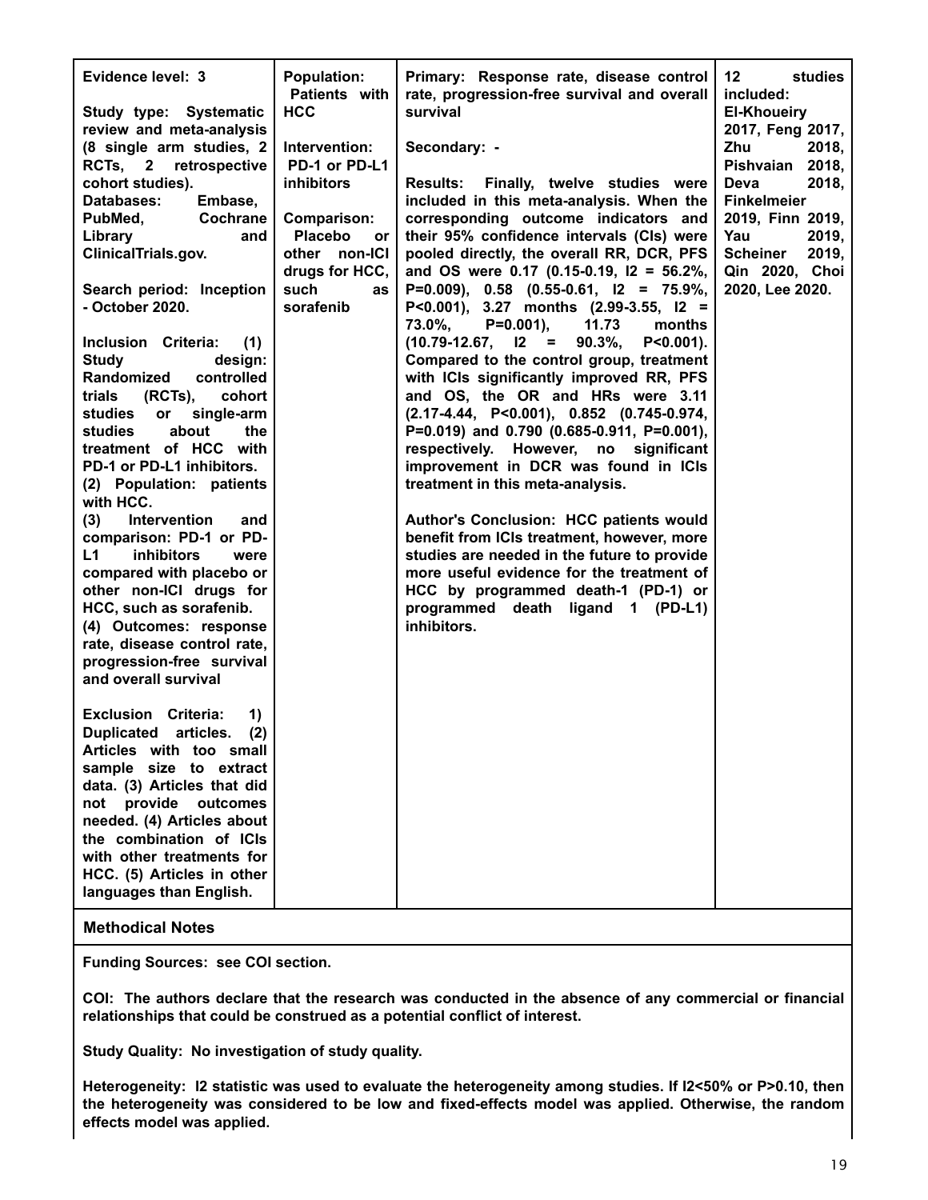| | | | |
|---|---|---|---|
| **Evidence level: 3**<br><br>**Study type: Systematic review and meta-analysis (8 single arm studies, 2 RCTs, 2 retrospective cohort studies).**<br>**Databases: Embase, PubMed, Cochrane Library and ClinicalTrials.gov.**<br><br>**Search period: Inception - October 2020.**<br><br>**Inclusion Criteria: (1) Study design: Randomized controlled trials (RCTs), cohort studies or single-arm studies about the treatment of HCC with PD-1 or PD-L1 inhibitors.**<br>**(2) Population: patients with HCC.**<br>**(3) Intervention and comparison: PD-1 or PD-L1 inhibitors were compared with placebo or other non-ICI drugs for HCC, such as sorafenib.**<br>**(4) Outcomes: response rate, disease control rate, progression-free survival and overall survival**<br><br>**Exclusion Criteria: 1) Duplicated articles. (2) Articles with too small sample size to extract data. (3) Articles that did not provide outcomes needed. (4) Articles about the combination of ICIs with other treatments for HCC. (5) Articles in other languages than English.** | **Population: Patients with HCC**<br><br>**Intervention: PD-1 or PD-L1 inhibitors**<br><br>**Comparison: Placebo or other non-ICI drugs for HCC, such as sorafenib** | **Primary: Response rate, disease control rate, progression-free survival and overall survival**<br><br>**Secondary: -**<br><br>**Results: Finally, twelve studies were included in this meta-analysis. When the corresponding outcome indicators and their 95% confidence intervals (CIs) were pooled directly, the overall RR, DCR, PFS and OS were 0.17 (0.15-0.19, I2 = 56.2%, P=0.009), 0.58 (0.55-0.61, I2 = 75.9%, P<0.001), 3.27 months (2.99-3.55, I2 = 73.0%, P=0.001), 11.73 months (10.79-12.67, I2 = 90.3%, P<0.001). Compared to the control group, treatment with ICIs significantly improved RR, PFS and OS, the OR and HRs were 3.11 (2.17-4.44, P<0.001), 0.852 (0.745-0.974, P=0.019) and 0.790 (0.685-0.911, P=0.001), respectively. However, no significant improvement in DCR was found in ICIs treatment in this meta-analysis.**<br><br>**Author's Conclusion: HCC patients would benefit from ICIs treatment, however, more studies are needed in the future to provide more useful evidence for the treatment of HCC by programmed death-1 (PD-1) or programmed death ligand 1 (PD-L1) inhibitors.** | **12 studies included: El-Khoueiry 2017, Feng 2017, Zhu 2018, Pishvaian 2018, Deva 2018, Finkelmeier 2019, Finn 2019, Yau 2019, Scheiner 2019, Qin 2020, Choi 2020, Lee 2020.** |

**Methodical Notes**

**Funding Sources: see COI section.**

**COI: The authors declare that the research was conducted in the absence of any commercial or financial relationships that could be construed as a potential conflict of interest.**

**Study Quality: No investigation of study quality.**

**Heterogeneity: I2 statistic was used to evaluate the heterogeneity among studies. If I2<50% or P>0.10, then the heterogeneity was considered to be low and fixed-effects model was applied. Otherwise, the random effects model was applied.**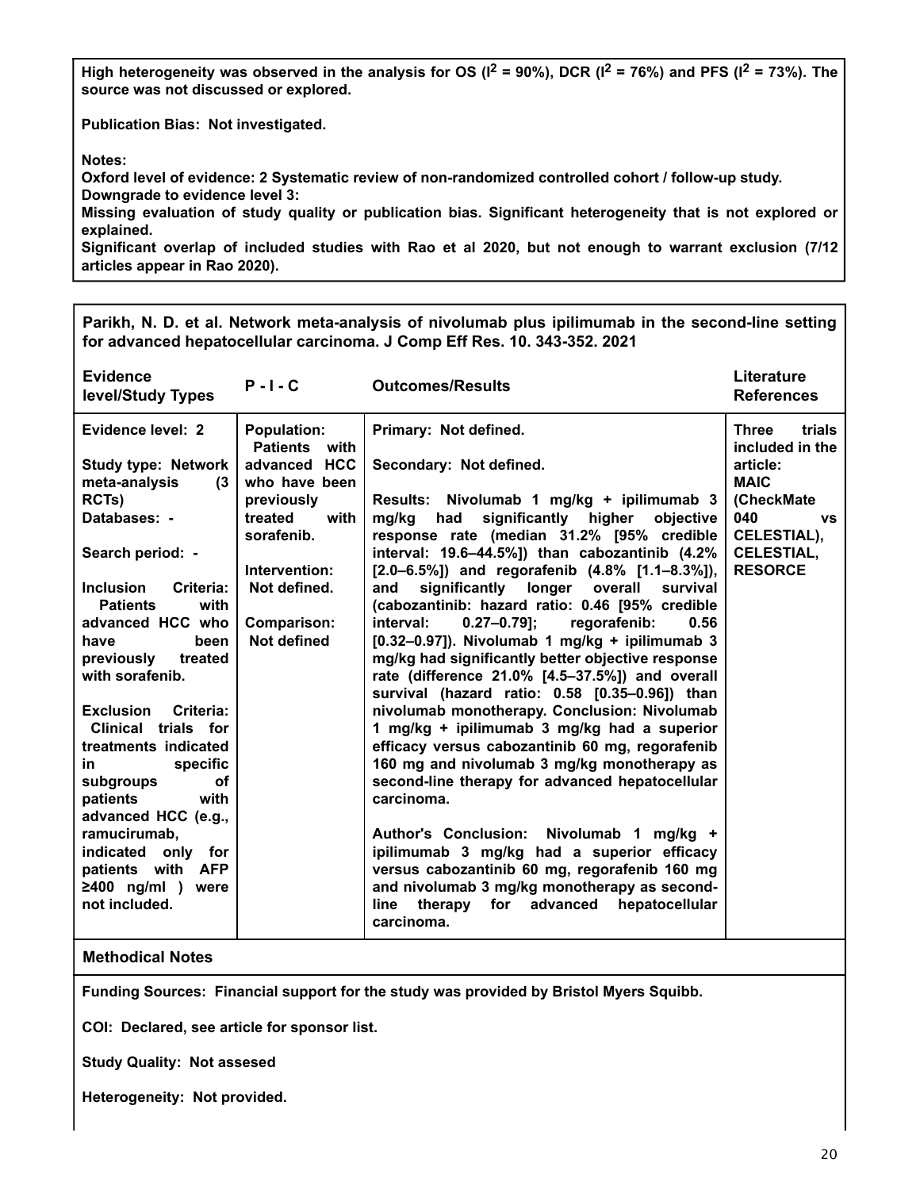**High heterogeneity was observed in the analysis for OS ($I^2$ = 90%), DCR ($I^2$ = 76%) and PFS ($I^2$ = 73%). The source was not discussed or explored.**

**Publication Bias: Not investigated.**

**Notes:**
**Oxford level of evidence: 2 Systematic review of non-randomized controlled cohort / follow-up study.**
**Downgrade to evidence level 3:**
**Missing evaluation of study quality or publication bias. Significant heterogeneity that is not explored or explained.**
**Significant overlap of included studies with Rao et al 2020, but not enough to warrant exclusion (7/12 articles appear in Rao 2020).**

**Parikh, N. D. et al. Network meta-analysis of nivolumab plus ipilimumab in the second-line setting for advanced hepatocellular carcinoma. J Comp Eff Res. 10. 343-352. 2021**

| Evidence level/Study Types | P - I - C | Outcomes/Results | Literature References |
|---|---|---|---|
| **Evidence level: 2**<br><br>**Study type: Network meta-analysis (3 RCTs)**<br>**Databases: -**<br><br>**Search period: -**<br><br>**Inclusion Criteria: Patients with advanced HCC who have been previously treated with sorafenib.**<br><br>**Exclusion Criteria: Clinical trials for treatments indicated in specific subgroups of patients with advanced HCC (e.g., ramucirumab, indicated only for patients with AFP ≥400 ng/ml ) were not included.** | **Population: Patients with advanced HCC who have been previously treated with sorafenib.**<br><br>**Intervention: Not defined.**<br><br>**Comparison: Not defined** | **Primary: Not defined.**<br><br>**Secondary: Not defined.**<br><br>**Results: Nivolumab 1 mg/kg + ipilimumab 3 mg/kg had significantly higher objective response rate (median 31.2% [95% credible interval: 19.6–44.5%]) than cabozantinib (4.2% [2.0–6.5%]) and regorafenib (4.8% [1.1–8.3%]), and significantly longer overall survival (cabozantinib: hazard ratio: 0.46 [95% credible interval: 0.27–0.79]; regorafenib: 0.56 [0.32–0.97]). Nivolumab 1 mg/kg + ipilimumab 3 mg/kg had significantly better objective response rate (difference 21.0% [4.5–37.5%]) and overall survival (hazard ratio: 0.58 [0.35–0.96]) than nivolumab monotherapy. Conclusion: Nivolumab 1 mg/kg + ipilimumab 3 mg/kg had a superior efficacy versus cabozantinib 60 mg, regorafenib 160 mg and nivolumab 3 mg/kg monotherapy as second-line therapy for advanced hepatocellular carcinoma.**<br><br>**Author's Conclusion: Nivolumab 1 mg/kg + ipilimumab 3 mg/kg had a superior efficacy versus cabozantinib 60 mg, regorafenib 160 mg and nivolumab 3 mg/kg monotherapy as second-line therapy for advanced hepatocellular carcinoma.** | **Three trials included in the article: MAIC (CheckMate 040 vs CELESTIAL), CELESTIAL, RESORCE** |

**Methodical Notes**

**Funding Sources: Financial support for the study was provided by Bristol Myers Squibb.**

**COI: Declared, see article for sponsor list.**

**Study Quality: Not assesed**

**Heterogeneity: Not provided.**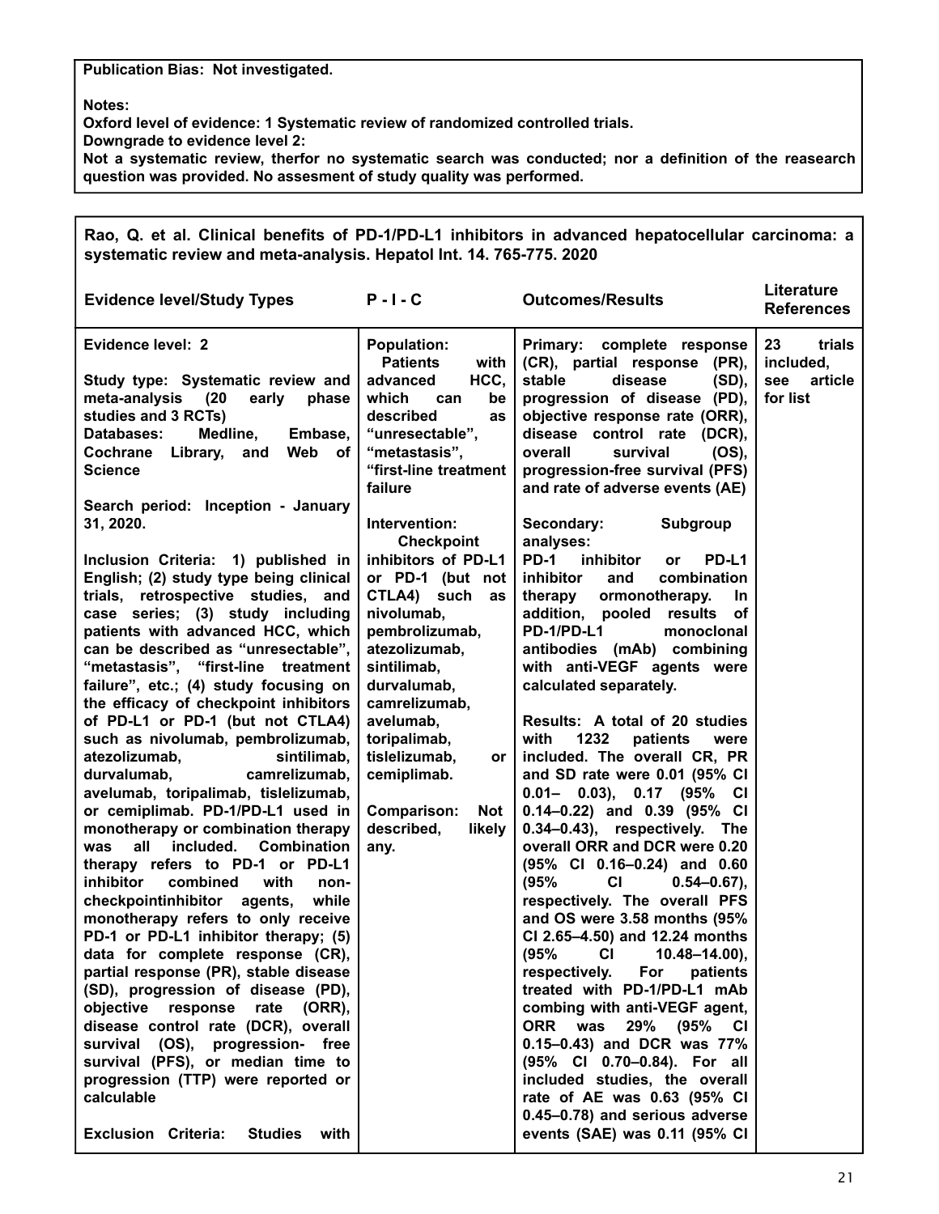**Publication Bias: Not investigated.**

**Notes:**
**Oxford level of evidence: 1 Systematic review of randomized controlled trials.**
**Downgrade to evidence level 2:**
**Not a systematic review, therfor no systematic search was conducted; nor a definition of the reasearch question was provided. No assesment of study quality was performed.**

**Rao, Q. et al. Clinical benefits of PD-1/PD-L1 inhibitors in advanced hepatocellular carcinoma: a systematic review and meta-analysis. Hepatol Int. 14. 765-775. 2020**

| Evidence level/Study Types | P - I - C | Outcomes/Results | Literature References |
|---|---|---|---|
| **Evidence level: 2**<br><br>**Study type: Systematic review and meta-analysis (20 early phase studies and 3 RCTs)**<br>**Databases: Medline, Embase, Cochrane Library, and Web of Science**<br><br>**Search period: Inception - January 31, 2020.**<br><br>**Inclusion Criteria: 1) published in English; (2) study type being clinical trials, retrospective studies, and case series; (3) study including patients with advanced HCC, which can be described as "unresectable", "metastasis", "first-line treatment failure", etc.; (4) study focusing on the efficacy of checkpoint inhibitors of PD-L1 or PD-1 (but not CTLA4) such as nivolumab, pembrolizumab, atezolizumab, sintilimab, durvalumab, camrelizumab, avelumab, toripalimab, tislelizumab, or cemiplimab. PD-1/PD-L1 used in monotherapy or combination therapy was all included. Combination therapy refers to PD-1 or PD-L1 inhibitor combined with non-checkpointinhibitor agents, while monotherapy refers to only receive PD-1 or PD-L1 inhibitor therapy; (5) data for complete response (CR), partial response (PR), stable disease (SD), progression of disease (PD), objective response rate (ORR), disease control rate (DCR), overall survival (OS), progression- free survival (PFS), or median time to progression (TTP) were reported or calculable**<br><br>**Exclusion Criteria: Studies with** | **Population:**<br>**Patients with advanced HCC, which can be described as "unresectable", "metastasis", "first-line treatment failure**<br><br>**Intervention:**<br>**Checkpoint inhibitors of PD-L1 or PD-1 (but not CTLA4) such as nivolumab, pembrolizumab, atezolizumab, sintilimab, durvalumab, camrelizumab, avelumab, toripalimab, tislelizumab, or cemiplimab.**<br><br>**Comparison: Not described, likely any.** | **Primary: complete response (CR), partial response (PR), stable disease (SD), progression of disease (PD), objective response rate (ORR), disease control rate (DCR), overall survival (OS), progression-free survival (PFS) and rate of adverse events (AE)**<br><br>**Secondary: Subgroup analyses:**<br>**PD-1 inhibitor or PD-L1 inhibitor and combination therapy ormonotherapy. In addition, pooled results of PD-1/PD-L1 monoclonal antibodies (mAb) combining with anti-VEGF agents were calculated separately.**<br><br>**Results: A total of 20 studies with 1232 patients were included. The overall CR, PR and SD rate were 0.01 (95% CI 0.01– 0.03), 0.17 (95% CI 0.14–0.22) and 0.39 (95% CI 0.34–0.43), respectively. The overall ORR and DCR were 0.20 (95% CI 0.16–0.24) and 0.60 (95% CI 0.54–0.67), respectively. The overall PFS and OS were 3.58 months (95% CI 2.65–4.50) and 12.24 months (95% CI 10.48–14.00), respectively. For patients treated with PD-1/PD-L1 mAb combing with anti-VEGF agent, ORR was 29% (95% CI 0.15–0.43) and DCR was 77% (95% CI 0.70–0.84). For all included studies, the overall rate of AE was 0.63 (95% CI 0.45–0.78) and serious adverse events (SAE) was 0.11 (95% CI** | **23 trials included, see article for list** |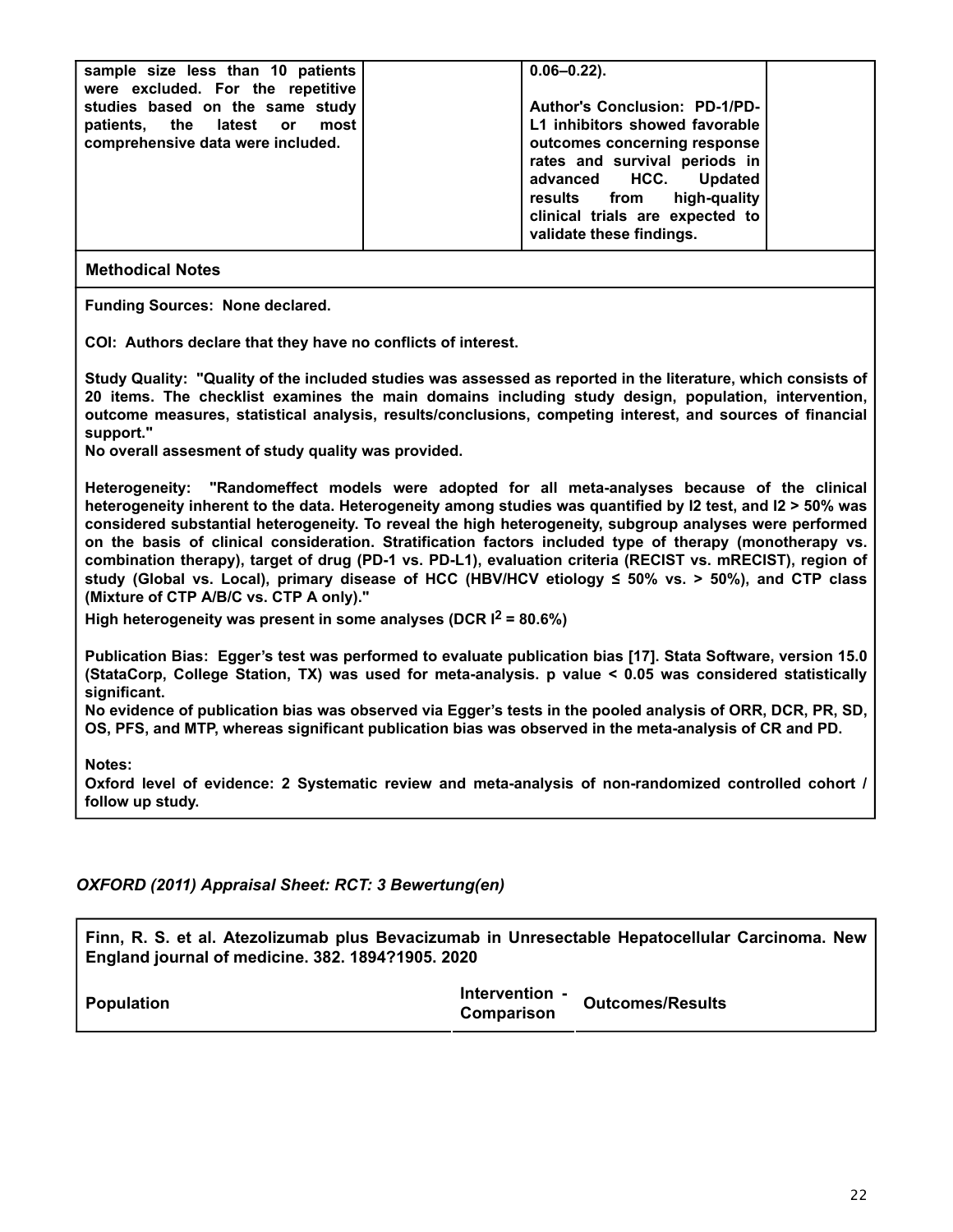| | | | |
|---|---|---|---|
| sample size less than 10 patients were excluded. For the repetitive studies based on the same study patients, the latest or most comprehensive data were included. | | 0.06–0.22).<br><br>Author's Conclusion: PD-1/PD-L1 inhibitors showed favorable outcomes concerning response rates and survival periods in advanced HCC. Updated results from high-quality clinical trials are expected to validate these findings. | |

**Methodical Notes**

**Funding Sources:** None declared.

**COI:** Authors declare that they have no conflicts of interest.

**Study Quality:** "Quality of the included studies was assessed as reported in the literature, which consists of 20 items. The checklist examines the main domains including study design, population, intervention, outcome measures, statistical analysis, results/conclusions, competing interest, and sources of financial support."
No overall assesment of study quality was provided.

**Heterogeneity:** "Randomeffect models were adopted for all meta-analyses because of the clinical heterogeneity inherent to the data. Heterogeneity among studies was quantified by I2 test, and I2 > 50% was considered substantial heterogeneity. To reveal the high heterogeneity, subgroup analyses were performed on the basis of clinical consideration. Stratification factors included type of therapy (monotherapy vs. combination therapy), target of drug (PD-1 vs. PD-L1), evaluation criteria (RECIST vs. mRECIST), region of study (Global vs. Local), primary disease of HCC (HBV/HCV etiology ≤ 50% vs. > 50%), and CTP class (Mixture of CTP A/B/C vs. CTP A only)."
High heterogeneity was present in some analyses (DCR $I^2$ = 80.6%)

**Publication Bias:** Egger's test was performed to evaluate publication bias [17]. Stata Software, version 15.0 (StataCorp, College Station, TX) was used for meta-analysis. p value < 0.05 was considered statistically significant.
No evidence of publication bias was observed via Egger's tests in the pooled analysis of ORR, DCR, PR, SD, OS, PFS, and MTP, whereas significant publication bias was observed in the meta-analysis of CR and PD.

**Notes:**
Oxford level of evidence: 2 Systematic review and meta-analysis of non-randomized controlled cohort / follow up study.

*OXFORD (2011) Appraisal Sheet: RCT: 3 Bewertung(en)*

**Finn, R. S. et al. Atezolizumab plus Bevacizumab in Unresectable Hepatocellular Carcinoma. New England journal of medicine. 382. 1894?1905. 2020**

| Population | Intervention - Comparison | Outcomes/Results |
|---|---|---|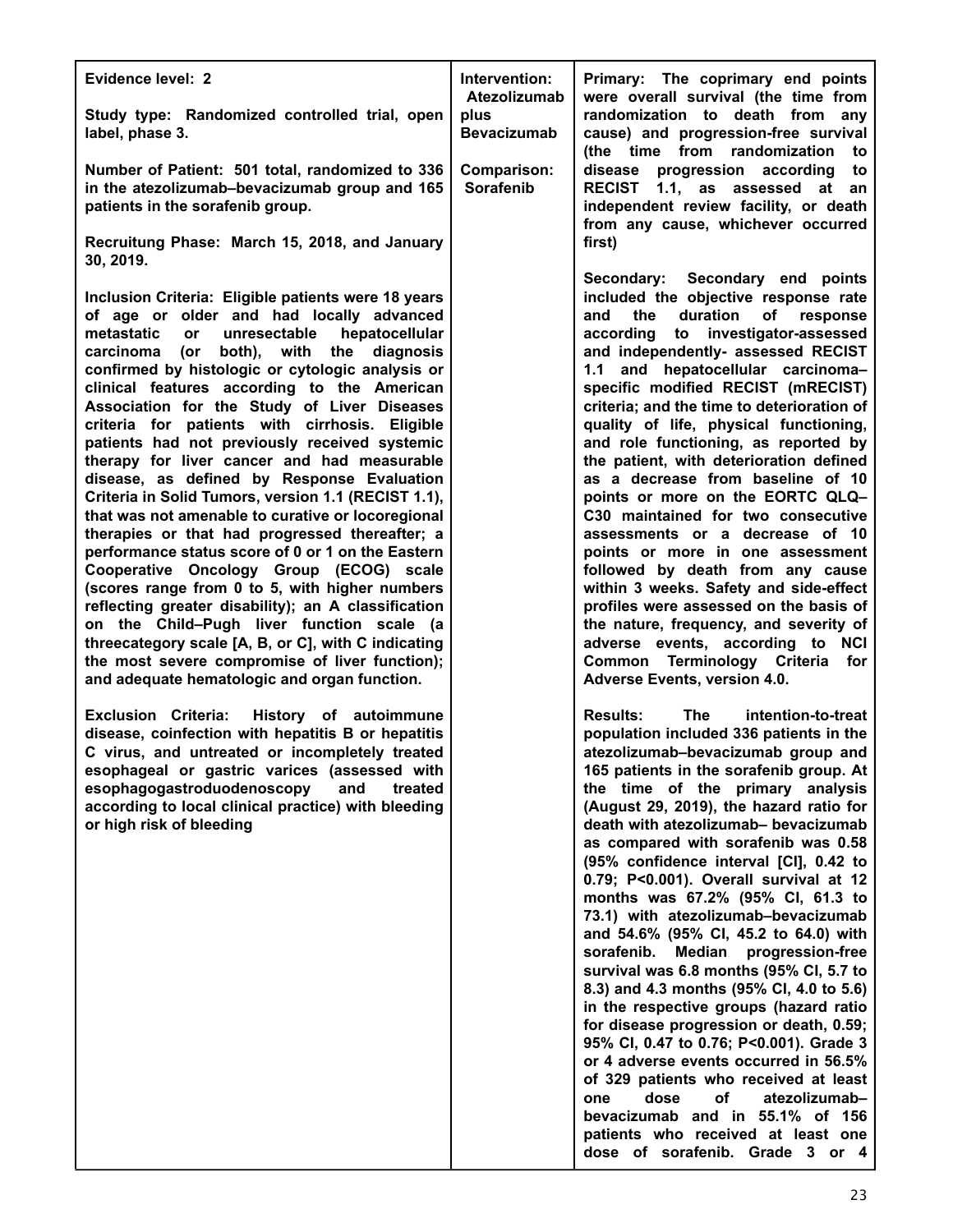| **Evidence level: 2**<br><br>**Study type: Randomized controlled trial, open label, phase 3.**<br><br>**Number of Patient: 501 total, randomized to 336 in the atezolizumab–bevacizumab group and 165 patients in the sorafenib group.**<br><br>**Recruitung Phase: March 15, 2018, and January 30, 2019.**<br><br>**Inclusion Criteria: Eligible patients were 18 years of age or older and had locally advanced metastatic or unresectable hepatocellular carcinoma (or both), with the diagnosis confirmed by histologic or cytologic analysis or clinical features according to the American Association for the Study of Liver Diseases criteria for patients with cirrhosis. Eligible patients had not previously received systemic therapy for liver cancer and had measurable disease, as defined by Response Evaluation Criteria in Solid Tumors, version 1.1 (RECIST 1.1), that was not amenable to curative or locoregional therapies or that had progressed thereafter; a performance status score of 0 or 1 on the Eastern Cooperative Oncology Group (ECOG) scale (scores range from 0 to 5, with higher numbers reflecting greater disability); an A classification on the Child–Pugh liver function scale (a threecategory scale [A, B, or C], with C indicating the most severe compromise of liver function); and adequate hematologic and organ function.**<br><br>**Exclusion Criteria: History of autoimmune disease, coinfection with hepatitis B or hepatitis C virus, and untreated or incompletely treated esophageal or gastric varices (assessed with esophagogastroduodenoscopy and treated according to local clinical practice) with bleeding or high risk of bleeding** | **Intervention: Atezolizumab plus Bevacizumab**<br><br>**Comparison: Sorafenib** | **Primary: The coprimary end points were overall survival (the time from randomization to death from any cause) and progression-free survival (the time from randomization to disease progression according to RECIST 1.1, as assessed at an independent review facility, or death from any cause, whichever occurred first)**<br><br>**Secondary: Secondary end points included the objective response rate and the duration of response according to investigator-assessed and independently- assessed RECIST 1.1 and hepatocellular carcinoma–specific modified RECIST (mRECIST) criteria; and the time to deterioration of quality of life, physical functioning, and role functioning, as reported by the patient, with deterioration defined as a decrease from baseline of 10 points or more on the EORTC QLQ–C30 maintained for two consecutive assessments or a decrease of 10 points or more in one assessment followed by death from any cause within 3 weeks. Safety and side-effect profiles were assessed on the basis of the nature, frequency, and severity of adverse events, according to NCI Common Terminology Criteria for Adverse Events, version 4.0.**<br><br>**Results: The intention-to-treat population included 336 patients in the atezolizumab–bevacizumab group and 165 patients in the sorafenib group. At the time of the primary analysis (August 29, 2019), the hazard ratio for death with atezolizumab– bevacizumab as compared with sorafenib was 0.58 (95% confidence interval [CI], 0.42 to 0.79; P<0.001). Overall survival at 12 months was 67.2% (95% CI, 61.3 to 73.1) with atezolizumab–bevacizumab and 54.6% (95% CI, 45.2 to 64.0) with sorafenib. Median progression-free survival was 6.8 months (95% CI, 5.7 to 8.3) and 4.3 months (95% CI, 4.0 to 5.6) in the respective groups (hazard ratio for disease progression or death, 0.59; 95% CI, 0.47 to 0.76; P<0.001). Grade 3 or 4 adverse events occurred in 56.5% of 329 patients who received at least one dose of atezolizumab–bevacizumab and in 55.1% of 156 patients who received at least one dose of sorafenib. Grade 3 or 4** |
|---|---|---|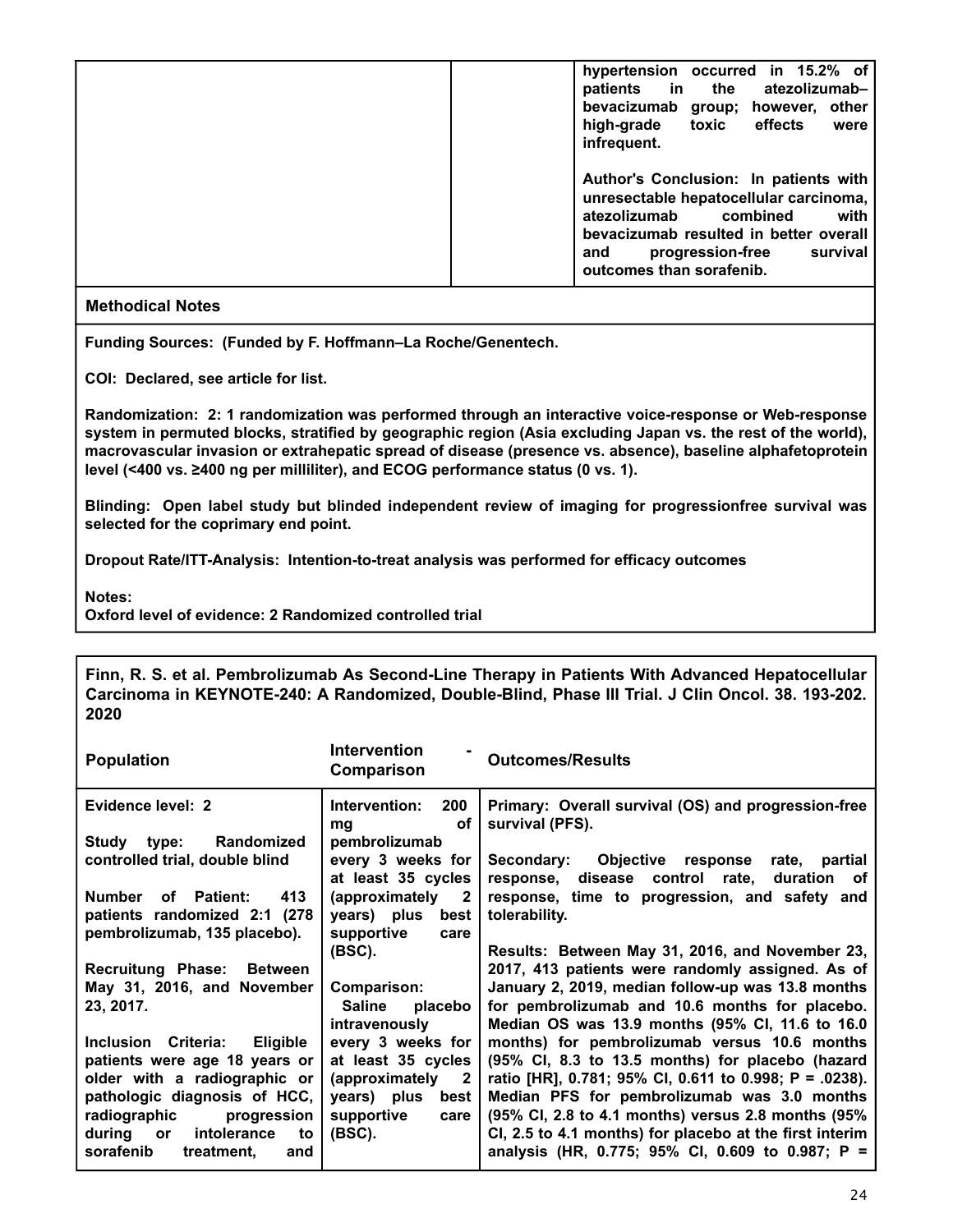| | | |
|---|---|---|
| | | **hypertension occurred in 15.2% of patients in the atezolizumab–bevacizumab group; however, other high-grade toxic effects were infrequent.**<br><br>**Author's Conclusion: In patients with unresectable hepatocellular carcinoma, atezolizumab combined with bevacizumab resulted in better overall and progression-free survival outcomes than sorafenib.** |

**Methodical Notes**

**Funding Sources: (Funded by F. Hoffmann–La Roche/Genentech.**

**COI: Declared, see article for list.**

**Randomization: 2: 1 randomization was performed through an interactive voice-response or Web-response system in permuted blocks, stratified by geographic region (Asia excluding Japan vs. the rest of the world), macrovascular invasion or extrahepatic spread of disease (presence vs. absence), baseline alphafetoprotein level (<400 vs. ≥400 ng per milliliter), and ECOG performance status (0 vs. 1).**

**Blinding: Open label study but blinded independent review of imaging for progressionfree survival was selected for the coprimary end point.**

**Dropout Rate/ITT-Analysis: Intention-to-treat analysis was performed for efficacy outcomes**

**Notes:**
**Oxford level of evidence: 2 Randomized controlled trial**

**Finn, R. S. et al. Pembrolizumab As Second-Line Therapy in Patients With Advanced Hepatocellular Carcinoma in KEYNOTE-240: A Randomized, Double-Blind, Phase III Trial. J Clin Oncol. 38. 193-202. 2020**

| Population | Intervention - Comparison | Outcomes/Results |
|---|---|---|
| **Evidence level: 2**<br><br>**Study type: Randomized controlled trial, double blind**<br><br>**Number of Patient: 413 patients randomized 2:1 (278 pembrolizumab, 135 placebo).**<br><br>**Recruitung Phase: Between May 31, 2016, and November 23, 2017.**<br><br>**Inclusion Criteria: Eligible patients were age 18 years or older with a radiographic or pathologic diagnosis of HCC, radiographic progression during or intolerance to sorafenib treatment, and** | **Intervention: 200 mg of pembrolizumab every 3 weeks for at least 35 cycles (approximately 2 years) plus best supportive care (BSC).**<br><br>**Comparison: Saline placebo intravenously every 3 weeks for at least 35 cycles (approximately 2 years) plus best supportive care (BSC).** | **Primary: Overall survival (OS) and progression-free survival (PFS).**<br><br>**Secondary: Objective response rate, partial response, disease control rate, duration of response, time to progression, and safety and tolerability.**<br><br>**Results: Between May 31, 2016, and November 23, 2017, 413 patients were randomly assigned. As of January 2, 2019, median follow-up was 13.8 months for pembrolizumab and 10.6 months for placebo. Median OS was 13.9 months (95% CI, 11.6 to 16.0 months) for pembrolizumab versus 10.6 months (95% CI, 8.3 to 13.5 months) for placebo (hazard ratio [HR], 0.781; 95% CI, 0.611 to 0.998; P = .0238). Median PFS for pembrolizumab was 3.0 months (95% CI, 2.8 to 4.1 months) versus 2.8 months (95% CI, 2.5 to 4.1 months) for placebo at the first interim analysis (HR, 0.775; 95% CI, 0.609 to 0.987; P =** |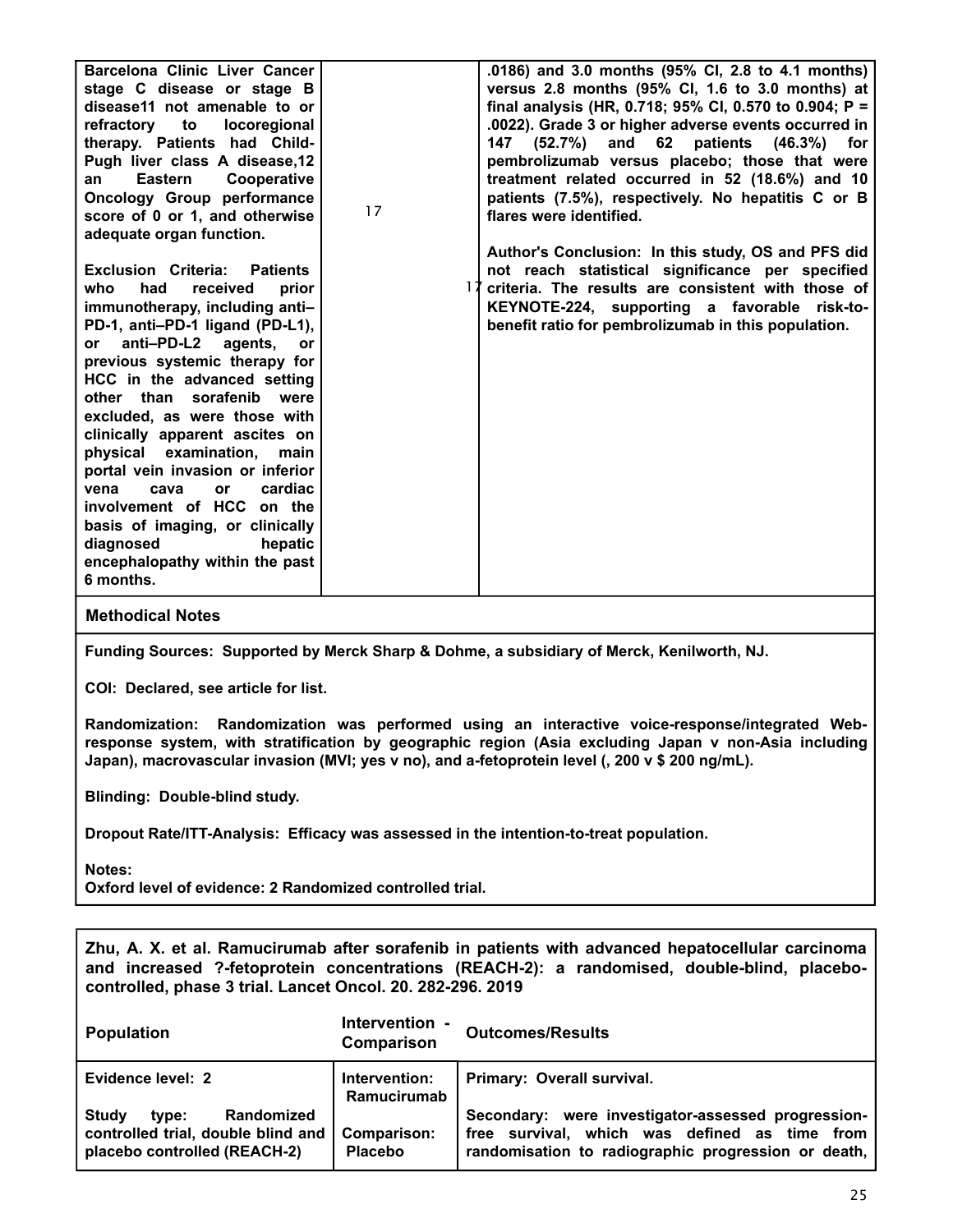| | | |
|---|---|---|
| Barcelona Clinic Liver Cancer stage C disease or stage B disease11 not amenable to or refractory to locoregional therapy. Patients had Child-Pugh liver class A disease,12 an Eastern Cooperative Oncology Group performance score of 0 or 1, and otherwise adequate organ function.<br><br>Exclusion Criteria: Patients who had received prior immunotherapy, including anti–PD-1, anti–PD-1 ligand (PD-L1), or anti–PD-L2 agents, or previous systemic therapy for HCC in the advanced setting other than sorafenib were excluded, as were those with clinically apparent ascites on physical examination, main portal vein invasion or inferior vena cava or cardiac involvement of HCC on the basis of imaging, or clinically diagnosed hepatic encephalopathy within the past 6 months. | 17 | .0186) and 3.0 months (95% CI, 2.8 to 4.1 months) versus 2.8 months (95% CI, 1.6 to 3.0 months) at final analysis (HR, 0.718; 95% CI, 0.570 to 0.904; P = .0022). Grade 3 or higher adverse events occurred in 147 (52.7%) and 62 patients (46.3%) for pembrolizumab versus placebo; those that were treatment related occurred in 52 (18.6%) and 10 patients (7.5%), respectively. No hepatitis C or B flares were identified.<br><br>Author's Conclusion: In this study, OS and PFS did not reach statistical significance per specified criteria. The results are consistent with those of KEYNOTE-224, supporting a favorable risk-to-benefit ratio for pembrolizumab in this population. |

**Methodical Notes**

**Funding Sources:** Supported by Merck Sharp & Dohme, a subsidiary of Merck, Kenilworth, NJ.

**COI:** Declared, see article for list.

**Randomization:** Randomization was performed using an interactive voice-response/integrated Web-response system, with stratification by geographic region (Asia excluding Japan v non-Asia including Japan), macrovascular invasion (MVI; yes v no), and a-fetoprotein level (, 200 v $ 200 ng/mL).

**Blinding:** Double-blind study.

**Dropout Rate/ITT-Analysis:** Efficacy was assessed in the intention-to-treat population.

**Notes:**
Oxford level of evidence: 2 Randomized controlled trial.

**Zhu, A. X. et al. Ramucirumab after sorafenib in patients with advanced hepatocellular carcinoma and increased ?-fetoprotein concentrations (REACH-2): a randomised, double-blind, placebo-controlled, phase 3 trial. Lancet Oncol. 20. 282-296. 2019**

| Population | Intervention - Comparison | Outcomes/Results |
|---|---|---|
| Evidence level: 2<br><br>Study type: Randomized controlled trial, double blind and placebo controlled (REACH-2) | Intervention: Ramucirumab<br><br>Comparison: Placebo | Primary: Overall survival.<br><br>Secondary: were investigator-assessed progression-free survival, which was defined as time from randomisation to radiographic progression or death, |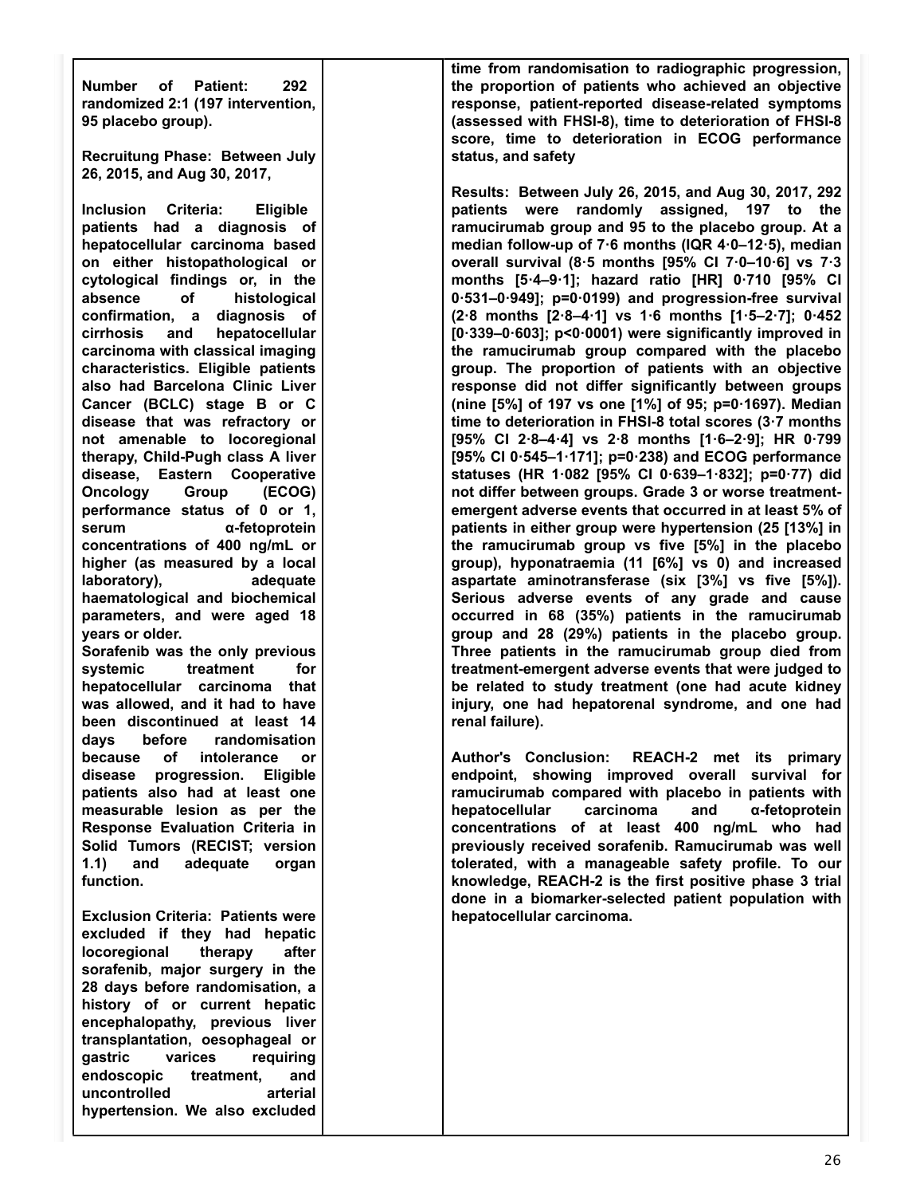| | | |
|---|---|---|
| **Number of Patient: 292 randomized 2:1 (197 intervention, 95 placebo group).**<br><br>**Recruitung Phase: Between July 26, 2015, and Aug 30, 2017,**<br><br>**Inclusion Criteria: Eligible patients had a diagnosis of hepatocellular carcinoma based on either histopathological or cytological findings or, in the absence of histological confirmation, a diagnosis of cirrhosis and hepatocellular carcinoma with classical imaging characteristics. Eligible patients also had Barcelona Clinic Liver Cancer (BCLC) stage B or C disease that was refractory or not amenable to locoregional therapy, Child-Pugh class A liver disease, Eastern Cooperative Oncology Group (ECOG) performance status of 0 or 1, serum α-fetoprotein concentrations of 400 ng/mL or higher (as measured by a local laboratory), adequate haematological and biochemical parameters, and were aged 18 years or older.**<br>**Sorafenib was the only previous systemic treatment for hepatocellular carcinoma that was allowed, and it had to have been discontinued at least 14 days before randomisation because of intolerance or disease progression. Eligible patients also had at least one measurable lesion as per the Response Evaluation Criteria in Solid Tumors (RECIST; version 1.1) and adequate organ function.**<br><br>**Exclusion Criteria: Patients were excluded if they had hepatic locoregional therapy after sorafenib, major surgery in the 28 days before randomisation, a history of or current hepatic encephalopathy, previous liver transplantation, oesophageal or gastric varices requiring endoscopic treatment, and uncontrolled arterial hypertension. We also excluded** | | **time from randomisation to radiographic progression, the proportion of patients who achieved an objective response, patient-reported disease-related symptoms (assessed with FHSI-8), time to deterioration of FHSI-8 score, time to deterioration in ECOG performance status, and safety**<br><br>**Results: Between July 26, 2015, and Aug 30, 2017, 292 patients were randomly assigned, 197 to the ramucirumab group and 95 to the placebo group. At a median follow-up of 7·6 months (IQR 4·0–12·5), median overall survival (8·5 months [95% CI 7·0–10·6] vs 7·3 months [5·4–9·1]; hazard ratio [HR] 0·710 [95% CI 0·531–0·949]; p=0·0199) and progression-free survival (2·8 months [2·8–4·1] vs 1·6 months [1·5–2·7]; 0·452 [0·339–0·603]; p<0·0001) were significantly improved in the ramucirumab group compared with the placebo group. The proportion of patients with an objective response did not differ significantly between groups (nine [5%] of 197 vs one [1%] of 95; p=0·1697). Median time to deterioration in FHSI-8 total scores (3·7 months [95% CI 2·8–4·4] vs 2·8 months [1·6–2·9]; HR 0·799 [95% CI 0·545–1·171]; p=0·238) and ECOG performance statuses (HR 1·082 [95% CI 0·639–1·832]; p=0·77) did not differ between groups. Grade 3 or worse treatment-emergent adverse events that occurred in at least 5% of patients in either group were hypertension (25 [13%] in the ramucirumab group vs five [5%] in the placebo group), hyponatraemia (11 [6%] vs 0) and increased aspartate aminotransferase (six [3%] vs five [5%]). Serious adverse events of any grade and cause occurred in 68 (35%) patients in the ramucirumab group and 28 (29%) patients in the placebo group. Three patients in the ramucirumab group died from treatment-emergent adverse events that were judged to be related to study treatment (one had acute kidney injury, one had hepatorenal syndrome, and one had renal failure).**<br><br>**Author's Conclusion: REACH-2 met its primary endpoint, showing improved overall survival for ramucirumab compared with placebo in patients with hepatocellular carcinoma and α-fetoprotein concentrations of at least 400 ng/mL who had previously received sorafenib. Ramucirumab was well tolerated, with a manageable safety profile. To our knowledge, REACH-2 is the first positive phase 3 trial done in a biomarker-selected patient population with hepatocellular carcinoma.** |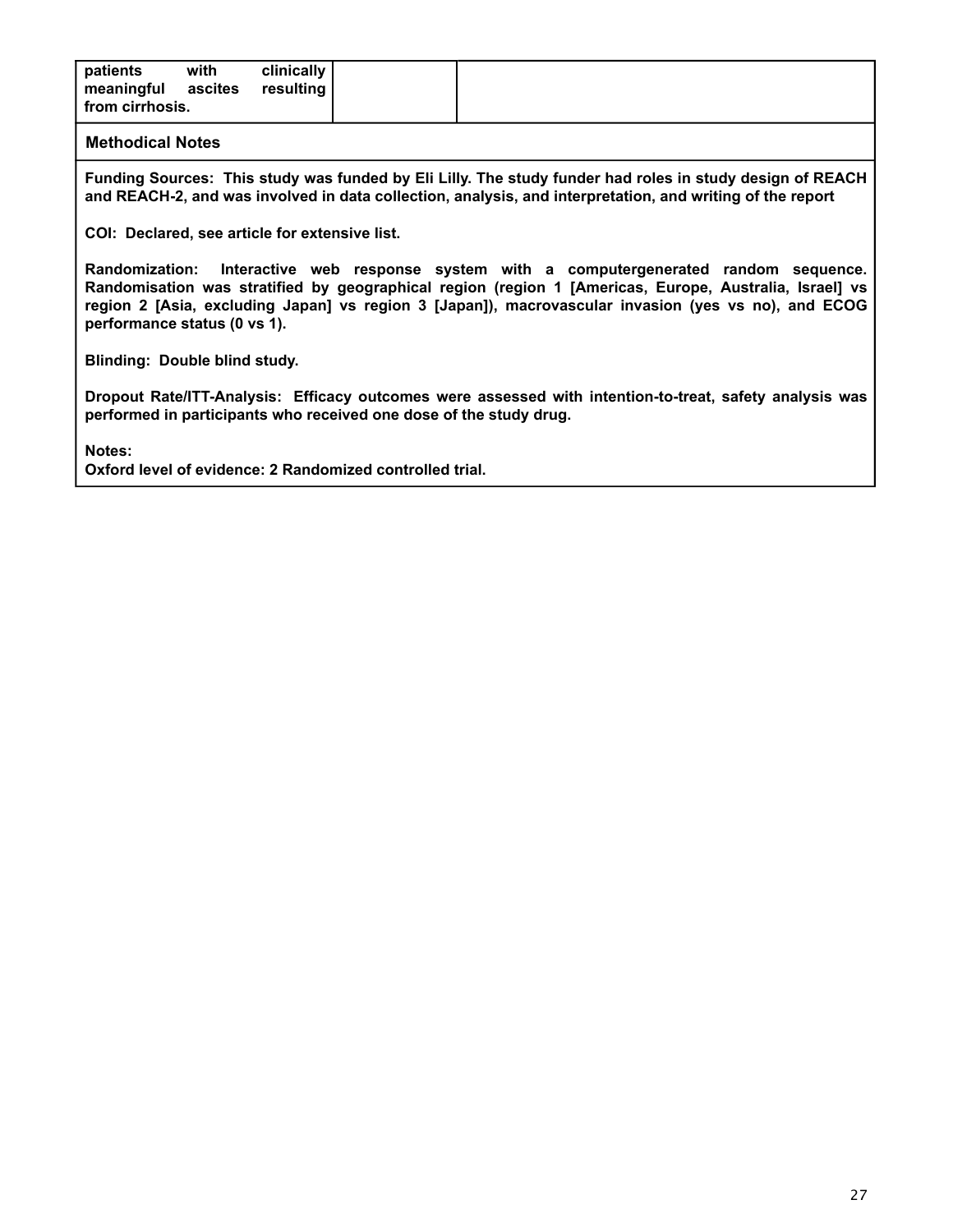| patients with clinically meaningful ascites resulting from cirrhosis. | | |
|---|---|---|

**Methodical Notes**

**Funding Sources: This study was funded by Eli Lilly. The study funder had roles in study design of REACH and REACH-2, and was involved in data collection, analysis, and interpretation, and writing of the report**

**COI: Declared, see article for extensive list.**

**Randomization: Interactive web response system with a computergenerated random sequence. Randomisation was stratified by geographical region (region 1 [Americas, Europe, Australia, Israel] vs region 2 [Asia, excluding Japan] vs region 3 [Japan]), macrovascular invasion (yes vs no), and ECOG performance status (0 vs 1).**

**Blinding: Double blind study.**

**Dropout Rate/ITT-Analysis: Efficacy outcomes were assessed with intention-to-treat, safety analysis was performed in participants who received one dose of the study drug.**

**Notes:**
**Oxford level of evidence: 2 Randomized controlled trial.**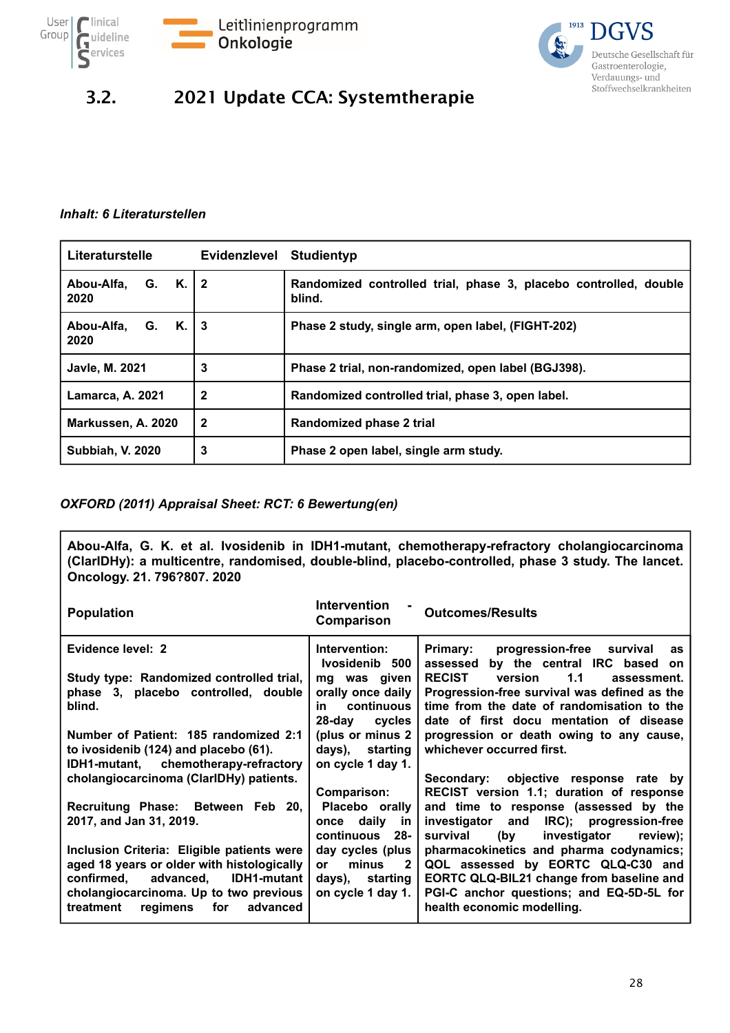## 3.2. 2021 Update CCA: Systemtherapie

*Inhalt: 6 Literaturstellen*

| Literaturstelle | Evidenzlevel | Studientyp |
|---|---|---|
| Abou-Alfa, G. K. 2020 | 2 | Randomized controlled trial, phase 3, placebo controlled, double blind. |
| Abou-Alfa, G. K. 2020 | 3 | Phase 2 study, single arm, open label, (FIGHT-202) |
| Javle, M. 2021 | 3 | Phase 2 trial, non-randomized, open label (BGJ398). |
| Lamarca, A. 2021 | 2 | Randomized controlled trial, phase 3, open label. |
| Markussen, A. 2020 | 2 | Randomized phase 2 trial |
| Subbiah, V. 2020 | 3 | Phase 2 open label, single arm study. |

*OXFORD (2011) Appraisal Sheet: RCT: 6 Bewertung(en)*

**Abou-Alfa, G. K. et al. Ivosidenib in IDH1-mutant, chemotherapy-refractory cholangiocarcinoma (ClarIDHy): a multicentre, randomised, double-blind, placebo-controlled, phase 3 study. The lancet. Oncology. 21. 796?807. 2020**

| Population | Intervention - Comparison | Outcomes/Results |
|---|---|---|
| Evidence level: 2<br><br>Study type: Randomized controlled trial, phase 3, placebo controlled, double blind.<br><br>Number of Patient: 185 randomized 2:1 to ivosidenib (124) and placebo (61). IDH1-mutant, chemotherapy-refractory cholangiocarcinoma (ClarIDHy) patients.<br><br>Recruitung Phase: Between Feb 20, 2017, and Jan 31, 2019.<br><br>Inclusion Criteria: Eligible patients were aged 18 years or older with histologically confirmed, advanced, IDH1-mutant cholangiocarcinoma. Up to two previous treatment regimens for advanced | Intervention: Ivosidenib 500 mg was given orally once daily in continuous 28-day cycles (plus or minus 2 days), starting on cycle 1 day 1.<br><br>Comparison: Placebo orally once daily in continuous 28-day cycles (plus or minus 2 days), starting on cycle 1 day 1. | Primary: progression-free survival as assessed by the central IRC based on RECIST version 1.1 assessment. Progression-free survival was defined as the time from the date of randomisation to the date of first docu mentation of disease progression or death owing to any cause, whichever occurred first.<br><br>Secondary: objective response rate by RECIST version 1.1; duration of response and time to response (assessed by the investigator and IRC); progression-free survival (by investigator review); pharmacokinetics and pharma codynamics; QOL assessed by EORTC QLQ-C30 and EORTC QLQ-BIL21 change from baseline and PGI-C anchor questions; and EQ-5D-5L for health economic modelling. |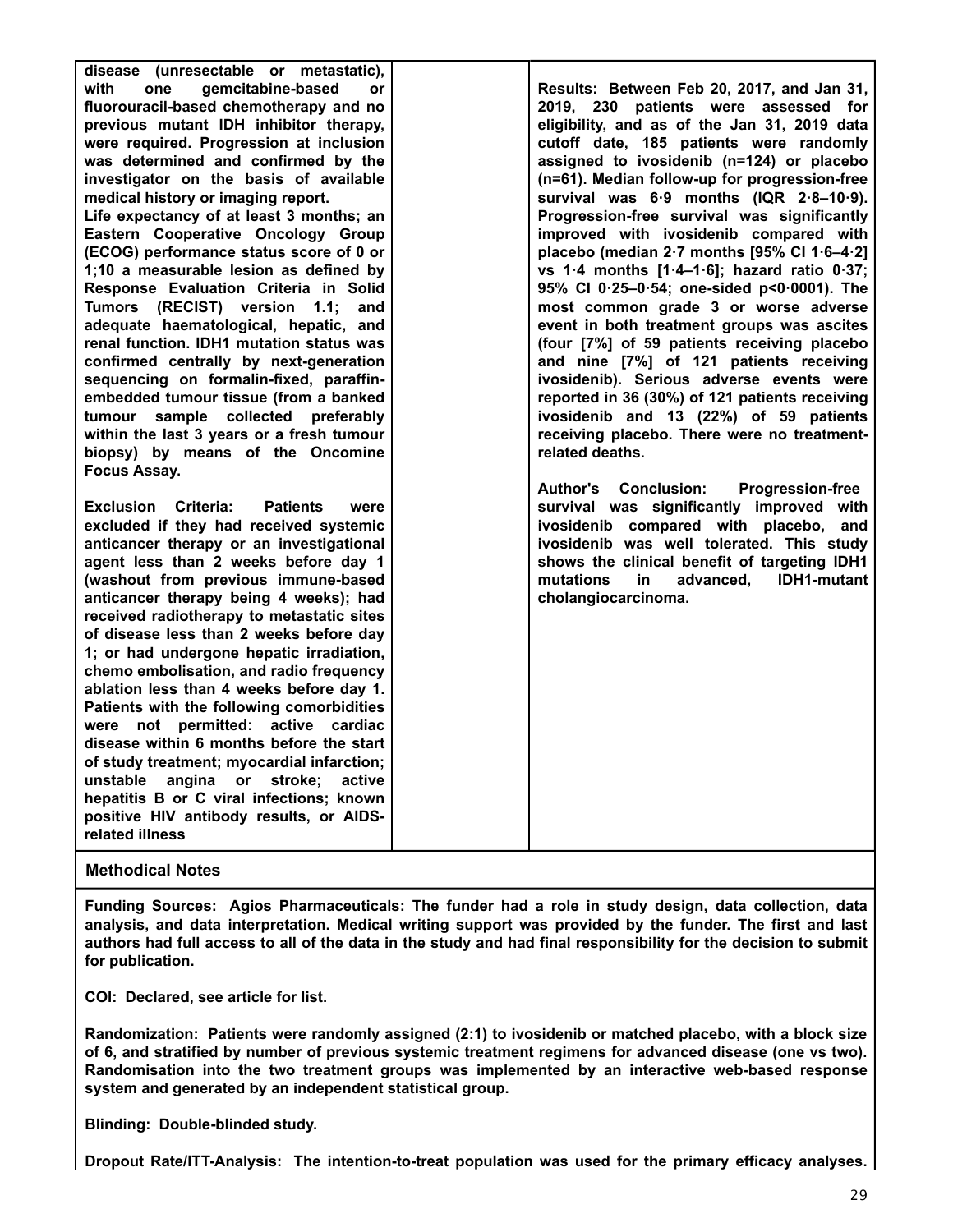| | | |
|---|---|---|
| **disease (unresectable or metastatic), with one gemcitabine-based or fluorouracil-based chemotherapy and no previous mutant IDH inhibitor therapy, were required. Progression at inclusion was determined and confirmed by the investigator on the basis of available medical history or imaging report.**<br>**Life expectancy of at least 3 months; an Eastern Cooperative Oncology Group (ECOG) performance status score of 0 or 1;10 a measurable lesion as defined by Response Evaluation Criteria in Solid Tumors (RECIST) version 1.1; and adequate haematological, hepatic, and renal function. IDH1 mutation status was confirmed centrally by next-generation sequencing on formalin-fixed, paraffin-embedded tumour tissue (from a banked tumour sample collected preferably within the last 3 years or a fresh tumour biopsy) by means of the Oncomine Focus Assay.**<br><br>**Exclusion Criteria: Patients were excluded if they had received systemic anticancer therapy or an investigational agent less than 2 weeks before day 1 (washout from previous immune-based anticancer therapy being 4 weeks); had received radiotherapy to metastatic sites of disease less than 2 weeks before day 1; or had undergone hepatic irradiation, chemo embolisation, and radio frequency ablation less than 4 weeks before day 1. Patients with the following comorbidities were not permitted: active cardiac disease within 6 months before the start of study treatment; myocardial infarction; unstable angina or stroke; active hepatitis B or C viral infections; known positive HIV antibody results, or AIDS-related illness** | | **Results: Between Feb 20, 2017, and Jan 31, 2019, 230 patients were assessed for eligibility, and as of the Jan 31, 2019 data cutoff date, 185 patients were randomly assigned to ivosidenib (n=124) or placebo (n=61). Median follow-up for progression-free survival was 6·9 months (IQR 2·8–10·9). Progression-free survival was significantly improved with ivosidenib compared with placebo (median 2·7 months [95% CI 1·6–4·2] vs 1·4 months [1·4–1·6]; hazard ratio 0·37; 95% CI 0·25–0·54; one-sided p<0·0001). The most common grade 3 or worse adverse event in both treatment groups was ascites (four [7%] of 59 patients receiving placebo and nine [7%] of 121 patients receiving ivosidenib). Serious adverse events were reported in 36 (30%) of 121 patients receiving ivosidenib and 13 (22%) of 59 patients receiving placebo. There were no treatment-related deaths.**<br><br>**Author's Conclusion: Progression-free survival was significantly improved with ivosidenib compared with placebo, and ivosidenib was well tolerated. This study shows the clinical benefit of targeting IDH1 mutations in advanced, IDH1-mutant cholangiocarcinoma.** |

**Methodical Notes**

**Funding Sources: Agios Pharmaceuticals: The funder had a role in study design, data collection, data analysis, and data interpretation. Medical writing support was provided by the funder. The first and last authors had full access to all of the data in the study and had final responsibility for the decision to submit for publication.**

**COI: Declared, see article for list.**

**Randomization: Patients were randomly assigned (2:1) to ivosidenib or matched placebo, with a block size of 6, and stratified by number of previous systemic treatment regimens for advanced disease (one vs two). Randomisation into the two treatment groups was implemented by an interactive web-based response system and generated by an independent statistical group.**

**Blinding: Double-blinded study.**

**Dropout Rate/ITT-Analysis: The intention-to-treat population was used for the primary efficacy analyses.**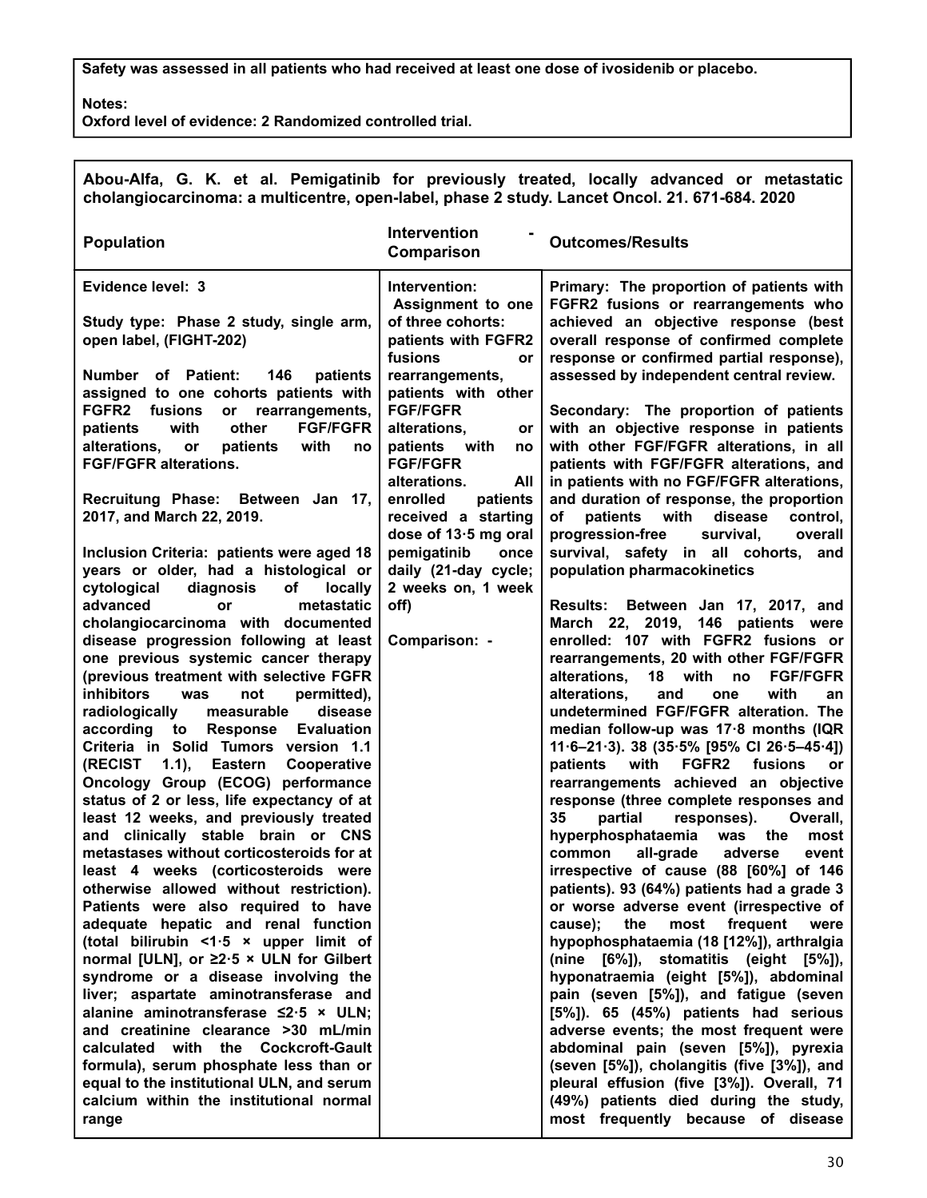| Safety was assessed in all patients who had received at least one dose of ivosidenib or placebo.<br><br>Notes:<br>Oxford level of evidence: 2 Randomized controlled trial. |
|---|

**Abou-Alfa, G. K. et al. Pemigatinib for previously treated, locally advanced or metastatic cholangiocarcinoma: a multicentre, open-label, phase 2 study. Lancet Oncol. 21. 671-684. 2020**

| Population | Intervention - Comparison | Outcomes/Results |
|---|---|---|
| **Evidence level: 3**<br><br>**Study type: Phase 2 study, single arm, open label, (FIGHT-202)**<br><br>**Number of Patient: 146 patients assigned to one cohorts patients with FGFR2 fusions or rearrangements, patients with other FGF/FGFR alterations, or patients with no FGF/FGFR alterations.**<br><br>**Recruitung Phase: Between Jan 17, 2017, and March 22, 2019.**<br><br>**Inclusion Criteria: patients were aged 18 years or older, had a histological or cytological diagnosis of locally advanced or metastatic cholangiocarcinoma with documented disease progression following at least one previous systemic cancer therapy (previous treatment with selective FGFR inhibitors was not permitted), radiologically measurable disease according to Response Evaluation Criteria in Solid Tumors version 1.1 (RECIST 1.1), Eastern Cooperative Oncology Group (ECOG) performance status of 2 or less, life expectancy of at least 12 weeks, and previously treated and clinically stable brain or CNS metastases without corticosteroids for at least 4 weeks (corticosteroids were otherwise allowed without restriction). Patients were also required to have adequate hepatic and renal function (total bilirubin <1·5 × upper limit of normal [ULN], or ≥2·5 × ULN for Gilbert syndrome or a disease involving the liver; aspartate aminotransferase and alanine aminotransferase ≤2·5 × ULN; and creatinine clearance >30 mL/min calculated with the Cockcroft-Gault formula), serum phosphate less than or equal to the institutional ULN, and serum calcium within the institutional normal range** | **Intervention: Assignment to one of three cohorts: patients with FGFR2 fusions or rearrangements, patients with other FGF/FGFR alterations, or patients with no FGF/FGFR alterations. All enrolled patients received a starting dose of 13·5 mg oral pemigatinib once daily (21-day cycle; 2 weeks on, 1 week off)**<br><br>**Comparison: -** | **Primary: The proportion of patients with FGFR2 fusions or rearrangements who achieved an objective response (best overall response of confirmed complete response or confirmed partial response), assessed by independent central review.**<br><br>**Secondary: The proportion of patients with an objective response in patients with other FGF/FGFR alterations, in all patients with FGF/FGFR alterations, and in patients with no FGF/FGFR alterations, and duration of response, the proportion of patients with disease control, progression-free survival, overall survival, safety in all cohorts, and population pharmacokinetics**<br><br>**Results: Between Jan 17, 2017, and March 22, 2019, 146 patients were enrolled: 107 with FGFR2 fusions or rearrangements, 20 with other FGF/FGFR alterations, 18 with no FGF/FGFR alterations, and one with an undetermined FGF/FGFR alteration. The median follow-up was 17·8 months (IQR 11·6–21·3). 38 (35·5% [95% CI 26·5–45·4]) patients with FGFR2 fusions or rearrangements achieved an objective response (three complete responses and 35 partial responses). Overall, hyperphosphataemia was the most common all-grade adverse event irrespective of cause (88 [60%] of 146 patients). 93 (64%) patients had a grade 3 or worse adverse event (irrespective of cause); the most frequent were hypophosphataemia (18 [12%]), arthralgia (nine [6%]), stomatitis (eight [5%]), hyponatraemia (eight [5%]), abdominal pain (seven [5%]), and fatigue (seven [5%]). 65 (45%) patients had serious adverse events; the most frequent were abdominal pain (seven [5%]), pyrexia (seven [5%]), cholangitis (five [3%]), and pleural effusion (five [3%]). Overall, 71 (49%) patients died during the study, most frequently because of disease** |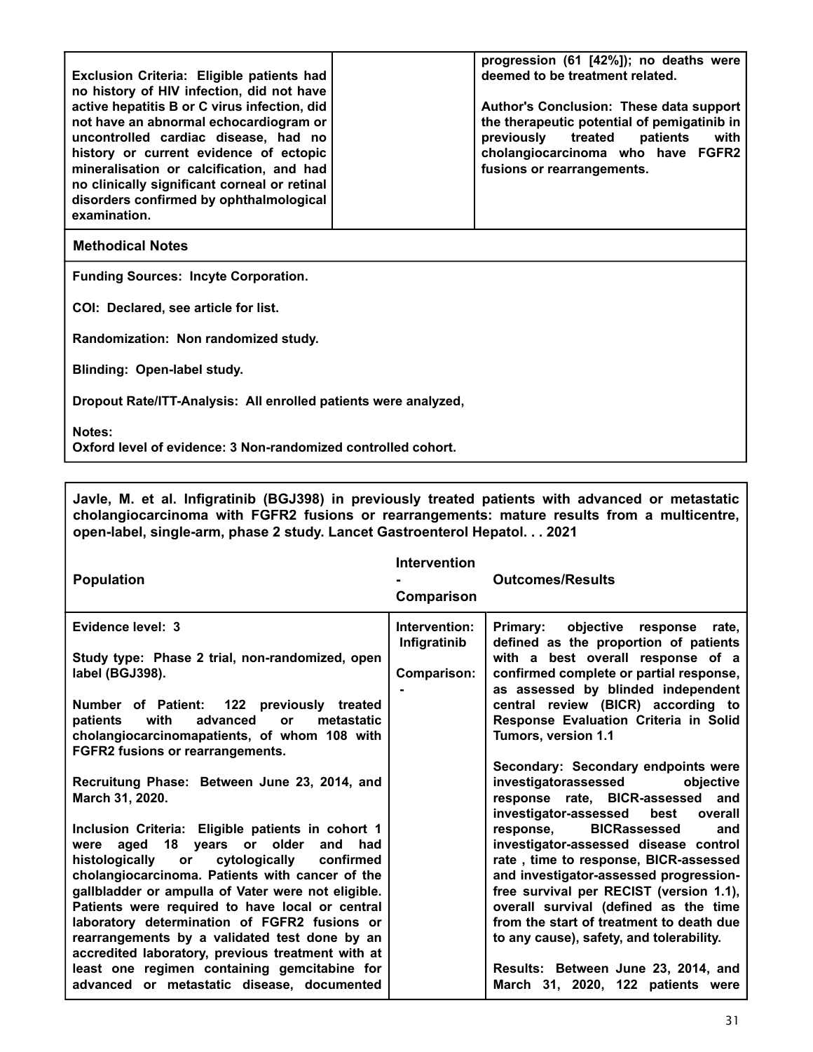| | | |
|---|---|---|
| **Exclusion Criteria: Eligible patients had no history of HIV infection, did not have active hepatitis B or C virus infection, did not have an abnormal echocardiogram or uncontrolled cardiac disease, had no history or current evidence of ectopic mineralisation or calcification, and had no clinically significant corneal or retinal disorders confirmed by ophthalmological examination.** | | **progression (61 [42%]); no deaths were deemed to be treatment related.**<br><br>**Author's Conclusion: These data support the therapeutic potential of pemigatinib in previously treated patients with cholangiocarcinoma who have FGFR2 fusions or rearrangements.** |

**Methodical Notes**

**Funding Sources: Incyte Corporation.**

**COI: Declared, see article for list.**

**Randomization: Non randomized study.**

**Blinding: Open-label study.**

**Dropout Rate/ITT-Analysis: All enrolled patients were analyzed,**

**Notes:**
**Oxford level of evidence: 3 Non-randomized controlled cohort.**

**Javle, M. et al. Infigratinib (BGJ398) in previously treated patients with advanced or metastatic cholangiocarcinoma with FGFR2 fusions or rearrangements: mature results from a multicentre, open-label, single-arm, phase 2 study. Lancet Gastroenterol Hepatol. . . 2021**

| Population | Intervention - Comparison | Outcomes/Results |
|---|---|---|
| **Evidence level: 3**<br><br>**Study type: Phase 2 trial, non-randomized, open label (BGJ398).**<br><br>**Number of Patient: 122 previously treated patients with advanced or metastatic cholangiocarcinomapatients, of whom 108 with FGFR2 fusions or rearrangements.**<br><br>**Recruitung Phase: Between June 23, 2014, and March 31, 2020.**<br><br>**Inclusion Criteria: Eligible patients in cohort 1 were aged 18 years or older and had histologically or cytologically confirmed cholangiocarcinoma. Patients with cancer of the gallbladder or ampulla of Vater were not eligible. Patients were required to have local or central laboratory determination of FGFR2 fusions or rearrangements by a validated test done by an accredited laboratory, previous treatment with at least one regimen containing gemcitabine for advanced or metastatic disease, documented** | **Intervention: Infigratinib**<br><br>**Comparison: -** | **Primary: objective response rate, defined as the proportion of patients with a best overall response of a confirmed complete or partial response, as assessed by blinded independent central review (BICR) according to Response Evaluation Criteria in Solid Tumors, version 1.1**<br><br>**Secondary: Secondary endpoints were investigatorassessed objective response rate, BICR-assessed and investigator-assessed best overall response, BICRassessed and investigator-assessed disease control rate , time to response, BICR-assessed and investigator-assessed progression-free survival per RECIST (version 1.1), overall survival (defined as the time from the start of treatment to death due to any cause), safety, and tolerability.**<br><br>**Results: Between June 23, 2014, and March 31, 2020, 122 patients were** |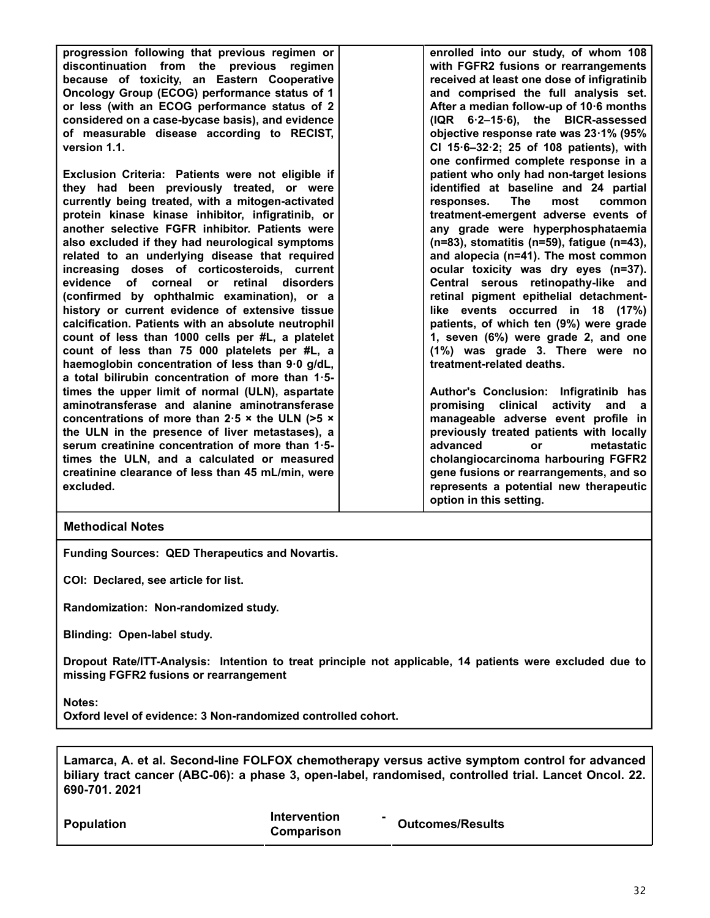| | | |
|---|---|---|
| **progression following that previous regimen or discontinuation from the previous regimen because of toxicity, an Eastern Cooperative Oncology Group (ECOG) performance status of 1 or less (with an ECOG performance status of 2 considered on a case-bycase basis), and evidence of measurable disease according to RECIST, version 1.1.**<br><br>**Exclusion Criteria: Patients were not eligible if they had been previously treated, or were currently being treated, with a mitogen-activated protein kinase kinase inhibitor, infigratinib, or another selective FGFR inhibitor. Patients were also excluded if they had neurological symptoms related to an underlying disease that required increasing doses of corticosteroids, current evidence of corneal or retinal disorders (confirmed by ophthalmic examination), or a history or current evidence of extensive tissue calcification. Patients with an absolute neutrophil count of less than 1000 cells per #L, a platelet count of less than 75 000 platelets per #L, a haemoglobin concentration of less than 9·0 g/dL, a total bilirubin concentration of more than 1·5-times the upper limit of normal (ULN), aspartate aminotransferase and alanine aminotransferase concentrations of more than 2·5 × the ULN (>5 × the ULN in the presence of liver metastases), a serum creatinine concentration of more than 1·5-times the ULN, and a calculated or measured creatinine clearance of less than 45 mL/min, were excluded.** | | **enrolled into our study, of whom 108 with FGFR2 fusions or rearrangements received at least one dose of infigratinib and comprised the full analysis set. After a median follow-up of 10·6 months (IQR 6·2–15·6), the BICR-assessed objective response rate was 23·1% (95% CI 15·6–32·2; 25 of 108 patients), with one confirmed complete response in a patient who only had non-target lesions identified at baseline and 24 partial responses. The most common treatment-emergent adverse events of any grade were hyperphosphataemia (n=83), stomatitis (n=59), fatigue (n=43), and alopecia (n=41). The most common ocular toxicity was dry eyes (n=37). Central serous retinopathy-like and retinal pigment epithelial detachment-like events occurred in 18 (17%) patients, of which ten (9%) were grade 1, seven (6%) were grade 2, and one (1%) was grade 3. There were no treatment-related deaths.**<br><br>**Author's Conclusion: Infigratinib has promising clinical activity and a manageable adverse event profile in previously treated patients with locally advanced or metastatic cholangiocarcinoma harbouring FGFR2 gene fusions or rearrangements, and so represents a potential new therapeutic option in this setting.** |

**Methodical Notes**

**Funding Sources: QED Therapeutics and Novartis.**

**COI: Declared, see article for list.**

**Randomization: Non-randomized study.**

**Blinding: Open-label study.**

**Dropout Rate/ITT-Analysis: Intention to treat principle not applicable, 14 patients were excluded due to missing FGFR2 fusions or rearrangement**

**Notes:**
**Oxford level of evidence: 3 Non-randomized controlled cohort.**

**Lamarca, A. et al. Second-line FOLFOX chemotherapy versus active symptom control for advanced biliary tract cancer (ABC-06): a phase 3, open-label, randomised, controlled trial. Lancet Oncol. 22. 690-701. 2021**

| Population | Intervention - Comparison | Outcomes/Results |
|---|---|---|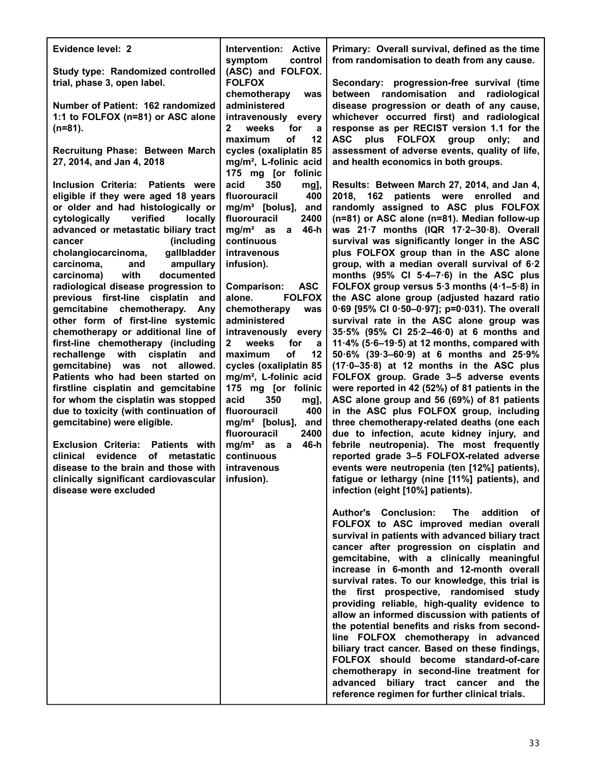| | | |
|---|---|---|
| **Evidence level: 2**<br><br>**Study type: Randomized controlled trial, phase 3, open label.**<br><br>**Number of Patient: 162 randomized 1:1 to FOLFOX (n=81) or ASC alone (n=81).**<br><br>**Recruitung Phase: Between March 27, 2014, and Jan 4, 2018**<br><br>**Inclusion Criteria: Patients were eligible if they were aged 18 years or older and had histologically or cytologically verified locally advanced or metastatic biliary tract cancer (including cholangiocarcinoma, gallbladder carcinoma, and ampullary carcinoma) with documented radiological disease progression to previous first-line cisplatin and gemcitabine chemotherapy. Any other form of first-line systemic chemotherapy or additional line of first-line chemotherapy (including rechallenge with cisplatin and gemcitabine) was not allowed. Patients who had been started on firstline cisplatin and gemcitabine for whom the cisplatin was stopped due to toxicity (with continuation of gemcitabine) were eligible.**<br><br>**Exclusion Criteria: Patients with clinical evidence of metastatic disease to the brain and those with clinically significant cardiovascular disease were excluded** | **Intervention: Active symptom control (ASC) and FOLFOX. FOLFOX chemotherapy was administered intravenously every 2 weeks for a maximum of 12 cycles (oxaliplatin 85 mg/m², L-folinic acid 175 mg [or folinic acid 350 mg], fluorouracil 400 mg/m² [bolus], and fluorouracil 2400 mg/m² as a 46-h continuous intravenous infusion).**<br><br>**Comparison: ASC alone. FOLFOX chemotherapy was administered intravenously every 2 weeks for a maximum of 12 cycles (oxaliplatin 85 mg/m², L-folinic acid 175 mg [or folinic acid 350 mg], fluorouracil 400 mg/m² [bolus], and fluorouracil 2400 mg/m² as a 46-h continuous intravenous infusion).** | **Primary: Overall survival, defined as the time from randomisation to death from any cause.**<br><br>**Secondary: progression-free survival (time between randomisation and radiological disease progression or death of any cause, whichever occurred first) and radiological response as per RECIST version 1.1 for the ASC plus FOLFOX group only; and assessment of adverse events, quality of life, and health economics in both groups.**<br><br>**Results: Between March 27, 2014, and Jan 4, 2018, 162 patients were enrolled and randomly assigned to ASC plus FOLFOX (n=81) or ASC alone (n=81). Median follow-up was 21·7 months (IQR 17·2–30·8). Overall survival was significantly longer in the ASC plus FOLFOX group than in the ASC alone group, with a median overall survival of 6·2 months (95% CI 5·4–7·6) in the ASC plus FOLFOX group versus 5·3 months (4·1–5·8) in the ASC alone group (adjusted hazard ratio 0·69 [95% CI 0·50–0·97]; p=0·031). The overall survival rate in the ASC alone group was 35·5% (95% CI 25·2–46·0) at 6 months and 11·4% (5·6–19·5) at 12 months, compared with 50·6% (39·3–60·9) at 6 months and 25·9% (17·0–35·8) at 12 months in the ASC plus FOLFOX group. Grade 3–5 adverse events were reported in 42 (52%) of 81 patients in the ASC alone group and 56 (69%) of 81 patients in the ASC plus FOLFOX group, including three chemotherapy-related deaths (one each due to infection, acute kidney injury, and febrile neutropenia). The most frequently reported grade 3–5 FOLFOX-related adverse events were neutropenia (ten [12%] patients), fatigue or lethargy (nine [11%] patients), and infection (eight [10%] patients).**<br><br>**Author's Conclusion: The addition of FOLFOX to ASC improved median overall survival in patients with advanced biliary tract cancer after progression on cisplatin and gemcitabine, with a clinically meaningful increase in 6-month and 12-month overall survival rates. To our knowledge, this trial is the first prospective, randomised study providing reliable, high-quality evidence to allow an informed discussion with patients of the potential benefits and risks from second-line FOLFOX chemotherapy in advanced biliary tract cancer. Based on these findings, FOLFOX should become standard-of-care chemotherapy in second-line treatment for advanced biliary tract cancer and the reference regimen for further clinical trials.** |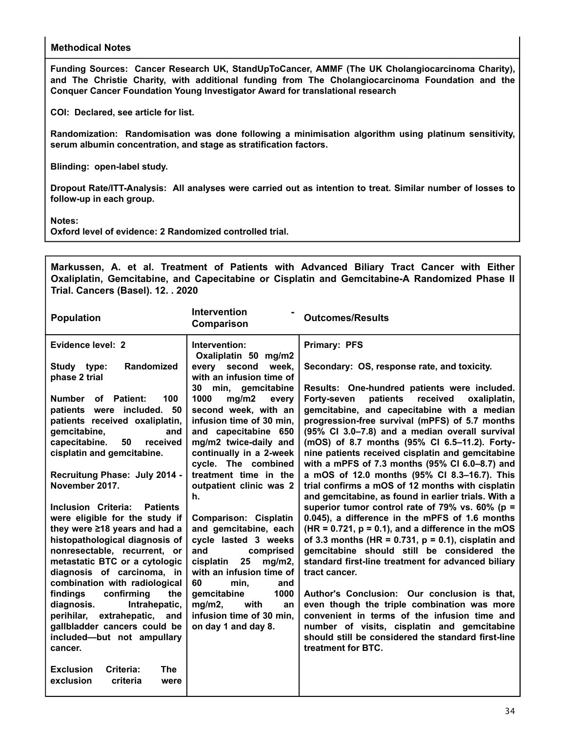**Methodical Notes**

**Funding Sources: Cancer Research UK, StandUpToCancer, AMMF (The UK Cholangiocarcinoma Charity), and The Christie Charity, with additional funding from The Cholangiocarcinoma Foundation and the Conquer Cancer Foundation Young Investigator Award for translational research**

**COI: Declared, see article for list.**

**Randomization: Randomisation was done following a minimisation algorithm using platinum sensitivity, serum albumin concentration, and stage as stratification factors.**

**Blinding: open-label study.**

**Dropout Rate/ITT-Analysis: All analyses were carried out as intention to treat. Similar number of losses to follow-up in each group.**

**Notes:**
**Oxford level of evidence: 2 Randomized controlled trial.**

**Markussen, A. et al. Treatment of Patients with Advanced Biliary Tract Cancer with Either Oxaliplatin, Gemcitabine, and Capecitabine or Cisplatin and Gemcitabine-A Randomized Phase II Trial. Cancers (Basel). 12. . 2020**

| Population | Intervention - Comparison | Outcomes/Results |
|---|---|---|
| **Evidence level: 2**<br><br>**Study type: Randomized phase 2 trial**<br><br>**Number of Patient: 100 patients were included. 50 patients received oxaliplatin, gemcitabine, and capecitabine. 50 received cisplatin and gemcitabine.**<br><br>**Recruitung Phase: July 2014 - November 2017.**<br><br>**Inclusion Criteria: Patients were eligible for the study if they were ≥18 years and had a histopathological diagnosis of nonresectable, recurrent, or metastatic BTC or a cytologic diagnosis of carcinoma, in combination with radiological findings confirming the diagnosis. Intrahepatic, perihilar, extrahepatic, and gallbladder cancers could be included—but not ampullary cancer.**<br><br>**Exclusion Criteria: The exclusion criteria were** | **Intervention:**<br>**Oxaliplatin 50 mg/m2 every second week, with an infusion time of 30 min, gemcitabine 1000 mg/m2 every second week, with an infusion time of 30 min, and capecitabine 650 mg/m2 twice-daily and continually in a 2-week cycle. The combined treatment time in the outpatient clinic was 2 h.**<br><br>**Comparison: Cisplatin and gemcitabine, each cycle lasted 3 weeks and comprised cisplatin 25 mg/m2, with an infusion time of 60 min, and gemcitabine 1000 mg/m2, with an infusion time of 30 min, on day 1 and day 8.** | **Primary: PFS**<br><br>**Secondary: OS, response rate, and toxicity.**<br><br>**Results: One-hundred patients were included. Forty-seven patients received oxaliplatin, gemcitabine, and capecitabine with a median progression-free survival (mPFS) of 5.7 months (95% CI 3.0–7.8) and a median overall survival (mOS) of 8.7 months (95% CI 6.5–11.2). Forty-nine patients received cisplatin and gemcitabine with a mPFS of 7.3 months (95% CI 6.0–8.7) and a mOS of 12.0 months (95% CI 8.3–16.7). This trial confirms a mOS of 12 months with cisplatin and gemcitabine, as found in earlier trials. With a superior tumor control rate of 79% vs. 60% (p = 0.045), a difference in the mPFS of 1.6 months (HR = 0.721, p = 0.1), and a difference in the mOS of 3.3 months (HR = 0.731, p = 0.1), cisplatin and gemcitabine should still be considered the standard first-line treatment for advanced biliary tract cancer.**<br><br>**Author's Conclusion: Our conclusion is that, even though the triple combination was more convenient in terms of the infusion time and number of visits, cisplatin and gemcitabine should still be considered the standard first-line treatment for BTC.** |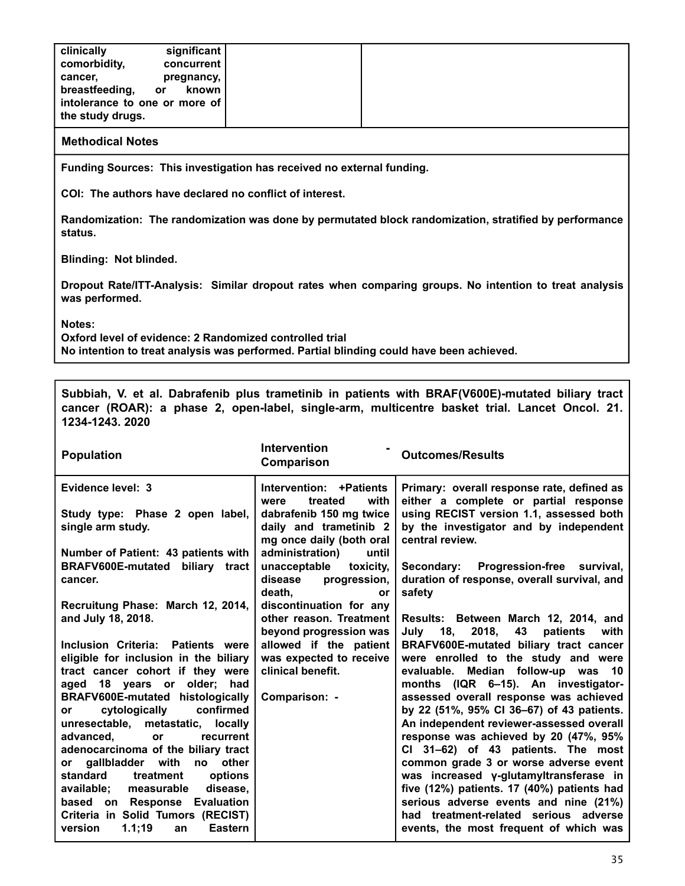| clinically significant comorbidity, concurrent cancer, pregnancy, breastfeeding, or known intolerance to one or more of the study drugs. | | |
|---|---|---|

**Methodical Notes**

**Funding Sources: This investigation has received no external funding.**

**COI: The authors have declared no conflict of interest.**

**Randomization: The randomization was done by permutated block randomization, stratified by performance status.**

**Blinding: Not blinded.**

**Dropout Rate/ITT-Analysis: Similar dropout rates when comparing groups. No intention to treat analysis was performed.**

**Notes:**
**Oxford level of evidence: 2 Randomized controlled trial**
**No intention to treat analysis was performed. Partial blinding could have been achieved.**

**Subbiah, V. et al. Dabrafenib plus trametinib in patients with BRAF(V600E)-mutated biliary tract cancer (ROAR): a phase 2, open-label, single-arm, multicentre basket trial. Lancet Oncol. 21. 1234-1243. 2020**

| Population | Intervention - Comparison | Outcomes/Results |
|---|---|---|
| **Evidence level: 3**<br><br>**Study type: Phase 2 open label, single arm study.**<br><br>**Number of Patient: 43 patients with BRAFV600E-mutated biliary tract cancer.**<br><br>**Recruitung Phase: March 12, 2014, and July 18, 2018.**<br><br>**Inclusion Criteria: Patients were eligible for inclusion in the biliary tract cancer cohort if they were aged 18 years or older; had BRAFV600E-mutated histologically or cytologically confirmed unresectable, metastatic, locally advanced, or recurrent adenocarcinoma of the biliary tract or gallbladder with no other standard treatment options available; measurable disease, based on Response Evaluation Criteria in Solid Tumors (RECIST) version 1.1;19 an Eastern** | **Intervention: +Patients were treated with dabrafenib 150 mg twice daily and trametinib 2 mg once daily (both oral administration) until unacceptable toxicity, disease progression, death, or discontinuation for any other reason. Treatment beyond progression was allowed if the patient was expected to receive clinical benefit.**<br><br>**Comparison: -** | **Primary: overall response rate, defined as either a complete or partial response using RECIST version 1.1, assessed both by the investigator and by independent central review.**<br><br>**Secondary: Progression-free survival, duration of response, overall survival, and safety**<br><br>**Results: Between March 12, 2014, and July 18, 2018, 43 patients with BRAFV600E-mutated biliary tract cancer were enrolled to the study and were evaluable. Median follow-up was 10 months (IQR 6–15). An investigator-assessed overall response was achieved by 22 (51%, 95% CI 36–67) of 43 patients. An independent reviewer-assessed overall response was achieved by 20 (47%, 95% CI 31–62) of 43 patients. The most common grade 3 or worse adverse event was increased γ-glutamyltransferase in five (12%) patients. 17 (40%) patients had serious adverse events and nine (21%) had treatment-related serious adverse events, the most frequent of which was** |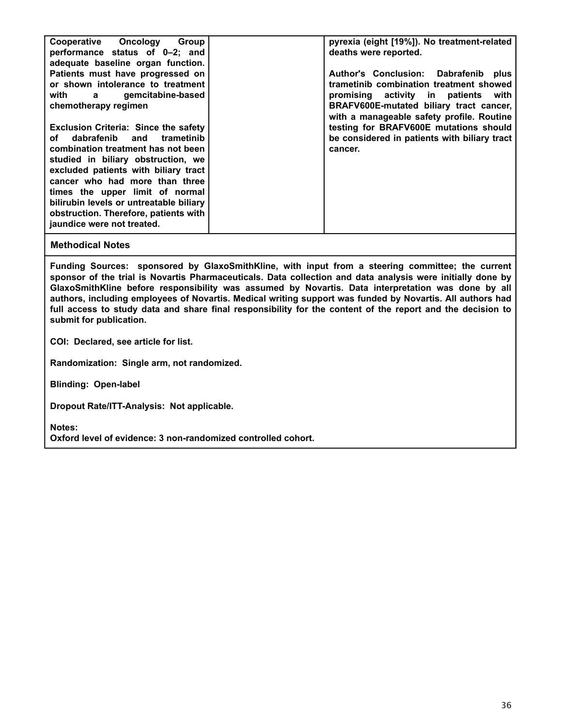| | | |
|---|---|---|
| Cooperative Oncology Group performance status of 0–2; and adequate baseline organ function. Patients must have progressed on or shown intolerance to treatment with a gemcitabine-based chemotherapy regimen<br><br>Exclusion Criteria: Since the safety of dabrafenib and trametinib combination treatment has not been studied in biliary obstruction, we excluded patients with biliary tract cancer who had more than three times the upper limit of normal bilirubin levels or untreatable biliary obstruction. Therefore, patients with jaundice were not treated. | | pyrexia (eight [19%]). No treatment-related deaths were reported.<br><br>Author's Conclusion: Dabrafenib plus trametinib combination treatment showed promising activity in patients with BRAFV600E-mutated biliary tract cancer, with a manageable safety profile. Routine testing for BRAFV600E mutations should be considered in patients with biliary tract cancer. |

**Methodical Notes**

**Funding Sources:** sponsored by GlaxoSmithKline, with input from a steering committee; the current sponsor of the trial is Novartis Pharmaceuticals. Data collection and data analysis were initially done by GlaxoSmithKline before responsibility was assumed by Novartis. Data interpretation was done by all authors, including employees of Novartis. Medical writing support was funded by Novartis. All authors had full access to study data and share final responsibility for the content of the report and the decision to submit for publication.

**COI:** Declared, see article for list.

**Randomization:** Single arm, not randomized.

**Blinding:** Open-label

**Dropout Rate/ITT-Analysis:** Not applicable.

**Notes:**
Oxford level of evidence: 3 non-randomized controlled cohort.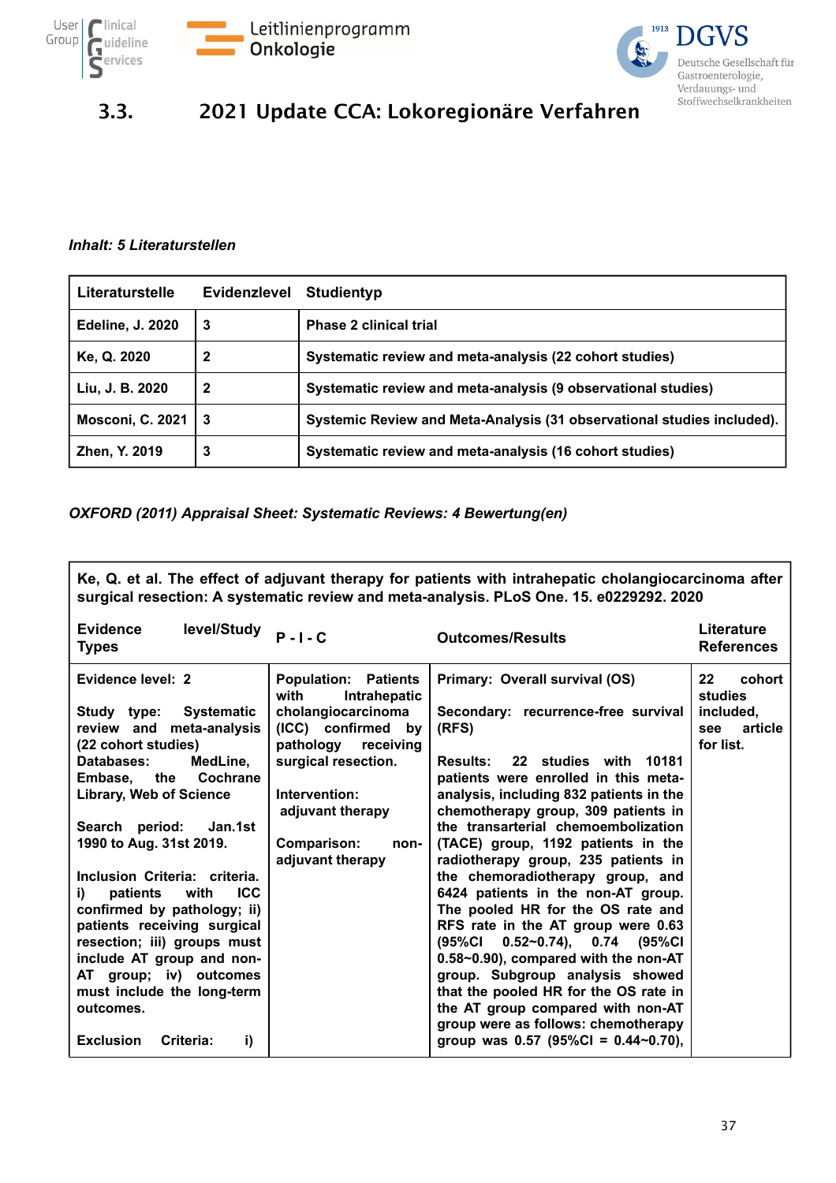## 3.3. 2021 Update CCA: Lokoregionäre Verfahren

*Inhalt: 5 Literaturstellen*

| Literaturstelle | Evidenzlevel | Studientyp |
|---|---|---|
| Edeline, J. 2020 | 3 | Phase 2 clinical trial |
| Ke, Q. 2020 | 2 | Systematic review and meta-analysis (22 cohort studies) |
| Liu, J. B. 2020 | 2 | Systematic review and meta-analysis (9 observational studies) |
| Mosconi, C. 2021 | 3 | Systemic Review and Meta-Analysis (31 observational studies included). |
| Zhen, Y. 2019 | 3 | Systematic review and meta-analysis (16 cohort studies) |

*OXFORD (2011) Appraisal Sheet: Systematic Reviews: 4 Bewertung(en)*

| Ke, Q. et al. The effect of adjuvant therapy for patients with intrahepatic cholangiocarcinoma after surgical resection: A systematic review and meta-analysis. PLoS One. 15. e0229292. 2020 | | | |
|---|---|---|---|
| **Evidence level/Study Types** | **P - I - C** | **Outcomes/Results** | **Literature References** |
| Evidence level: 2<br><br>Study type: Systematic review and meta-analysis (22 cohort studies)<br>Databases: MedLine, Embase, the Cochrane Library, Web of Science<br><br>Search period: Jan.1st 1990 to Aug. 31st 2019.<br><br>Inclusion Criteria: criteria. i) patients with ICC confirmed by pathology; ii) patients receiving surgical resection; iii) groups must include AT group and non-AT group; iv) outcomes must include the long-term outcomes.<br><br>Exclusion Criteria: i) | Population: Patients with Intrahepatic cholangiocarcinoma (ICC) confirmed by pathology receiving surgical resection.<br><br>Intervention: adjuvant therapy<br><br>Comparison: non-adjuvant therapy | Primary: Overall survival (OS)<br><br>Secondary: recurrence-free survival (RFS)<br><br>Results: 22 studies with 10181 patients were enrolled in this meta-analysis, including 832 patients in the chemotherapy group, 309 patients in the transarterial chemoembolization (TACE) group, 1192 patients in the radiotherapy group, 235 patients in the chemoradiotherapy group, and 6424 patients in the non-AT group. The pooled HR for the OS rate and RFS rate in the AT group were 0.63 (95%CI 0.52~0.74), 0.74 (95%CI 0.58~0.90), compared with the non-AT group. Subgroup analysis showed that the pooled HR for the OS rate in the AT group compared with non-AT group were as follows: chemotherapy group was 0.57 (95%CI = 0.44~0.70), | 22 cohort studies included, see article for list. |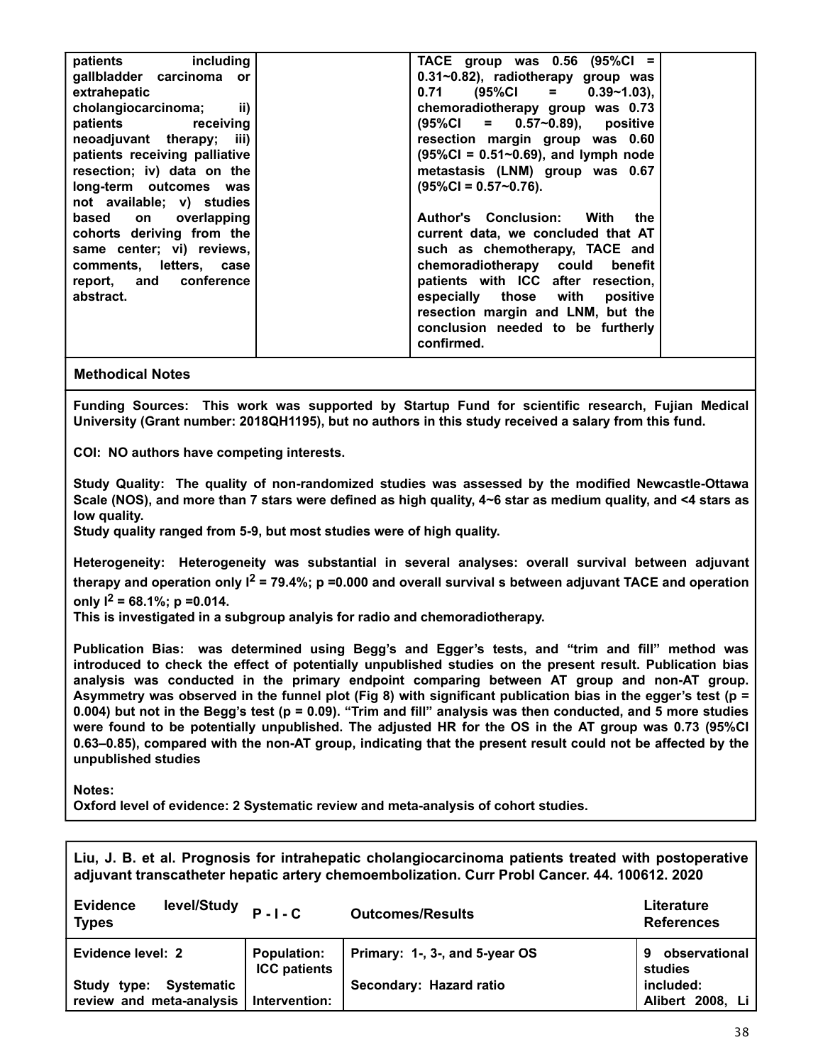| | | | |
|---|---|---|---|
| patients including gallbladder carcinoma or extrahepatic cholangiocarcinoma; ii) patients receiving neoadjuvant therapy; iii) patients receiving palliative resection; iv) data on the long-term outcomes was not available; v) studies based on overlapping cohorts deriving from the same center; vi) reviews, comments, letters, case report, and conference abstract. | | TACE group was 0.56 (95%CI = 0.31~0.82), radiotherapy group was 0.71 (95%CI = 0.39~1.03), chemoradiotherapy group was 0.73 (95%CI = 0.57~0.89), positive resection margin group was 0.60 (95%CI = 0.51~0.69), and lymph node metastasis (LNM) group was 0.67 (95%CI = 0.57~0.76).<br><br>Author's Conclusion: With the current data, we concluded that AT such as chemotherapy, TACE and chemoradiotherapy could benefit patients with ICC after resection, especially those with positive resection margin and LNM, but the conclusion needed to be furtherly confirmed. | |

**Methodical Notes**

**Funding Sources:** This work was supported by Startup Fund for scientific research, Fujian Medical University (Grant number: 2018QH1195), but no authors in this study received a salary from this fund.

**COI:** NO authors have competing interests.

**Study Quality:** The quality of non-randomized studies was assessed by the modified Newcastle-Ottawa Scale (NOS), and more than 7 stars were defined as high quality, 4~6 star as medium quality, and <4 stars as low quality.
Study quality ranged from 5-9, but most studies were of high quality.

**Heterogeneity:** Heterogeneity was substantial in several analyses: overall survival between adjuvant therapy and operation only $I^2 = 79.4\%$; p =0.000 and overall survival s between adjuvant TACE and operation only $I^2 = 68.1\%$; p =0.014.
This is investigated in a subgroup analyis for radio and chemoradiotherapy.

**Publication Bias:** was determined using Begg's and Egger's tests, and "trim and fill" method was introduced to check the effect of potentially unpublished studies on the present result. Publication bias analysis was conducted in the primary endpoint comparing between AT group and non-AT group. Asymmetry was observed in the funnel plot (Fig 8) with significant publication bias in the egger's test (p = 0.004) but not in the Begg's test (p = 0.09). "Trim and fill" analysis was then conducted, and 5 more studies were found to be potentially unpublished. The adjusted HR for the OS in the AT group was 0.73 (95%CI 0.63–0.85), compared with the non-AT group, indicating that the present result could not be affected by the unpublished studies

**Notes:**
Oxford level of evidence: 2 Systematic review and meta-analysis of cohort studies.

**Liu, J. B. et al. Prognosis for intrahepatic cholangiocarcinoma patients treated with postoperative adjuvant transcatheter hepatic artery chemoembolization. Curr Probl Cancer. 44. 100612. 2020**

| Evidence level/Study Types | P - I - C | Outcomes/Results | Literature References |
|---|---|---|---|
| Evidence level: 2<br><br>Study type: Systematic review and meta-analysis | Population: ICC patients<br><br>Intervention: | Primary: 1-, 3-, and 5-year OS<br><br>Secondary: Hazard ratio | 9 observational studies included: Alibert 2008, Li |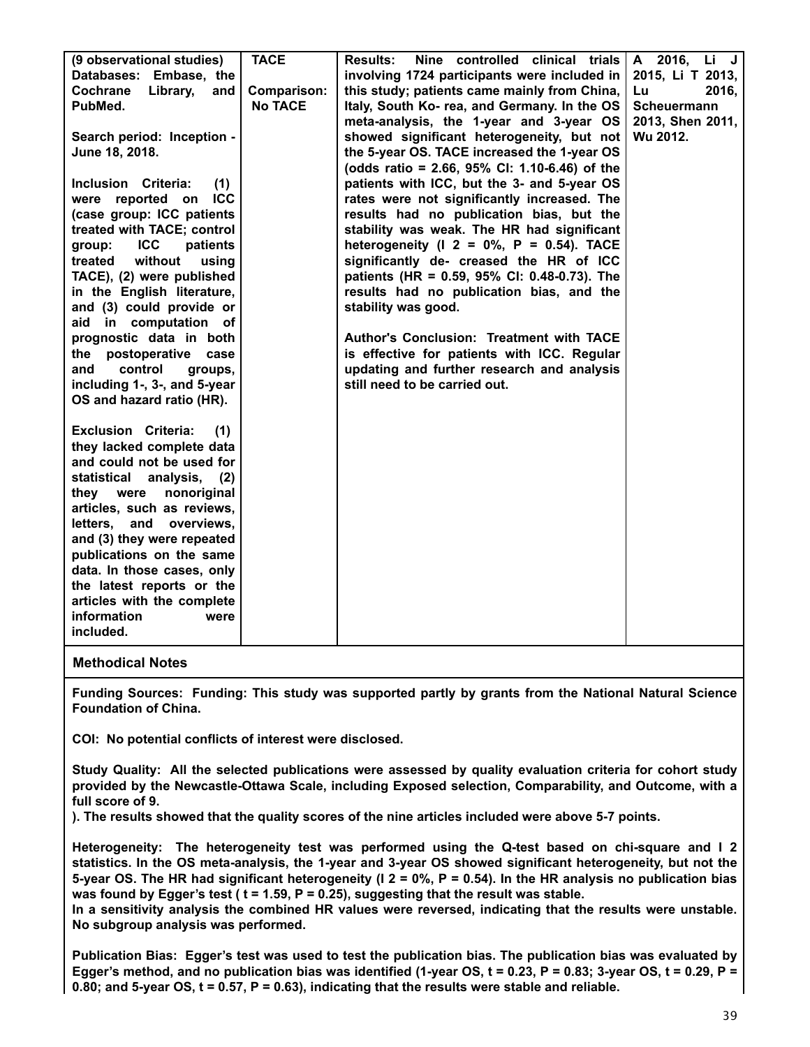| | | | |
|---|---|---|---|
| **(9 observational studies)**<br>**Databases: Embase, the Cochrane Library, and PubMed.**<br><br>**Search period: Inception - June 18, 2018.**<br><br>**Inclusion Criteria: (1) were reported on ICC (case group: ICC patients treated with TACE; control group: ICC patients treated without using TACE), (2) were published in the English literature, and (3) could provide or aid in computation of prognostic data in both the postoperative case and control groups, including 1-, 3-, and 5-year OS and hazard ratio (HR).**<br><br>**Exclusion Criteria: (1) they lacked complete data and could not be used for statistical analysis, (2) they were nonoriginal articles, such as reviews, letters, and overviews, and (3) they were repeated publications on the same data. In those cases, only the latest reports or the articles with the complete information were included.** | **TACE**<br><br>**Comparison: No TACE** | **Results: Nine controlled clinical trials involving 1724 participants were included in this study; patients came mainly from China, Italy, South Ko- rea, and Germany. In the OS meta-analysis, the 1-year and 3-year OS showed significant heterogeneity, but not the 5-year OS. TACE increased the 1-year OS (odds ratio = 2.66, 95% CI: 1.10-6.46) of the patients with ICC, but the 3- and 5-year OS rates were not significantly increased. The results had no publication bias, but the stability was weak. The HR had significant heterogeneity ($I^2$ = 0%, P = 0.54). TACE significantly de- creased the HR of ICC patients (HR = 0.59, 95% CI: 0.48-0.73). The results had no publication bias, and the stability was good.**<br><br>**Author's Conclusion: Treatment with TACE is effective for patients with ICC. Regular updating and further research and analysis still need to be carried out.** | **A 2016, Li J 2015, Li T 2013, Lu 2016, Scheuermann 2013, Shen 2011, Wu 2012.** |

**Methodical Notes**

**Funding Sources: Funding: This study was supported partly by grants from the National Natural Science Foundation of China.**

**COI: No potential conflicts of interest were disclosed.**

**Study Quality: All the selected publications were assessed by quality evaluation criteria for cohort study provided by the Newcastle-Ottawa Scale, including Exposed selection, Comparability, and Outcome, with a full score of 9.**
**). The results showed that the quality scores of the nine articles included were above 5-7 points.**

**Heterogeneity: The heterogeneity test was performed using the Q-test based on chi-square and $I^2$ statistics. In the OS meta-analysis, the 1-year and 3-year OS showed significant heterogeneity, but not the 5-year OS. The HR had significant heterogeneity ($I^2$ = 0%, P = 0.54). In the HR analysis no publication bias was found by Egger's test ( t = 1.59, P = 0.25), suggesting that the result was stable.**
**In a sensitivity analysis the combined HR values were reversed, indicating that the results were unstable. No subgroup analysis was performed.**

**Publication Bias: Egger's test was used to test the publication bias. The publication bias was evaluated by Egger's method, and no publication bias was identified (1-year OS, t = 0.23, P = 0.83; 3-year OS, t = 0.29, P = 0.80; and 5-year OS, t = 0.57, P = 0.63), indicating that the results were stable and reliable.**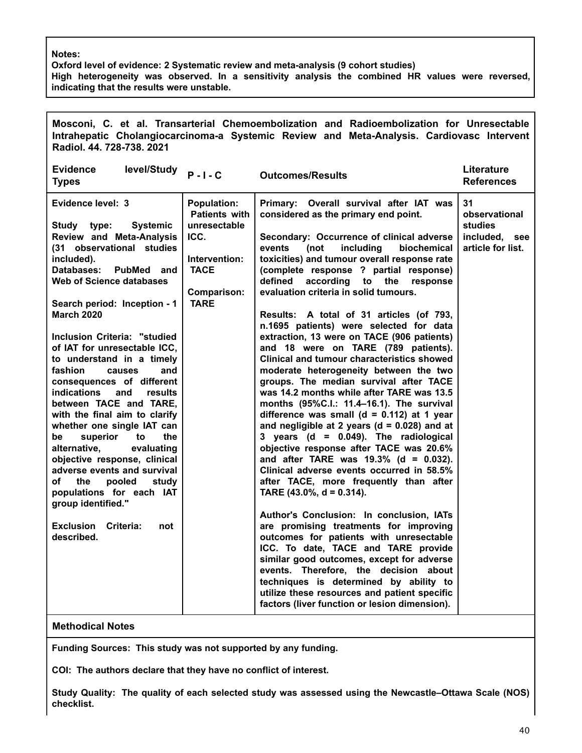**Notes:**
**Oxford level of evidence: 2 Systematic review and meta-analysis (9 cohort studies)**
**High heterogeneity was observed. In a sensitivity analysis the combined HR values were reversed, indicating that the results were unstable.**

**Mosconi, C. et al. Transarterial Chemoembolization and Radioembolization for Unresectable Intrahepatic Cholangiocarcinoma-a Systemic Review and Meta-Analysis. Cardiovasc Intervent Radiol. 44. 728-738. 2021**

| Evidence level/Study Types | P - I - C | Outcomes/Results | Literature References |
|---|---|---|---|
| **Evidence level: 3**<br><br>**Study type: Systemic Review and Meta-Analysis (31 observational studies included).**<br>**Databases: PubMed and Web of Science databases**<br><br>**Search period: Inception - 1 March 2020**<br><br>**Inclusion Criteria: "studied of IAT for unresectable ICC, to understand in a timely fashion causes and consequences of different indications and results between TACE and TARE, with the final aim to clarify whether one single IAT can be superior to the alternative, evaluating objective response, clinical adverse events and survival of the pooled study populations for each IAT group identified."**<br><br>**Exclusion Criteria: not described.** | **Population: Patients with unresectable ICC.**<br><br>**Intervention: TACE**<br><br>**Comparison: TARE** | **Primary: Overall survival after IAT was considered as the primary end point.**<br><br>**Secondary: Occurrence of clinical adverse events (not including biochemical toxicities) and tumour overall response rate (complete response ? partial response) defined according to the response evaluation criteria in solid tumours.**<br><br>**Results: A total of 31 articles (of 793, n.1695 patients) were selected for data extraction, 13 were on TACE (906 patients) and 18 were on TARE (789 patients). Clinical and tumour characteristics showed moderate heterogeneity between the two groups. The median survival after TACE was 14.2 months while after TARE was 13.5 months (95%C.I.: 11.4–16.1). The survival difference was small (d = 0.112) at 1 year and negligible at 2 years (d = 0.028) and at 3 years (d = 0.049). The radiological objective response after TACE was 20.6% and after TARE was 19.3% (d = 0.032). Clinical adverse events occurred in 58.5% after TACE, more frequently than after TARE (43.0%, d = 0.314).**<br><br>**Author's Conclusion: In conclusion, IATs are promising treatments for improving outcomes for patients with unresectable ICC. To date, TACE and TARE provide similar good outcomes, except for adverse events. Therefore, the decision about techniques is determined by ability to utilize these resources and patient specific factors (liver function or lesion dimension).** | **31 observational studies included, see article for list.** |

**Methodical Notes**

**Funding Sources: This study was not supported by any funding.**

**COI: The authors declare that they have no conflict of interest.**

**Study Quality: The quality of each selected study was assessed using the Newcastle–Ottawa Scale (NOS) checklist.**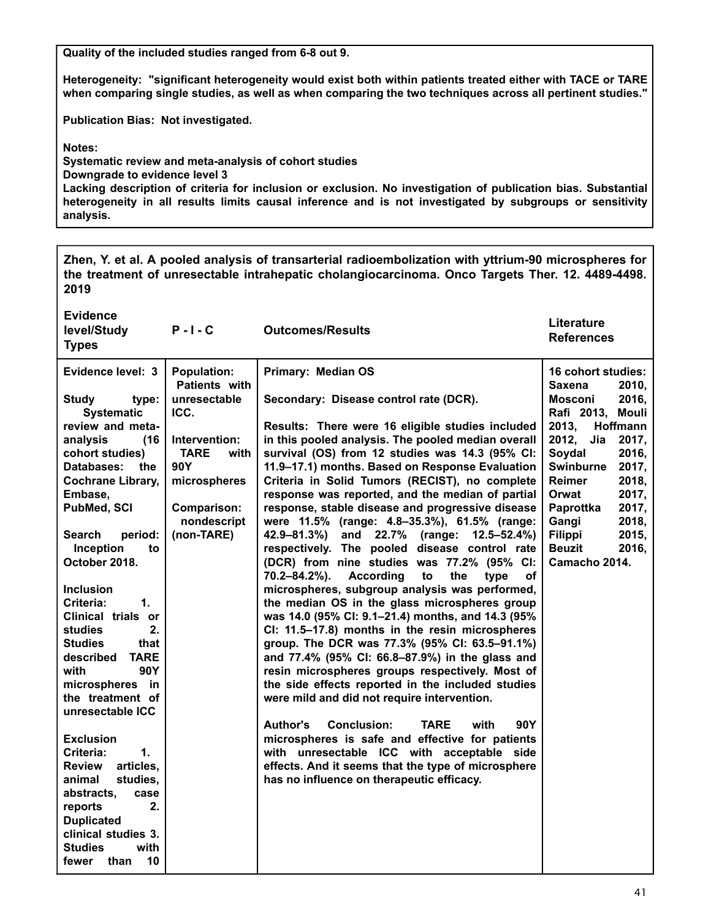**Quality of the included studies ranged from 6-8 out 9.**

**Heterogeneity: "significant heterogeneity would exist both within patients treated either with TACE or TARE when comparing single studies, as well as when comparing the two techniques across all pertinent studies."**

**Publication Bias: Not investigated.**

**Notes:**
**Systematic review and meta-analysis of cohort studies**
**Downgrade to evidence level 3**
**Lacking description of criteria for inclusion or exclusion. No investigation of publication bias. Substantial heterogeneity in all results limits causal inference and is not investigated by subgroups or sensitivity analysis.**

**Zhen, Y. et al. A pooled analysis of transarterial radioembolization with yttrium-90 microspheres for the treatment of unresectable intrahepatic cholangiocarcinoma. Onco Targets Ther. 12. 4489-4498. 2019**

| Evidence level/Study Types | P - I - C | Outcomes/Results | Literature References |
|---|---|---|---|
| **Evidence level: 3**<br><br>**Study type: Systematic review and meta-analysis (16 cohort studies)**<br>**Databases: the Cochrane Library, Embase, PubMed, SCI**<br><br>**Search period: Inception to October 2018.**<br><br>**Inclusion Criteria: 1. Clinical trials or studies 2. Studies that described TARE with 90Y microspheres in the treatment of unresectable ICC**<br><br>**Exclusion Criteria: 1. Review articles, animal studies, abstracts, case reports 2. Duplicated clinical studies 3. Studies with fewer than 10** | **Population: Patients with unresectable ICC.**<br><br>**Intervention: TARE with 90Y microspheres**<br><br>**Comparison: nondescript (non-TARE)** | **Primary: Median OS**<br><br>**Secondary: Disease control rate (DCR).**<br><br>**Results: There were 16 eligible studies included in this pooled analysis. The pooled median overall survival (OS) from 12 studies was 14.3 (95% CI: 11.9–17.1) months. Based on Response Evaluation Criteria in Solid Tumors (RECIST), no complete response was reported, and the median of partial response, stable disease and progressive disease were 11.5% (range: 4.8–35.3%), 61.5% (range: 42.9–81.3%) and 22.7% (range: 12.5–52.4%) respectively. The pooled disease control rate (DCR) from nine studies was 77.2% (95% CI: 70.2–84.2%). According to the type of microspheres, subgroup analysis was performed, the median OS in the glass microspheres group was 14.0 (95% CI: 9.1–21.4) months, and 14.3 (95% CI: 11.5–17.8) months in the resin microspheres group. The DCR was 77.3% (95% CI: 63.5–91.1%) and 77.4% (95% CI: 66.8–87.9%) in the glass and resin microspheres groups respectively. Most of the side effects reported in the included studies were mild and did not require intervention.**<br><br>**Author's Conclusion: TARE with 90Y microspheres is safe and effective for patients with unresectable ICC with acceptable side effects. And it seems that the type of microsphere has no influence on therapeutic efficacy.** | **16 cohort studies: Saxena 2010, Mosconi 2016, Rafi 2013, Mouli 2013, Hoffmann 2012, Jia 2017, Soydal 2016, Swinburne 2017, Reimer 2018, Orwat 2017, Paprottka 2017, Gangi 2018, Filippi 2015, Beuzit 2016, Camacho 2014.** |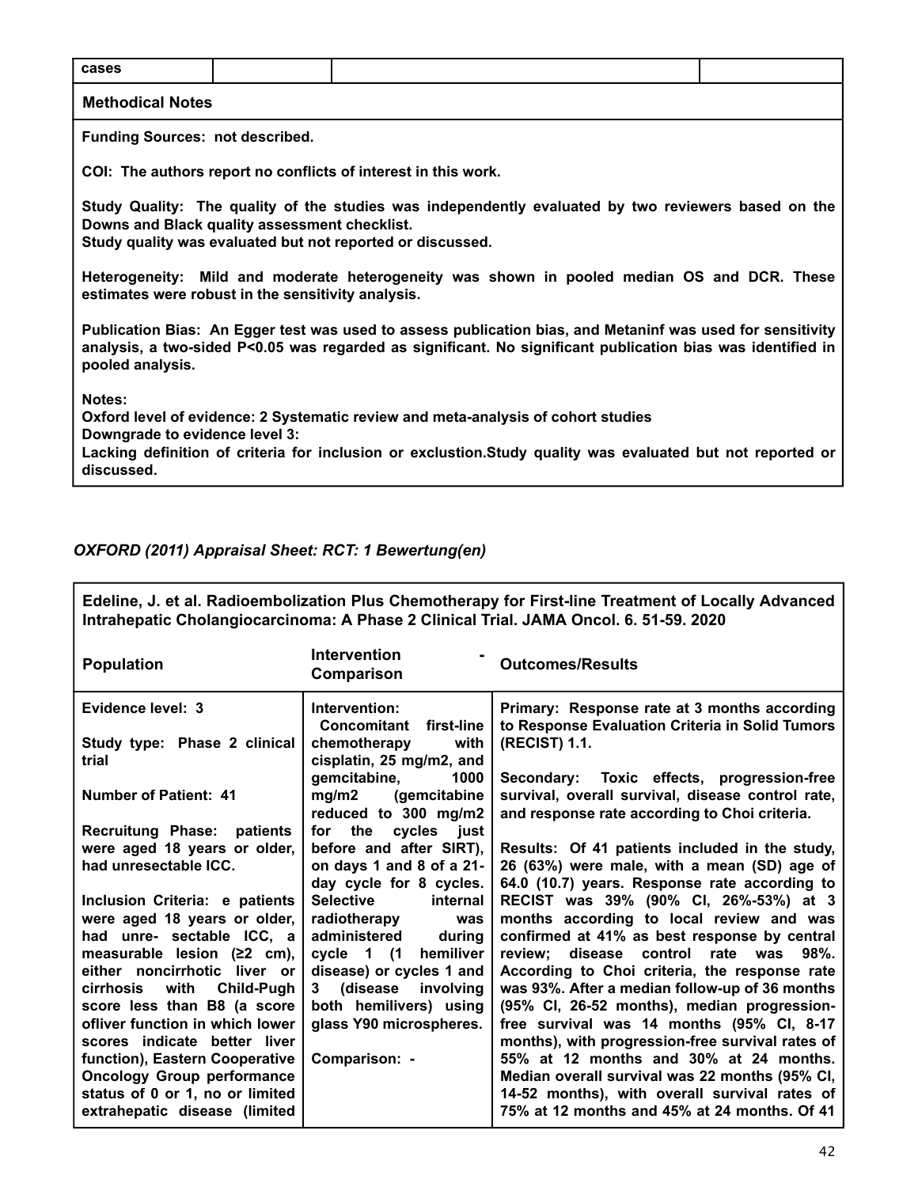| cases | | | |
|---|---|---|---|

**Methodical Notes**

**Funding Sources: not described.**

**COI: The authors report no conflicts of interest in this work.**

**Study Quality: The quality of the studies was independently evaluated by two reviewers based on the Downs and Black quality assessment checklist.**
**Study quality was evaluated but not reported or discussed.**

**Heterogeneity: Mild and moderate heterogeneity was shown in pooled median OS and DCR. These estimates were robust in the sensitivity analysis.**

**Publication Bias: An Egger test was used to assess publication bias, and Metaninf was used for sensitivity analysis, a two-sided P<0.05 was regarded as significant. No significant publication bias was identified in pooled analysis.**

**Notes:**
**Oxford level of evidence: 2 Systematic review and meta-analysis of cohort studies**
**Downgrade to evidence level 3:**
**Lacking definition of criteria for inclusion or exclustion.Study quality was evaluated but not reported or discussed.**

*OXFORD (2011) Appraisal Sheet: RCT: 1 Bewertung(en)*

**Edeline, J. et al. Radioembolization Plus Chemotherapy for First-line Treatment of Locally Advanced Intrahepatic Cholangiocarcinoma: A Phase 2 Clinical Trial. JAMA Oncol. 6. 51-59. 2020**

| Population | Intervention - Comparison | Outcomes/Results |
|---|---|---|
| **Evidence level: 3**<br><br>**Study type: Phase 2 clinical trial**<br><br>**Number of Patient: 41**<br><br>**Recruitung Phase: patients were aged 18 years or older, had unresectable ICC.**<br><br>**Inclusion Criteria: e patients were aged 18 years or older, had unre- sectable ICC, a measurable lesion (≥2 cm), either noncirrhotic liver or cirrhosis with Child-Pugh score less than B8 (a score ofliver function in which lower scores indicate better liver function), Eastern Cooperative Oncology Group performance status of 0 or 1, no or limited extrahepatic disease (limited** | **Intervention: Concomitant first-line chemotherapy with cisplatin, 25 mg/m2, and gemcitabine, 1000 mg/m2 (gemcitabine reduced to 300 mg/m2 for the cycles just before and after SIRT), on days 1 and 8 of a 21-day cycle for 8 cycles. Selective internal radiotherapy was administered during cycle 1 (1 hemiliver disease) or cycles 1 and 3 (disease involving both hemilivers) using glass Y90 microspheres.**<br><br>**Comparison: -** | **Primary: Response rate at 3 months according to Response Evaluation Criteria in Solid Tumors (RECIST) 1.1.**<br><br>**Secondary: Toxic effects, progression-free survival, overall survival, disease control rate, and response rate according to Choi criteria.**<br><br>**Results: Of 41 patients included in the study, 26 (63%) were male, with a mean (SD) age of 64.0 (10.7) years. Response rate according to RECIST was 39% (90% CI, 26%-53%) at 3 months according to local review and was confirmed at 41% as best response by central review; disease control rate was 98%. According to Choi criteria, the response rate was 93%. After a median follow-up of 36 months (95% CI, 26-52 months), median progression-free survival was 14 months (95% CI, 8-17 months), with progression-free survival rates of 55% at 12 months and 30% at 24 months. Median overall survival was 22 months (95% CI, 14-52 months), with overall survival rates of 75% at 12 months and 45% at 24 months. Of 41** |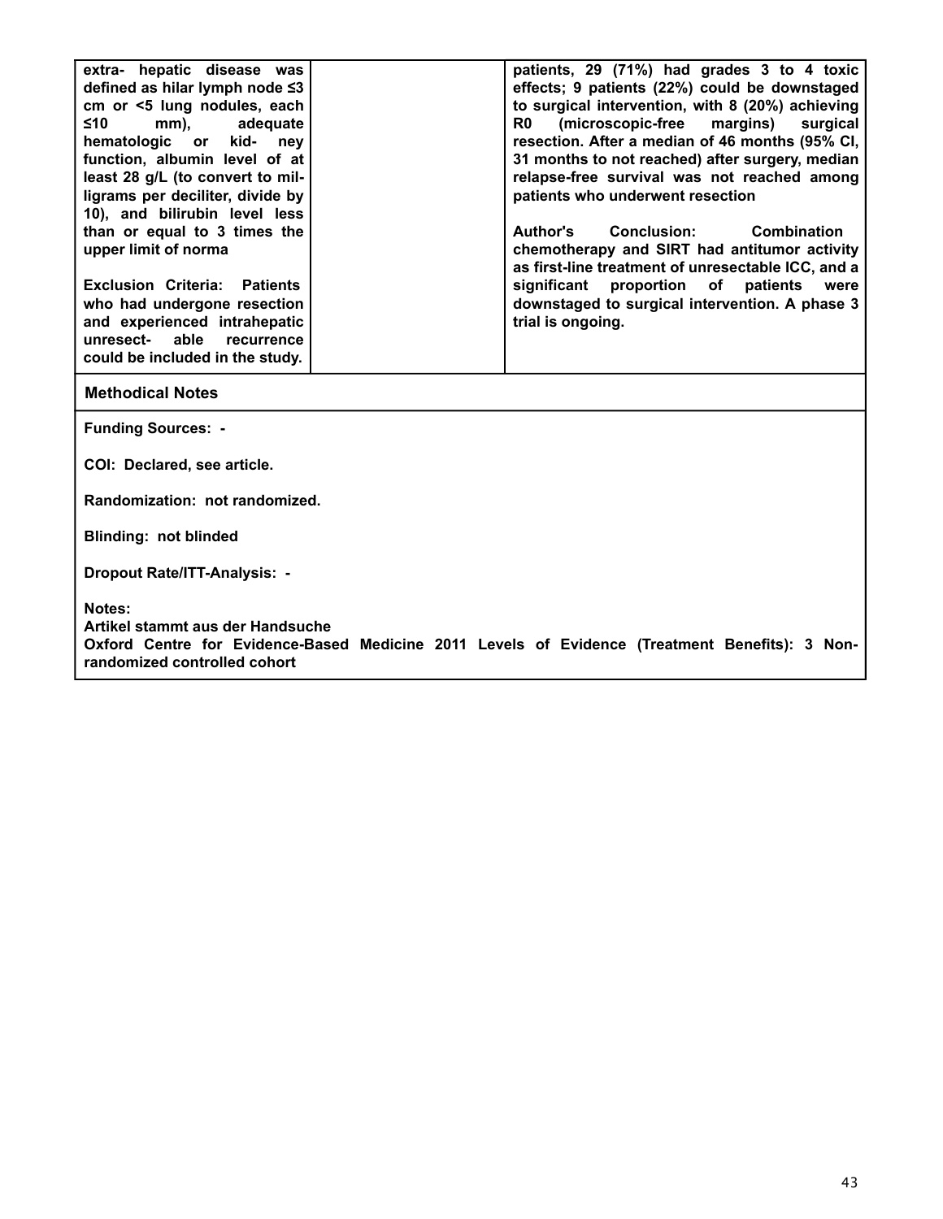| | | |
|---|---|---|
| extra- hepatic disease was defined as hilar lymph node ≤3 cm or <5 lung nodules, each ≤10 mm), adequate hematologic or kid- ney function, albumin level of at least 28 g/L (to convert to mil- ligrams per deciliter, divide by 10), and bilirubin level less than or equal to 3 times the upper limit of norma<br><br>**Exclusion Criteria:** Patients who had undergone resection and experienced intrahepatic unresect- able recurrence could be included in the study. | | patients, 29 (71%) had grades 3 to 4 toxic effects; 9 patients (22%) could be downstaged to surgical intervention, with 8 (20%) achieving R0 (microscopic-free margins) surgical resection. After a median of 46 months (95% CI, 31 months to not reached) after surgery, median relapse-free survival was not reached among patients who underwent resection<br><br>**Author's Conclusion:** Combination chemotherapy and SIRT had antitumor activity as first-line treatment of unresectable ICC, and a significant proportion of patients were downstaged to surgical intervention. A phase 3 trial is ongoing. |

**Methodical Notes**

**Funding Sources:** -

**COI:** Declared, see article.

**Randomization:** not randomized.

**Blinding:** not blinded

**Dropout Rate/ITT-Analysis:** -

**Notes:**
Artikel stammt aus der Handsuche
Oxford Centre for Evidence-Based Medicine 2011 Levels of Evidence (Treatment Benefits): 3 Non-randomized controlled cohort